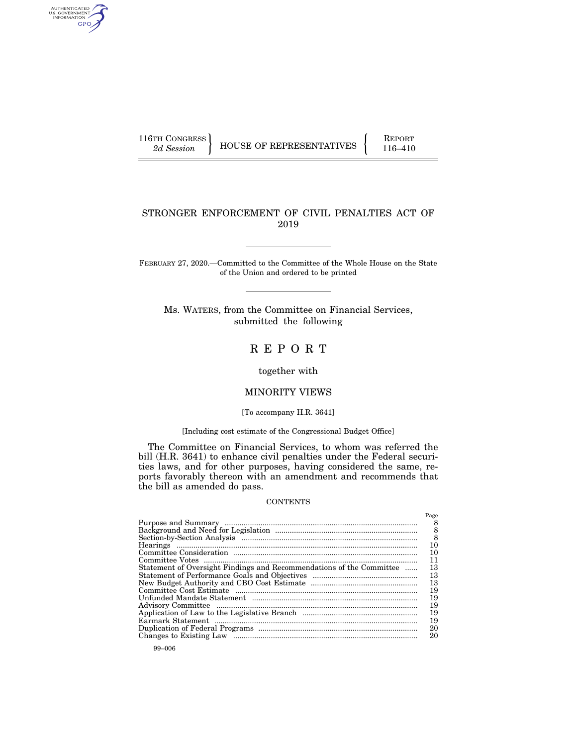116TH CONGRESS
2d Session

HOUSE OF REPRESENTATIVES

REPORT
116–410

# STRONGER ENFORCEMENT OF CIVIL PENALTIES ACT OF 2019

FEBRUARY 27, 2020.—Committed to the Committee of the Whole House on the State of the Union and ordered to be printed

Ms. WATERS, from the Committee on Financial Services, submitted the following

# REPORT

together with

## MINORITY VIEWS

[To accompany H.R. 3641]

[Including cost estimate of the Congressional Budget Office]

The Committee on Financial Services, to whom was referred the bill (H.R. 3641) to enhance civil penalties under the Federal securities laws, and for other purposes, having considered the same, reports favorably thereon with an amendment and recommends that the bill as amended do pass.

CONTENTS

| | Page |
|---|---|
| Purpose and Summary | 8 |
| Background and Need for Legislation | 8 |
| Section-by-Section Analysis | 8 |
| Hearings | 10 |
| Committee Consideration | 10 |
| Committee Votes | 11 |
| Statement of Oversight Findings and Recommendations of the Committee | 13 |
| Statement of Performance Goals and Objectives | 13 |
| New Budget Authority and CBO Cost Estimate | 13 |
| Committee Cost Estimate | 19 |
| Unfunded Mandate Statement | 19 |
| Advisory Committee | 19 |
| Application of Law to the Legislative Branch | 19 |
| Earmark Statement | 19 |
| Duplication of Federal Programs | 20 |
| Changes to Existing Law | 20 |

99–006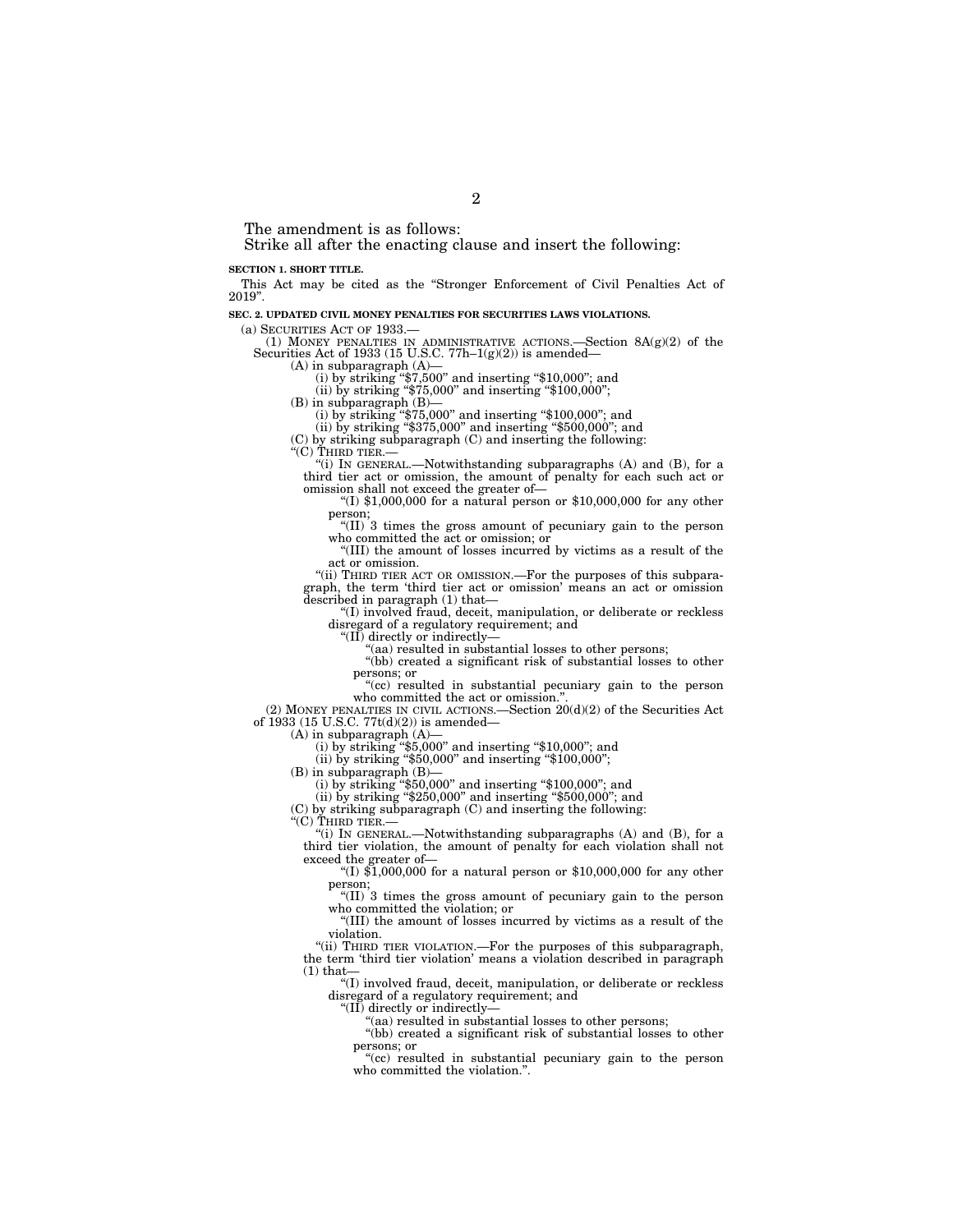The amendment is as follows:

Strike all after the enacting clause and insert the following:

**SECTION 1. SHORT TITLE.**

This Act may be cited as the "Stronger Enforcement of Civil Penalties Act of 2019".

**SEC. 2. UPDATED CIVIL MONEY PENALTIES FOR SECURITIES LAWS VIOLATIONS.**

(a) SECURITIES ACT OF 1933.—

(1) MONEY PENALTIES IN ADMINISTRATIVE ACTIONS.—Section 8A(g)(2) of the Securities Act of 1933 (15 U.S.C. 77h–1(g)(2)) is amended—

(A) in subparagraph (A)—

(i) by striking "$7,500" and inserting "$10,000"; and

(ii) by striking "$75,000" and inserting "$100,000";

(B) in subparagraph (B)—

(i) by striking "$75,000" and inserting "$100,000"; and

(ii) by striking "$375,000" and inserting "$500,000"; and

(C) by striking subparagraph (C) and inserting the following:

"(C) THIRD TIER.—

"(i) IN GENERAL.—Notwithstanding subparagraphs (A) and (B), for a third tier act or omission, the amount of penalty for each such act or omission shall not exceed the greater of—

"(I) $1,000,000 for a natural person or $10,000,000 for any other person;

"(II) 3 times the gross amount of pecuniary gain to the person who committed the act or omission; or

"(III) the amount of losses incurred by victims as a result of the act or omission.

"(ii) THIRD TIER ACT OR OMISSION.—For the purposes of this subparagraph, the term 'third tier act or omission' means an act or omission described in paragraph (1) that—

"(I) involved fraud, deceit, manipulation, or deliberate or reckless disregard of a regulatory requirement; and

"(II) directly or indirectly—

"(aa) resulted in substantial losses to other persons;

"(bb) created a significant risk of substantial losses to other persons; or

"(cc) resulted in substantial pecuniary gain to the person who committed the act or omission.".

(2) MONEY PENALTIES IN CIVIL ACTIONS.—Section 20(d)(2) of the Securities Act of 1933 (15 U.S.C. 77t(d)(2)) is amended—

(A) in subparagraph (A)—

(i) by striking "$5,000" and inserting "$10,000"; and

(ii) by striking "$50,000" and inserting "$100,000";

(B) in subparagraph (B)—

(i) by striking "$50,000" and inserting "$100,000"; and

(ii) by striking "$250,000" and inserting "$500,000"; and

(C) by striking subparagraph (C) and inserting the following:

"(C) THIRD TIER.—

"(i) IN GENERAL.—Notwithstanding subparagraphs (A) and (B), for a third tier violation, the amount of penalty for each violation shall not exceed the greater of—

"(I) $1,000,000 for a natural person or $10,000,000 for any other person;

"(II) 3 times the gross amount of pecuniary gain to the person who committed the violation; or

"(III) the amount of losses incurred by victims as a result of the violation.

"(ii) THIRD TIER VIOLATION.—For the purposes of this subparagraph, the term 'third tier violation' means a violation described in paragraph (1) that—

"(I) involved fraud, deceit, manipulation, or deliberate or reckless disregard of a regulatory requirement; and

"(II) directly or indirectly—

"(aa) resulted in substantial losses to other persons;

"(bb) created a significant risk of substantial losses to other persons; or

"(cc) resulted in substantial pecuniary gain to the person who committed the violation.".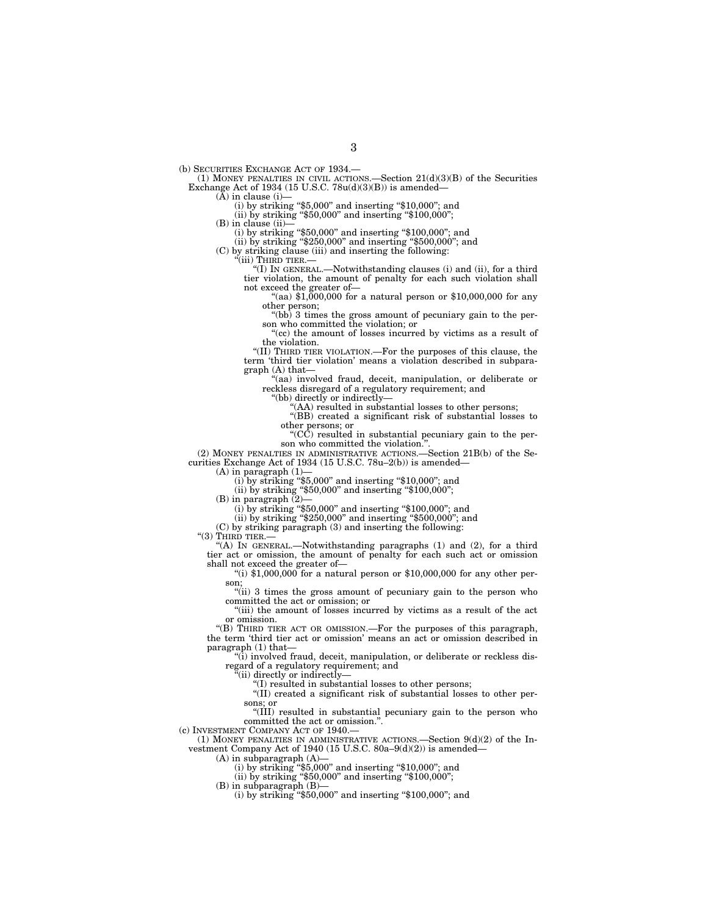(b) SECURITIES EXCHANGE ACT OF 1934.—

(1) MONEY PENALTIES IN CIVIL ACTIONS.—Section 21(d)(3)(B) of the Securities Exchange Act of 1934 (15 U.S.C. 78u(d)(3)(B)) is amended—

(A) in clause (i)—

(i) by striking "$5,000" and inserting "$10,000"; and

(ii) by striking "$50,000" and inserting "$100,000";

(B) in clause (ii)—

(i) by striking "$50,000" and inserting "$100,000"; and

(ii) by striking "$250,000" and inserting "$500,000"; and

(C) by striking clause (iii) and inserting the following:

"(iii) THIRD TIER.—

"(I) IN GENERAL.—Notwithstanding clauses (i) and (ii), for a third tier violation, the amount of penalty for each such violation shall not exceed the greater of—

"(aa) $1,000,000 for a natural person or $10,000,000 for any other person;

"(bb) 3 times the gross amount of pecuniary gain to the person who committed the violation; or

"(cc) the amount of losses incurred by victims as a result of the violation.

"(II) THIRD TIER VIOLATION.—For the purposes of this clause, the term 'third tier violation' means a violation described in subparagraph (A) that—

"(aa) involved fraud, deceit, manipulation, or deliberate or reckless disregard of a regulatory requirement; and

"(bb) directly or indirectly—

"(AA) resulted in substantial losses to other persons;

"(BB) created a significant risk of substantial losses to other persons; or

"(CC) resulted in substantial pecuniary gain to the person who committed the violation.".

(2) MONEY PENALTIES IN ADMINISTRATIVE ACTIONS.—Section 21B(b) of the Securities Exchange Act of 1934 (15 U.S.C. 78u–2(b)) is amended—

(A) in paragraph (1)—

(i) by striking "$5,000" and inserting "$10,000"; and

(ii) by striking "$50,000" and inserting "$100,000";

(B) in paragraph (2)—

(i) by striking "$50,000" and inserting "$100,000"; and

(ii) by striking "$250,000" and inserting "$500,000"; and

(C) by striking paragraph (3) and inserting the following:

"(3) THIRD TIER.—

"(A) IN GENERAL.—Notwithstanding paragraphs (1) and (2), for a third tier act or omission, the amount of penalty for each such act or omission shall not exceed the greater of—

"(i) $1,000,000 for a natural person or $10,000,000 for any other person;

"(ii) 3 times the gross amount of pecuniary gain to the person who committed the act or omission; or

"(iii) the amount of losses incurred by victims as a result of the act or omission.

"(B) THIRD TIER ACT OR OMISSION.—For the purposes of this paragraph, the term 'third tier act or omission' means an act or omission described in paragraph (1) that—

"(i) involved fraud, deceit, manipulation, or deliberate or reckless disregard of a regulatory requirement; and

"(ii) directly or indirectly—

"(I) resulted in substantial losses to other persons;

"(II) created a significant risk of substantial losses to other persons; or

"(III) resulted in substantial pecuniary gain to the person who committed the act or omission.".

(c) INVESTMENT COMPANY ACT OF 1940.—

(1) MONEY PENALTIES IN ADMINISTRATIVE ACTIONS.—Section 9(d)(2) of the Investment Company Act of 1940 (15 U.S.C. 80a–9(d)(2)) is amended—

(A) in subparagraph (A)—

(i) by striking "$5,000" and inserting "$10,000"; and

(ii) by striking "$50,000" and inserting "$100,000";

(B) in subparagraph (B)—

(i) by striking "$50,000" and inserting "$100,000"; and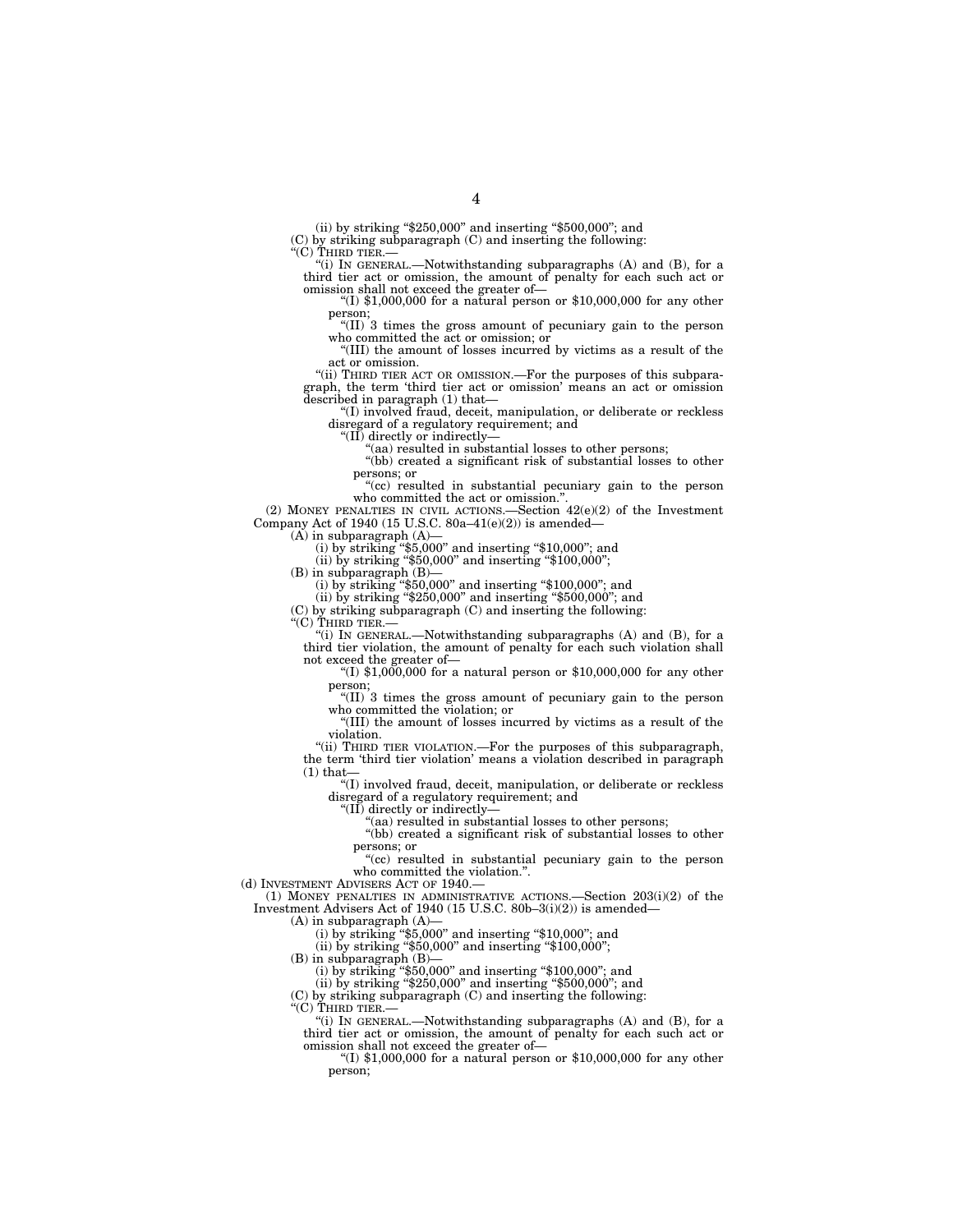(ii) by striking "$250,000" and inserting "$500,000"; and

(C) by striking subparagraph (C) and inserting the following:

"(C) THIRD TIER.—

"(i) IN GENERAL.—Notwithstanding subparagraphs (A) and (B), for a third tier act or omission, the amount of penalty for each such act or omission shall not exceed the greater of—

"(I) $1,000,000 for a natural person or $10,000,000 for any other person;

"(II) 3 times the gross amount of pecuniary gain to the person who committed the act or omission; or

"(III) the amount of losses incurred by victims as a result of the act or omission.

"(ii) THIRD TIER ACT OR OMISSION.—For the purposes of this subparagraph, the term 'third tier act or omission' means an act or omission described in paragraph (1) that—

"(I) involved fraud, deceit, manipulation, or deliberate or reckless disregard of a regulatory requirement; and

"(II) directly or indirectly—

"(aa) resulted in substantial losses to other persons;

"(bb) created a significant risk of substantial losses to other persons; or

"(cc) resulted in substantial pecuniary gain to the person who committed the act or omission.".

(2) MONEY PENALTIES IN CIVIL ACTIONS.—Section 42(e)(2) of the Investment Company Act of 1940 (15 U.S.C. 80a–41(e)(2)) is amended—

(A) in subparagraph (A)—

(i) by striking "$5,000" and inserting "$10,000"; and

(ii) by striking "$50,000" and inserting "$100,000";

(B) in subparagraph (B)—

(i) by striking "$50,000" and inserting "$100,000"; and

(ii) by striking "$250,000" and inserting "$500,000"; and

(C) by striking subparagraph (C) and inserting the following:

"(C) THIRD TIER.—

"(i) IN GENERAL.—Notwithstanding subparagraphs (A) and (B), for a third tier violation, the amount of penalty for each such violation shall not exceed the greater of—

"(I) $1,000,000 for a natural person or $10,000,000 for any other person;

"(II) 3 times the gross amount of pecuniary gain to the person who committed the violation; or

"(III) the amount of losses incurred by victims as a result of the violation.

"(ii) THIRD TIER VIOLATION.—For the purposes of this subparagraph, the term 'third tier violation' means a violation described in paragraph (1) that—

"(I) involved fraud, deceit, manipulation, or deliberate or reckless disregard of a regulatory requirement; and

"(II) directly or indirectly—

"(aa) resulted in substantial losses to other persons;

"(bb) created a significant risk of substantial losses to other persons; or

"(cc) resulted in substantial pecuniary gain to the person who committed the violation.".

(d) INVESTMENT ADVISERS ACT OF 1940.—

(1) MONEY PENALTIES IN ADMINISTRATIVE ACTIONS.—Section 203(i)(2) of the Investment Advisers Act of 1940 (15 U.S.C. 80b–3(i)(2)) is amended—

(A) in subparagraph (A)—

(i) by striking "$5,000" and inserting "$10,000"; and

(ii) by striking "$50,000" and inserting "$100,000";

(B) in subparagraph (B)—

(i) by striking "$50,000" and inserting "$100,000"; and

(ii) by striking "$250,000" and inserting "$500,000"; and

(C) by striking subparagraph (C) and inserting the following:

"(C) THIRD TIER.—

"(i) IN GENERAL.—Notwithstanding subparagraphs (A) and (B), for a third tier act or omission, the amount of penalty for each such act or omission shall not exceed the greater of—

"(I) $1,000,000 for a natural person or $10,000,000 for any other person;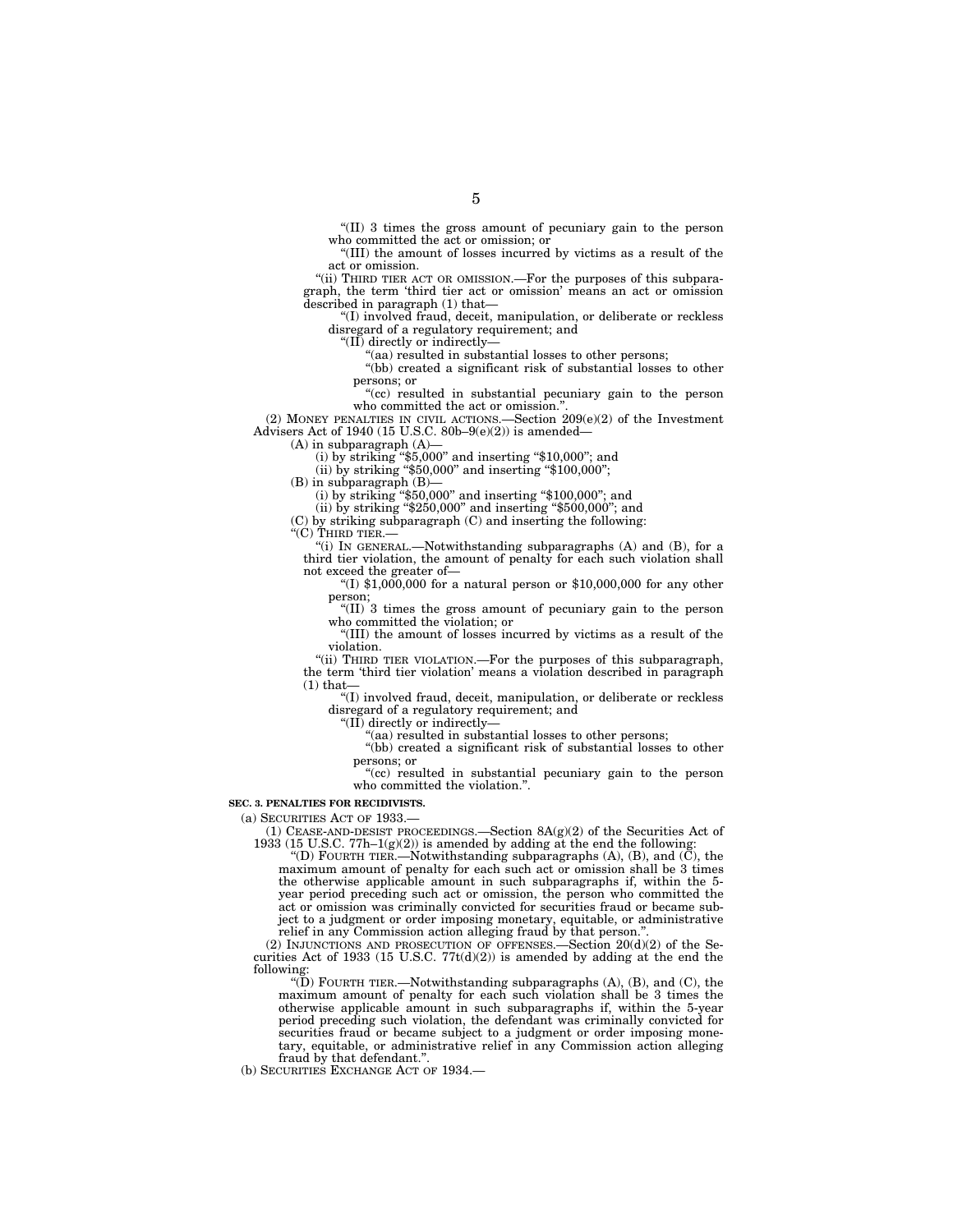"(II) 3 times the gross amount of pecuniary gain to the person who committed the act or omission; or

"(III) the amount of losses incurred by victims as a result of the act or omission.

"(ii) THIRD TIER ACT OR OMISSION.—For the purposes of this subparagraph, the term 'third tier act or omission' means an act or omission described in paragraph (1) that—

"(I) involved fraud, deceit, manipulation, or deliberate or reckless disregard of a regulatory requirement; and

"(II) directly or indirectly—

"(aa) resulted in substantial losses to other persons;

"(bb) created a significant risk of substantial losses to other persons; or

"(cc) resulted in substantial pecuniary gain to the person who committed the act or omission.".

(2) MONEY PENALTIES IN CIVIL ACTIONS.—Section 209(e)(2) of the Investment Advisers Act of 1940 (15 U.S.C. 80b–9(e)(2)) is amended—

(A) in subparagraph (A)—

(i) by striking "$5,000" and inserting "$10,000"; and

(ii) by striking "$50,000" and inserting "$100,000";

(B) in subparagraph (B)—

(i) by striking "$50,000" and inserting "$100,000"; and

(ii) by striking "$250,000" and inserting "$500,000"; and

(C) by striking subparagraph (C) and inserting the following:

"(C) THIRD TIER.—

"(i) IN GENERAL.—Notwithstanding subparagraphs (A) and (B), for a third tier violation, the amount of penalty for each such violation shall not exceed the greater of—

"(I) $1,000,000 for a natural person or $10,000,000 for any other person;

"(II) 3 times the gross amount of pecuniary gain to the person who committed the violation; or

"(III) the amount of losses incurred by victims as a result of the violation.

"(ii) THIRD TIER VIOLATION.—For the purposes of this subparagraph, the term 'third tier violation' means a violation described in paragraph (1) that—

"(I) involved fraud, deceit, manipulation, or deliberate or reckless disregard of a regulatory requirement; and

"(II) directly or indirectly—

"(aa) resulted in substantial losses to other persons;

"(bb) created a significant risk of substantial losses to other persons; or

"(cc) resulted in substantial pecuniary gain to the person who committed the violation.".

**SEC. 3. PENALTIES FOR RECIDIVISTS.**

(a) SECURITIES ACT OF 1933.—

(1) CEASE-AND-DESIST PROCEEDINGS.—Section 8A(g)(2) of the Securities Act of 1933 (15 U.S.C. 77h–1(g)(2)) is amended by adding at the end the following:

"(D) FOURTH TIER.—Notwithstanding subparagraphs (A), (B), and (C), the maximum amount of penalty for each such act or omission shall be 3 times the otherwise applicable amount in such subparagraphs if, within the 5-year period preceding such act or omission, the person who committed the act or omission was criminally convicted for securities fraud or became subject to a judgment or order imposing monetary, equitable, or administrative relief in any Commission action alleging fraud by that person.".

(2) INJUNCTIONS AND PROSECUTION OF OFFENSES.—Section 20(d)(2) of the Securities Act of 1933 (15 U.S.C. 77t(d)(2)) is amended by adding at the end the following:

"(D) FOURTH TIER.—Notwithstanding subparagraphs (A), (B), and (C), the maximum amount of penalty for each such violation shall be 3 times the otherwise applicable amount in such subparagraphs if, within the 5-year period preceding such violation, the defendant was criminally convicted for securities fraud or became subject to a judgment or order imposing monetary, equitable, or administrative relief in any Commission action alleging fraud by that defendant.".

(b) SECURITIES EXCHANGE ACT OF 1934.—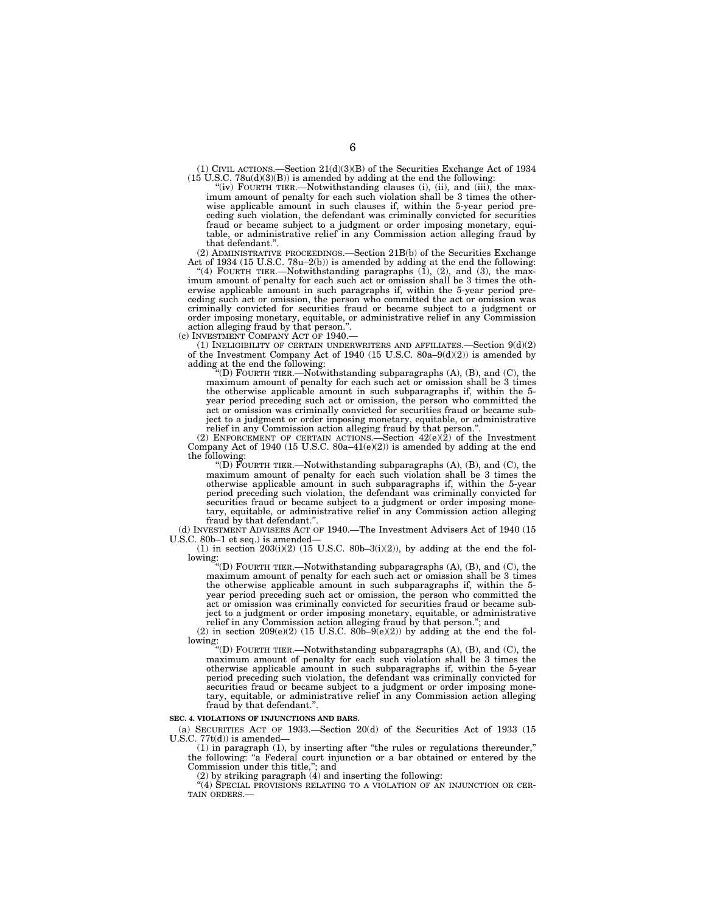(1) CIVIL ACTIONS.—Section 21(d)(3)(B) of the Securities Exchange Act of 1934 (15 U.S.C. 78u(d)(3)(B)) is amended by adding at the end the following:

"(iv) FOURTH TIER.—Notwithstanding clauses (i), (ii), and (iii), the maximum amount of penalty for each such violation shall be 3 times the otherwise applicable amount in such clauses if, within the 5-year period preceding such violation, the defendant was criminally convicted for securities fraud or became subject to a judgment or order imposing monetary, equitable, or administrative relief in any Commission action alleging fraud by that defendant.".

(2) ADMINISTRATIVE PROCEEDINGS.—Section 21B(b) of the Securities Exchange Act of 1934 (15 U.S.C. 78u–2(b)) is amended by adding at the end the following:

"(4) FOURTH TIER.—Notwithstanding paragraphs (1), (2), and (3), the maximum amount of penalty for each such act or omission shall be 3 times the otherwise applicable amount in such paragraphs if, within the 5-year period preceding such act or omission, the person who committed the act or omission was criminally convicted for securities fraud or became subject to a judgment or order imposing monetary, equitable, or administrative relief in any Commission action alleging fraud by that person.".

(c) INVESTMENT COMPANY ACT OF 1940.—

(1) INELIGIBILITY OF CERTAIN UNDERWRITERS AND AFFILIATES.—Section 9(d)(2) of the Investment Company Act of 1940 (15 U.S.C. 80a–9(d)(2)) is amended by adding at the end the following:

"(D) FOURTH TIER.—Notwithstanding subparagraphs (A), (B), and (C), the maximum amount of penalty for each such act or omission shall be 3 times the otherwise applicable amount in such subparagraphs if, within the 5-year period preceding such act or omission, the person who committed the act or omission was criminally convicted for securities fraud or became subject to a judgment or order imposing monetary, equitable, or administrative relief in any Commission action alleging fraud by that person.".

(2) ENFORCEMENT OF CERTAIN ACTIONS.—Section 42(e)(2) of the Investment Company Act of 1940 (15 U.S.C. 80a–41(e)(2)) is amended by adding at the end the following:

"(D) FOURTH TIER.—Notwithstanding subparagraphs (A), (B), and (C), the maximum amount of penalty for each such violation shall be 3 times the otherwise applicable amount in such subparagraphs if, within the 5-year period preceding such violation, the defendant was criminally convicted for securities fraud or became subject to a judgment or order imposing monetary, equitable, or administrative relief in any Commission action alleging fraud by that defendant.".

(d) INVESTMENT ADVISERS ACT OF 1940.—The Investment Advisers Act of 1940 (15 U.S.C. 80b–1 et seq.) is amended—

(1) in section 203(i)(2) (15 U.S.C. 80b–3(i)(2)), by adding at the end the following:

"(D) FOURTH TIER.—Notwithstanding subparagraphs (A), (B), and (C), the maximum amount of penalty for each such act or omission shall be 3 times the otherwise applicable amount in such subparagraphs if, within the 5-year period preceding such act or omission, the person who committed the act or omission was criminally convicted for securities fraud or became subject to a judgment or order imposing monetary, equitable, or administrative relief in any Commission action alleging fraud by that person."; and

(2) in section 209(e)(2) (15 U.S.C. 80b–9(e)(2)) by adding at the end the following:

"(D) FOURTH TIER.—Notwithstanding subparagraphs (A), (B), and (C), the maximum amount of penalty for each such violation shall be 3 times the otherwise applicable amount in such subparagraphs if, within the 5-year period preceding such violation, the defendant was criminally convicted for securities fraud or became subject to a judgment or order imposing monetary, equitable, or administrative relief in any Commission action alleging fraud by that defendant.".

**SEC. 4. VIOLATIONS OF INJUNCTIONS AND BARS.**

(a) SECURITIES ACT OF 1933.—Section 20(d) of the Securities Act of 1933 (15 U.S.C. 77t(d)) is amended—

(1) in paragraph (1), by inserting after "the rules or regulations thereunder," the following: "a Federal court injunction or a bar obtained or entered by the Commission under this title,"; and

(2) by striking paragraph (4) and inserting the following:

"(4) SPECIAL PROVISIONS RELATING TO A VIOLATION OF AN INJUNCTION OR CERTAIN ORDERS.—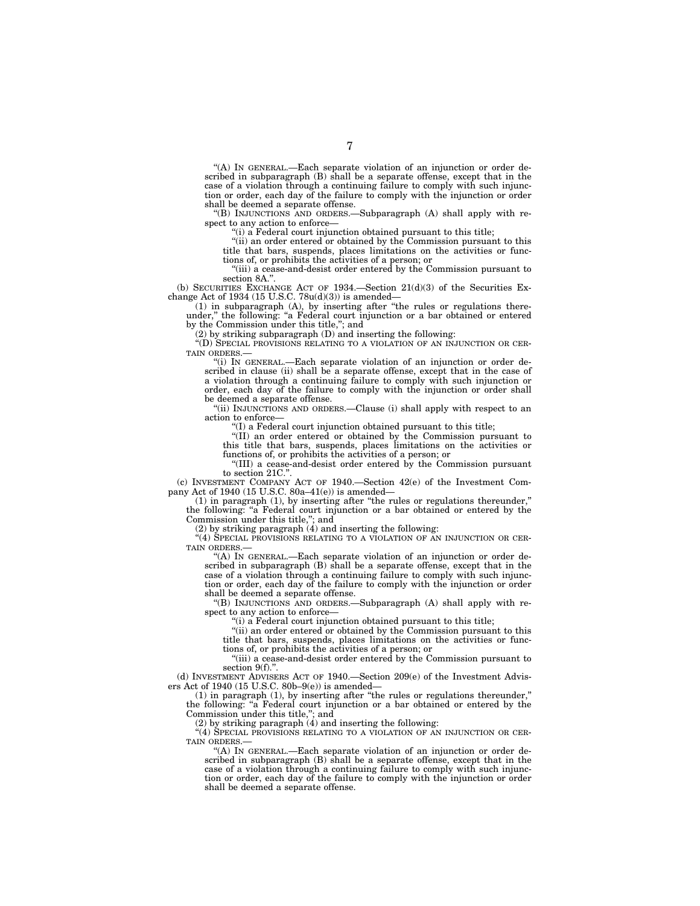"(A) IN GENERAL.—Each separate violation of an injunction or order described in subparagraph (B) shall be a separate offense, except that in the case of a violation through a continuing failure to comply with such injunction or order, each day of the failure to comply with the injunction or order shall be deemed a separate offense.

"(B) INJUNCTIONS AND ORDERS.—Subparagraph (A) shall apply with respect to any action to enforce—

"(i) a Federal court injunction obtained pursuant to this title;

"(ii) an order entered or obtained by the Commission pursuant to this title that bars, suspends, places limitations on the activities or functions of, or prohibits the activities of a person; or

"(iii) a cease-and-desist order entered by the Commission pursuant to section 8A.".

(b) SECURITIES EXCHANGE ACT OF 1934.—Section 21(d)(3) of the Securities Exchange Act of 1934 (15 U.S.C. 78u(d)(3)) is amended—

(1) in subparagraph (A), by inserting after "the rules or regulations thereunder," the following: "a Federal court injunction or a bar obtained or entered by the Commission under this title,"; and

(2) by striking subparagraph (D) and inserting the following:

"(D) SPECIAL PROVISIONS RELATING TO A VIOLATION OF AN INJUNCTION OR CERTAIN ORDERS.—

"(i) IN GENERAL.—Each separate violation of an injunction or order described in clause (ii) shall be a separate offense, except that in the case of a violation through a continuing failure to comply with such injunction or order, each day of the failure to comply with the injunction or order shall be deemed a separate offense.

"(ii) INJUNCTIONS AND ORDERS.—Clause (i) shall apply with respect to an action to enforce—

"(I) a Federal court injunction obtained pursuant to this title;

"(II) an order entered or obtained by the Commission pursuant to this title that bars, suspends, places limitations on the activities or functions of, or prohibits the activities of a person; or

"(III) a cease-and-desist order entered by the Commission pursuant to section 21C.".

(c) INVESTMENT COMPANY ACT OF 1940.—Section 42(e) of the Investment Company Act of 1940 (15 U.S.C. 80a–41(e)) is amended—

(1) in paragraph (1), by inserting after "the rules or regulations thereunder," the following: "a Federal court injunction or a bar obtained or entered by the Commission under this title,"; and

(2) by striking paragraph (4) and inserting the following:

"(4) SPECIAL PROVISIONS RELATING TO A VIOLATION OF AN INJUNCTION OR CERTAIN ORDERS.—

"(A) IN GENERAL.—Each separate violation of an injunction or order described in subparagraph (B) shall be a separate offense, except that in the case of a violation through a continuing failure to comply with such injunction or order, each day of the failure to comply with the injunction or order shall be deemed a separate offense.

"(B) INJUNCTIONS AND ORDERS.—Subparagraph (A) shall apply with respect to any action to enforce—

"(i) a Federal court injunction obtained pursuant to this title;

"(ii) an order entered or obtained by the Commission pursuant to this title that bars, suspends, places limitations on the activities or functions of, or prohibits the activities of a person; or

"(iii) a cease-and-desist order entered by the Commission pursuant to section 9(f).".

(d) INVESTMENT ADVISERS ACT OF 1940.—Section 209(e) of the Investment Advisers Act of 1940 (15 U.S.C. 80b–9(e)) is amended—

(1) in paragraph (1), by inserting after "the rules or regulations thereunder," the following: "a Federal court injunction or a bar obtained or entered by the Commission under this title,"; and

(2) by striking paragraph (4) and inserting the following:

"(4) SPECIAL PROVISIONS RELATING TO A VIOLATION OF AN INJUNCTION OR CERTAIN ORDERS.—

"(A) IN GENERAL.—Each separate violation of an injunction or order described in subparagraph (B) shall be a separate offense, except that in the case of a violation through a continuing failure to comply with such injunction or order, each day of the failure to comply with the injunction or order shall be deemed a separate offense.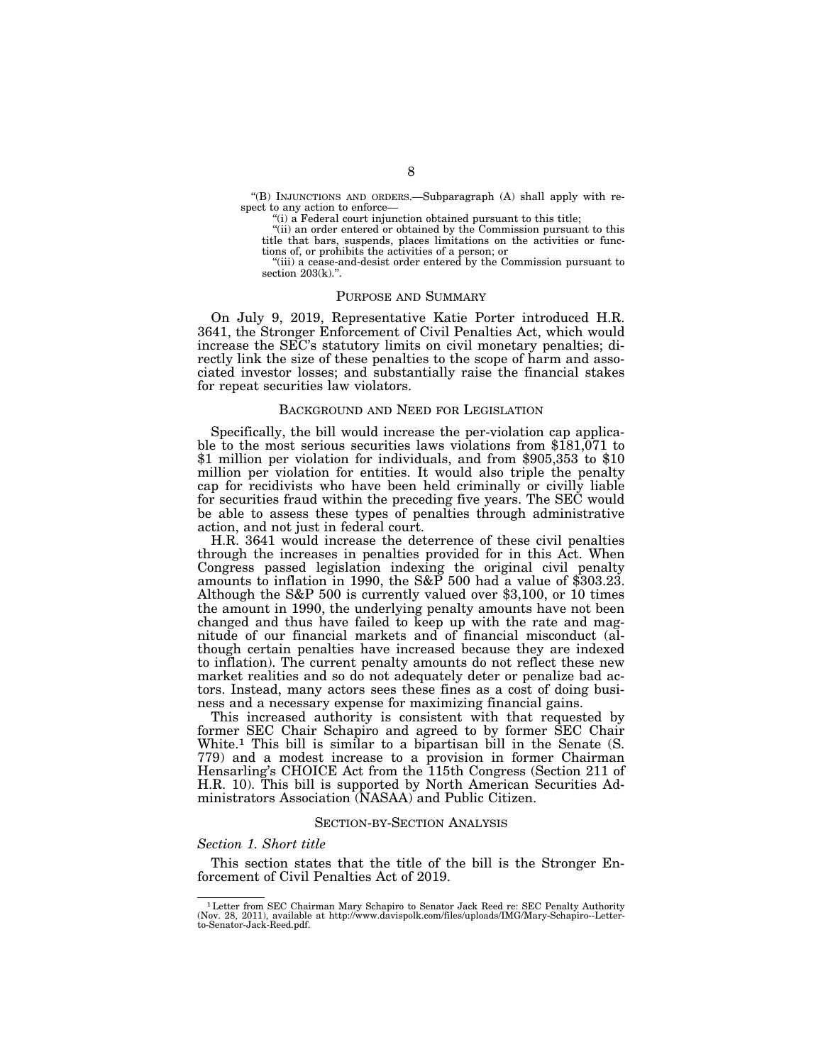"(B) INJUNCTIONS AND ORDERS.—Subparagraph (A) shall apply with respect to any action to enforce—

"(i) a Federal court injunction obtained pursuant to this title;

"(ii) an order entered or obtained by the Commission pursuant to this title that bars, suspends, places limitations on the activities or functions of, or prohibits the activities of a person; or

"(iii) a cease-and-desist order entered by the Commission pursuant to section 203(k).".

## PURPOSE AND SUMMARY

On July 9, 2019, Representative Katie Porter introduced H.R. 3641, the Stronger Enforcement of Civil Penalties Act, which would increase the SEC's statutory limits on civil monetary penalties; directly link the size of these penalties to the scope of harm and associated investor losses; and substantially raise the financial stakes for repeat securities law violators.

## BACKGROUND AND NEED FOR LEGISLATION

Specifically, the bill would increase the per-violation cap applicable to the most serious securities laws violations from $181,071 to $1 million per violation for individuals, and from $905,353 to $10 million per violation for entities. It would also triple the penalty cap for recidivists who have been held criminally or civilly liable for securities fraud within the preceding five years. The SEC would be able to assess these types of penalties through administrative action, and not just in federal court.

H.R. 3641 would increase the deterrence of these civil penalties through the increases in penalties provided for in this Act. When Congress passed legislation indexing the original civil penalty amounts to inflation in 1990, the S&P 500 had a value of $303.23. Although the S&P 500 is currently valued over $3,100, or 10 times the amount in 1990, the underlying penalty amounts have not been changed and thus have failed to keep up with the rate and magnitude of our financial markets and of financial misconduct (although certain penalties have increased because they are indexed to inflation). The current penalty amounts do not reflect these new market realities and so do not adequately deter or penalize bad actors. Instead, many actors sees these fines as a cost of doing business and a necessary expense for maximizing financial gains.

This increased authority is consistent with that requested by former SEC Chair Schapiro and agreed to by former SEC Chair White.[1] This bill is similar to a bipartisan bill in the Senate (S. 779) and a modest increase to a provision in former Chairman Hensarling's CHOICE Act from the 115th Congress (Section 211 of H.R. 10). This bill is supported by North American Securities Administrators Association (NASAA) and Public Citizen.

## SECTION-BY-SECTION ANALYSIS

### *Section 1. Short title*

This section states that the title of the bill is the Stronger Enforcement of Civil Penalties Act of 2019.

---

[1] Letter from SEC Chairman Mary Schapiro to Senator Jack Reed re: SEC Penalty Authority (Nov. 28, 2011), available at http://www.davispolk.com/files/uploads/IMG/Mary-Schapiro--Letter-to-Senator-Jack-Reed.pdf.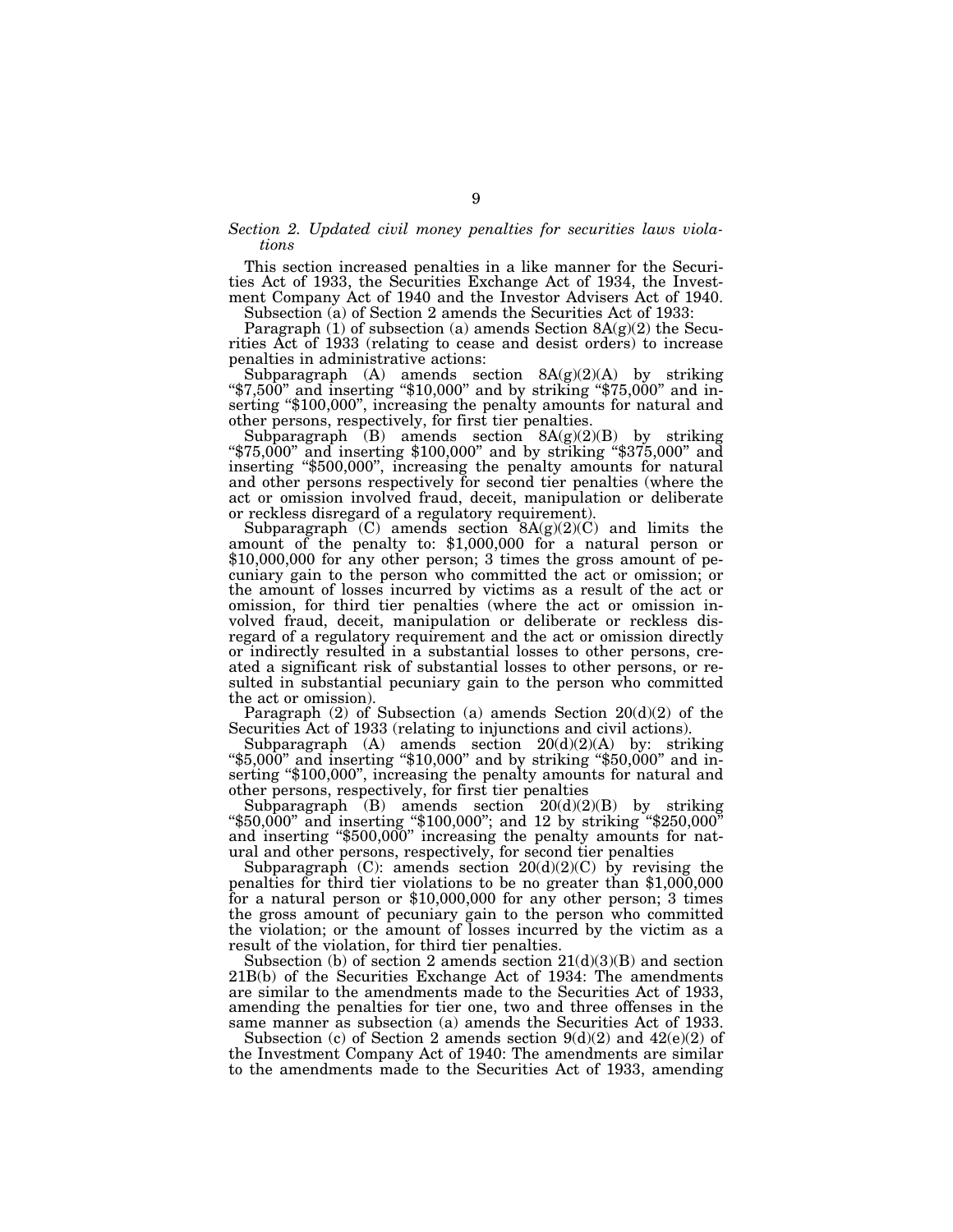*Section 2. Updated civil money penalties for securities laws violations*

This section increased penalties in a like manner for the Securities Act of 1933, the Securities Exchange Act of 1934, the Investment Company Act of 1940 and the Investor Advisers Act of 1940.

Subsection (a) of Section 2 amends the Securities Act of 1933:

Paragraph (1) of subsection (a) amends Section 8A(g)(2) the Securities Act of 1933 (relating to cease and desist orders) to increase penalties in administrative actions:

Subparagraph (A) amends section 8A(g)(2)(A) by striking "$7,500" and inserting "$10,000" and by striking "$75,000" and inserting "$100,000", increasing the penalty amounts for natural and other persons, respectively, for first tier penalties.

Subparagraph (B) amends section 8A(g)(2)(B) by striking "$75,000" and inserting $100,000" and by striking "$375,000" and inserting "$500,000", increasing the penalty amounts for natural and other persons respectively for second tier penalties (where the act or omission involved fraud, deceit, manipulation or deliberate or reckless disregard of a regulatory requirement).

Subparagraph (C) amends section 8A(g)(2)(C) and limits the amount of the penalty to: $1,000,000 for a natural person or $10,000,000 for any other person; 3 times the gross amount of pecuniary gain to the person who committed the act or omission; or the amount of losses incurred by victims as a result of the act or omission, for third tier penalties (where the act or omission involved fraud, deceit, manipulation or deliberate or reckless disregard of a regulatory requirement and the act or omission directly or indirectly resulted in a substantial losses to other persons, created a significant risk of substantial losses to other persons, or resulted in substantial pecuniary gain to the person who committed the act or omission).

Paragraph (2) of Subsection (a) amends Section 20(d)(2) of the Securities Act of 1933 (relating to injunctions and civil actions).

Subparagraph (A) amends section 20(d)(2)(A) by: striking "$5,000" and inserting "$10,000" and by striking "$50,000" and inserting "$100,000", increasing the penalty amounts for natural and other persons, respectively, for first tier penalties

Subparagraph (B) amends section 20(d)(2)(B) by striking "$50,000" and inserting "$100,000"; and 12 by striking "$250,000" and inserting "$500,000" increasing the penalty amounts for natural and other persons, respectively, for second tier penalties

Subparagraph (C): amends section 20(d)(2)(C) by revising the penalties for third tier violations to be no greater than $1,000,000 for a natural person or $10,000,000 for any other person; 3 times the gross amount of pecuniary gain to the person who committed the violation; or the amount of losses incurred by the victim as a result of the violation, for third tier penalties.

Subsection (b) of section 2 amends section 21(d)(3)(B) and section 21B(b) of the Securities Exchange Act of 1934: The amendments are similar to the amendments made to the Securities Act of 1933, amending the penalties for tier one, two and three offenses in the same manner as subsection (a) amends the Securities Act of 1933.

Subsection (c) of Section 2 amends section 9(d)(2) and 42(e)(2) of the Investment Company Act of 1940: The amendments are similar to the amendments made to the Securities Act of 1933, amending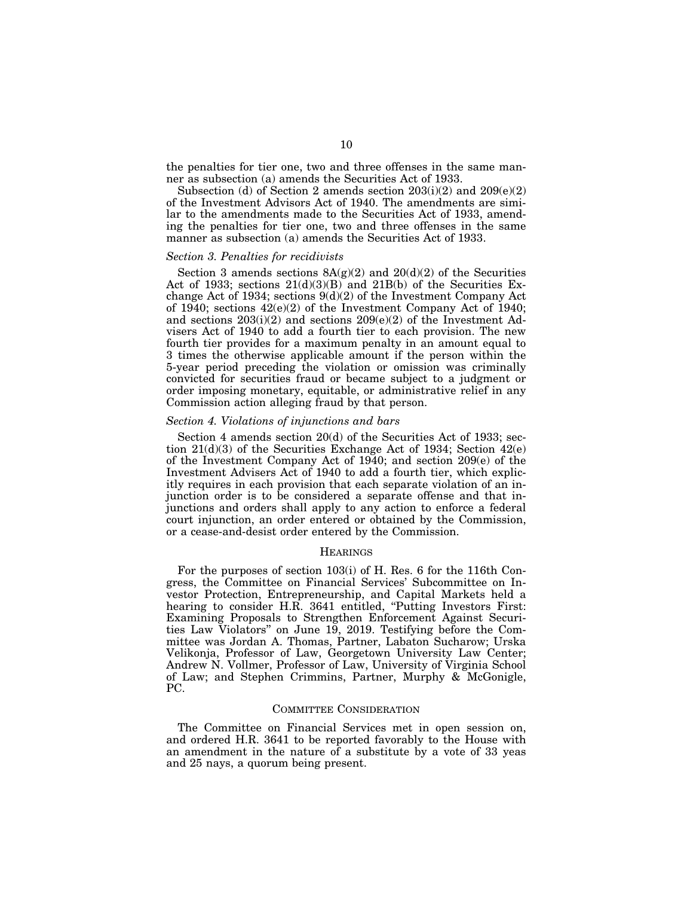the penalties for tier one, two and three offenses in the same manner as subsection (a) amends the Securities Act of 1933.

Subsection (d) of Section 2 amends section 203(i)(2) and 209(e)(2) of the Investment Advisors Act of 1940. The amendments are similar to the amendments made to the Securities Act of 1933, amending the penalties for tier one, two and three offenses in the same manner as subsection (a) amends the Securities Act of 1933.

### *Section 3. Penalties for recidivists*

Section 3 amends sections 8A(g)(2) and 20(d)(2) of the Securities Act of 1933; sections 21(d)(3)(B) and 21B(b) of the Securities Exchange Act of 1934; sections 9(d)(2) of the Investment Company Act of 1940; sections 42(e)(2) of the Investment Company Act of 1940; and sections 203(i)(2) and sections 209(e)(2) of the Investment Advisers Act of 1940 to add a fourth tier to each provision. The new fourth tier provides for a maximum penalty in an amount equal to 3 times the otherwise applicable amount if the person within the 5-year period preceding the violation or omission was criminally convicted for securities fraud or became subject to a judgment or order imposing monetary, equitable, or administrative relief in any Commission action alleging fraud by that person.

### *Section 4. Violations of injunctions and bars*

Section 4 amends section 20(d) of the Securities Act of 1933; section 21(d)(3) of the Securities Exchange Act of 1934; Section 42(e) of the Investment Company Act of 1940; and section 209(e) of the Investment Advisers Act of 1940 to add a fourth tier, which explicitly requires in each provision that each separate violation of an injunction order is to be considered a separate offense and that injunctions and orders shall apply to any action to enforce a federal court injunction, an order entered or obtained by the Commission, or a cease-and-desist order entered by the Commission.

## HEARINGS

For the purposes of section 103(i) of H. Res. 6 for the 116th Congress, the Committee on Financial Services' Subcommittee on Investor Protection, Entrepreneurship, and Capital Markets held a hearing to consider H.R. 3641 entitled, "Putting Investors First: Examining Proposals to Strengthen Enforcement Against Securities Law Violators" on June 19, 2019. Testifying before the Committee was Jordan A. Thomas, Partner, Labaton Sucharow; Urska Velikonja, Professor of Law, Georgetown University Law Center; Andrew N. Vollmer, Professor of Law, University of Virginia School of Law; and Stephen Crimmins, Partner, Murphy & McGonigle, PC.

## COMMITTEE CONSIDERATION

The Committee on Financial Services met in open session on, and ordered H.R. 3641 to be reported favorably to the House with an amendment in the nature of a substitute by a vote of 33 yeas and 25 nays, a quorum being present.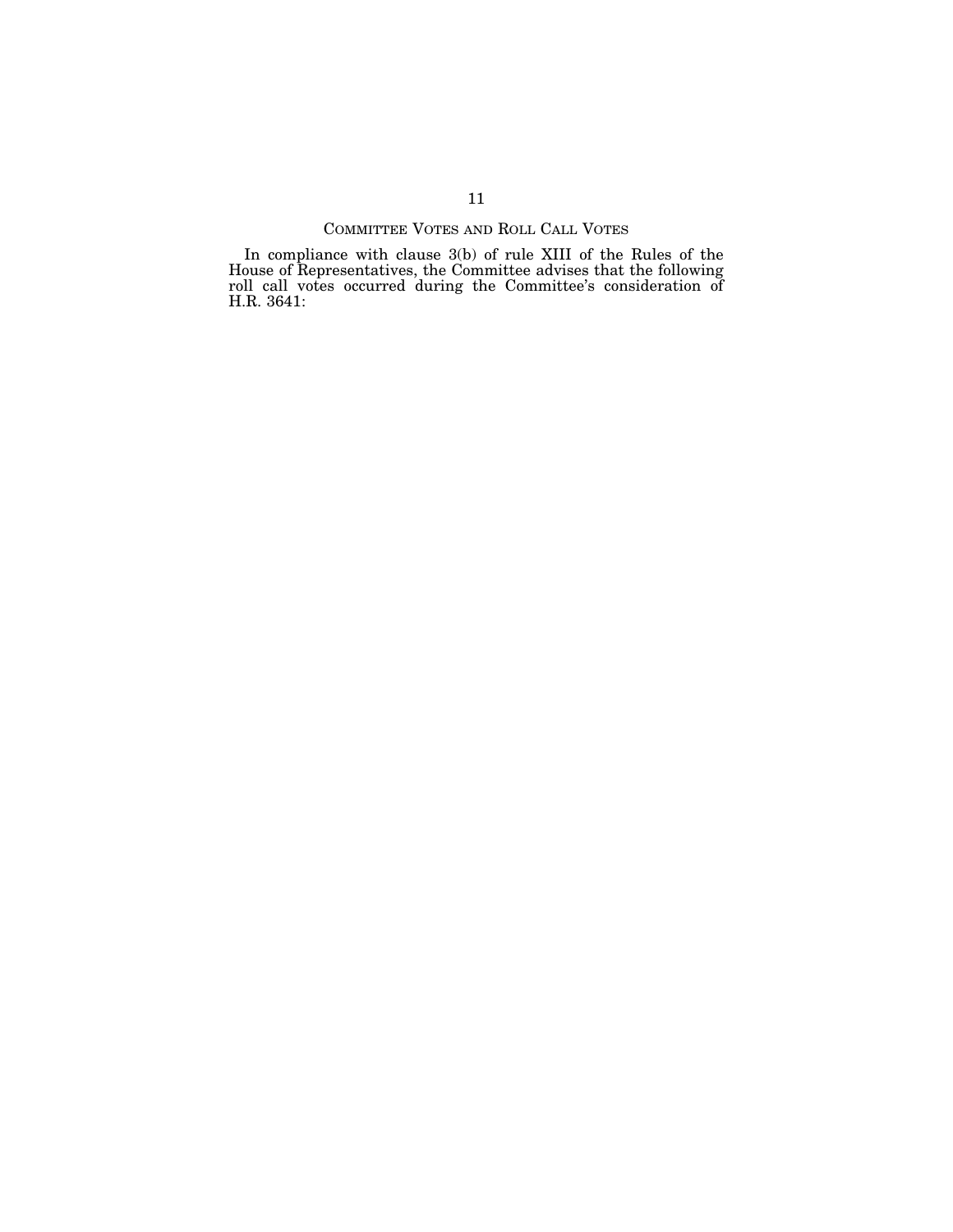## COMMITTEE VOTES AND ROLL CALL VOTES

In compliance with clause 3(b) of rule XIII of the Rules of the House of Representatives, the Committee advises that the following roll call votes occurred during the Committee's consideration of H.R. 3641: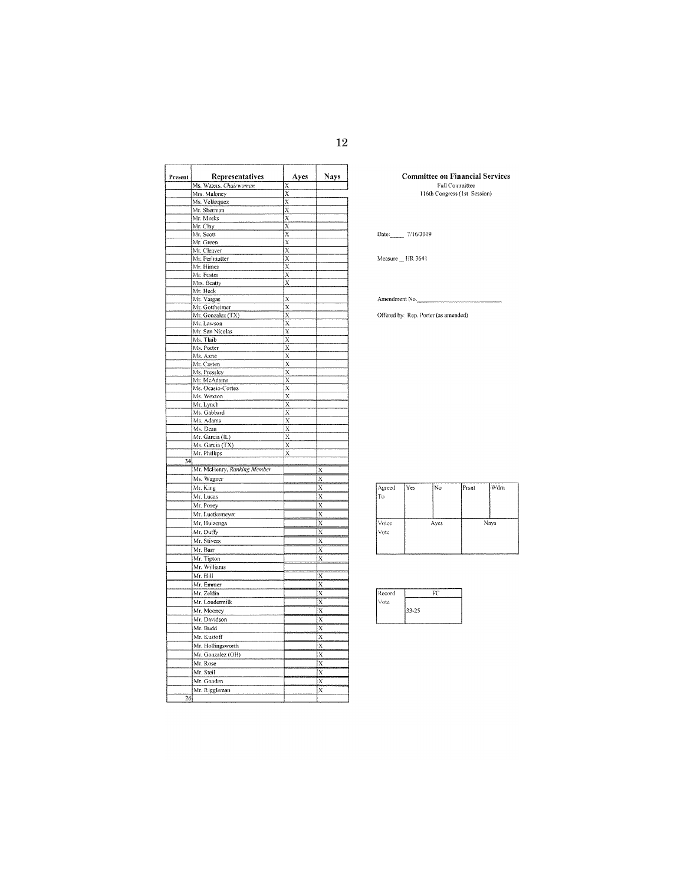| Present | Representatives | Ayes | Nays |
|---|---|---|---|
| | Ms. Waters, *Chairwoman* | X | |
| | Mrs. Maloney | X | |
| | Ms. Velázquez | X | |
| | Mr. Sherman | X | |
| | Mr. Meeks | X | |
| | Mr. Clay | X | |
| | Mr. Scott | X | |
| | Mr. Green | X | |
| | Mr. Cleaver | X | |
| | Mr. Perlmutter | X | |
| | Mr. Himes | X | |
| | Mr. Foster | X | |
| | Mrs. Beatty | X | |
| | Mr. Heck | | |
| | Mr. Vargas | X | |
| | Mr. Gottheimer | X | |
| | Mr. Gonzalez (TX) | X | |
| | Mr. Lawson | X | |
| | Mr. San Nicolas | X | |
| | Ms. Tlaib | X | |
| | Ms. Porter | X | |
| | Ms. Axne | X | |
| | Mr. Casten | X | |
| | Ms. Pressley | X | |
| | Mr. McAdams | X | |
| | Ms. Ocasio-Cortez | X | |
| | Ms. Wexton | X | |
| | Mr. Lynch | X | |
| | Ms. Gabbard | X | |
| | Ms. Adams | X | |
| | Ms. Dean | X | |
| | Mr. Garcia (IL) | X | |
| | Ms. Garcia (TX) | X | |
| | Mr. Phillips | X | |
| 34 | | | |
| | Mr. McHenry, *Ranking Member* | | X |
| | Ms. Wagner | | X |
| | Mr. King | | X |
| | Mr. Lucas | | X |
| | Mr. Posey | | X |
| | Mr. Luetkemeyer | | X |
| | Mr. Huizenga | | X |
| | Mr. Duffy | | X |
| | Mr. Stivers | | X |
| | Mr. Barr | | X |
| | Mr. Tipton | | X |
| | Mr. Williams | | |
| | Mr. Hill | | X |
| | Mr. Emmer | | X |
| | Mr. Zeldin | | X |
| | Mr. Loudermilk | | X |
| | Mr. Mooney | | X |
| | Mr. Davidson | | X |
| | Mr. Budd | | X |
| | Mr. Kustoff | | X |
| | Mr. Hollingsworth | | X |
| | Mr. Gonzalez (OH) | | X |
| | Mr. Rose | | X |
| | Mr. Steil | | X |
| | Mr. Gooden | | X |
| | Mr. Riggleman | | X |
| 26 | | | |

**Committee on Financial Services**
Full Committee
116th Congress (1st Session)

Date: 7/16/2019

Measure HR 3641

Amendment No.

Offered by: Rep. Porter (as amended)

| Agreed To | Yes | No | Prsnt | Wdrn |
|---|---|---|---|---|
| Voice Vote | Ayes | | Nays | |

| Record Vote | FC |
|---|---|
| | 33-25 |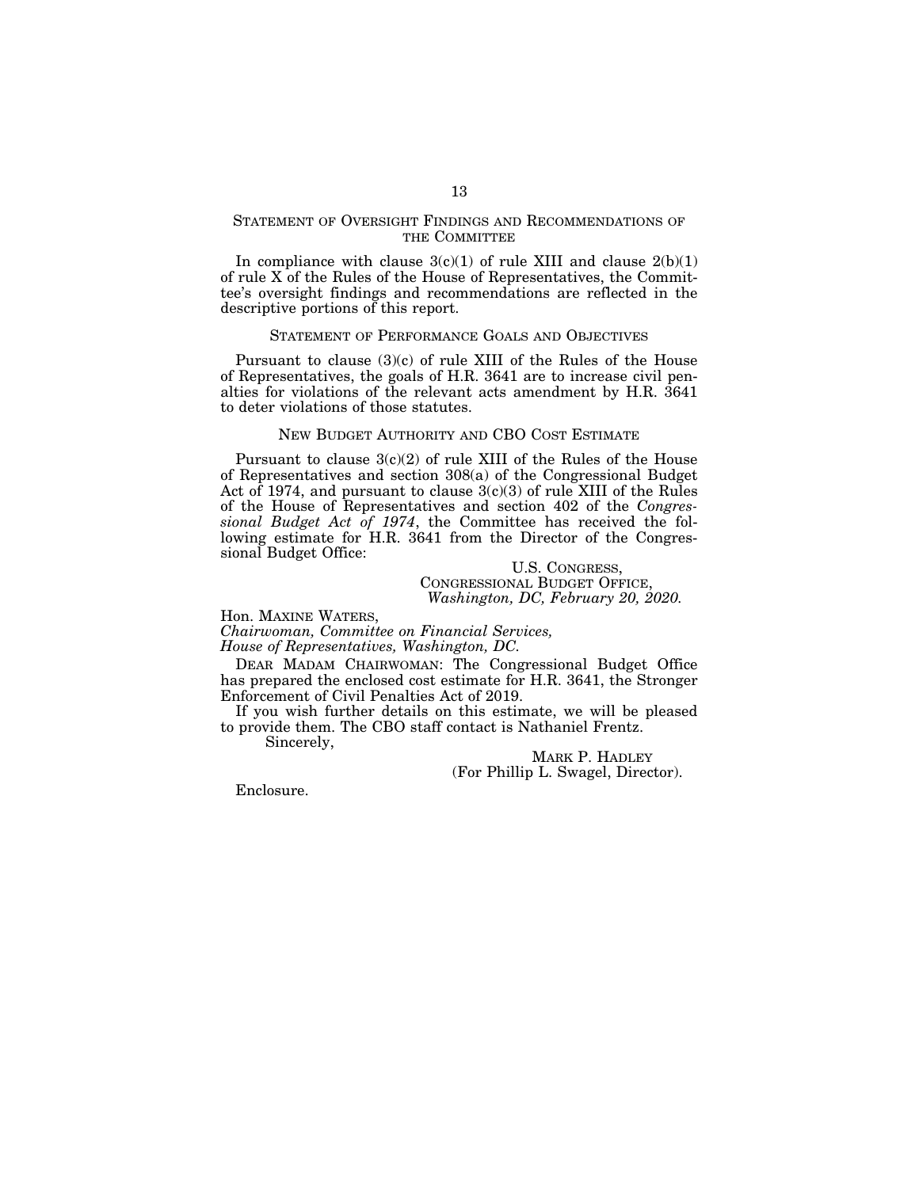## STATEMENT OF OVERSIGHT FINDINGS AND RECOMMENDATIONS OF THE COMMITTEE

In compliance with clause 3(c)(1) of rule XIII and clause 2(b)(1) of rule X of the Rules of the House of Representatives, the Committee's oversight findings and recommendations are reflected in the descriptive portions of this report.

## STATEMENT OF PERFORMANCE GOALS AND OBJECTIVES

Pursuant to clause (3)(c) of rule XIII of the Rules of the House of Representatives, the goals of H.R. 3641 are to increase civil penalties for violations of the relevant acts amendment by H.R. 3641 to deter violations of those statutes.

## NEW BUDGET AUTHORITY AND CBO COST ESTIMATE

Pursuant to clause 3(c)(2) of rule XIII of the Rules of the House of Representatives and section 308(a) of the Congressional Budget Act of 1974, and pursuant to clause 3(c)(3) of rule XIII of the Rules of the House of Representatives and section 402 of the *Congressional Budget Act of 1974*, the Committee has received the following estimate for H.R. 3641 from the Director of the Congressional Budget Office:

U.S. CONGRESS,
CONGRESSIONAL BUDGET OFFICE,
*Washington, DC, February 20, 2020.*

Hon. MAXINE WATERS,
*Chairwoman, Committee on Financial Services,*
*House of Representatives, Washington, DC.*

DEAR MADAM CHAIRWOMAN: The Congressional Budget Office has prepared the enclosed cost estimate for H.R. 3641, the Stronger Enforcement of Civil Penalties Act of 2019.

If you wish further details on this estimate, we will be pleased to provide them. The CBO staff contact is Nathaniel Frentz.

Sincerely,

MARK P. HADLEY
(For Phillip L. Swagel, Director).

Enclosure.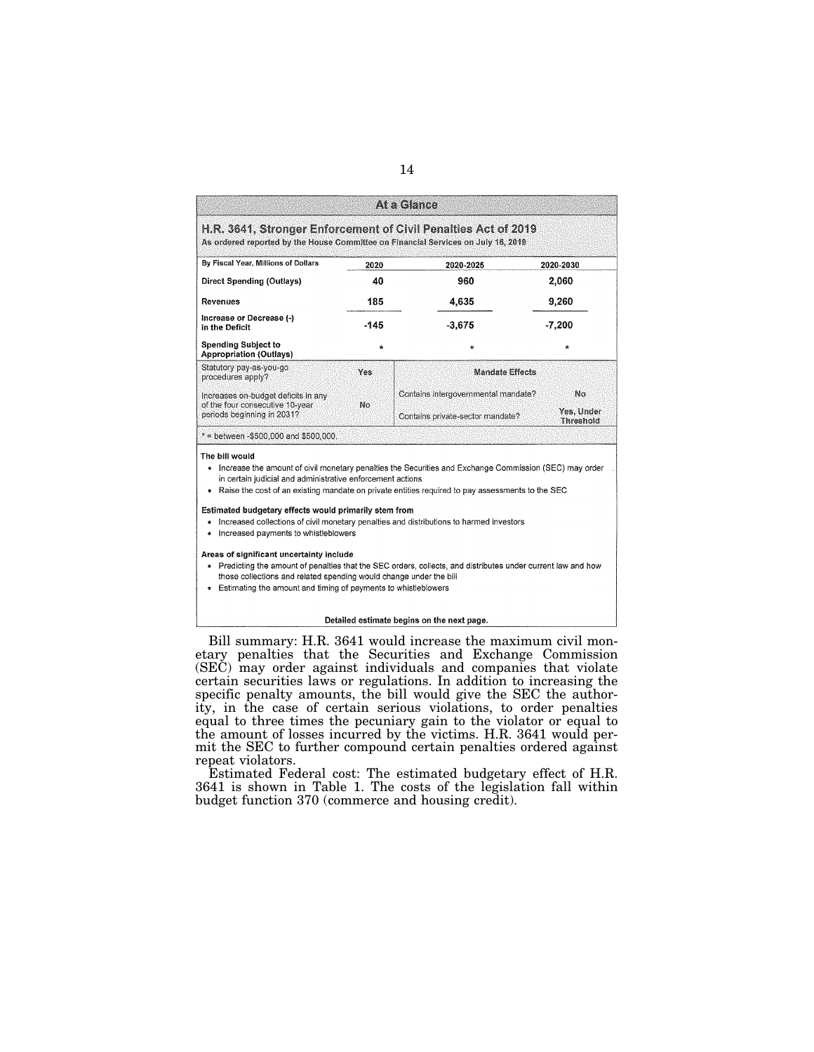## At a Glance

**H.R. 3641, Stronger Enforcement of Civil Penalties Act of 2019**
As ordered reported by the House Committee on Financial Services on July 16, 2019

| By Fiscal Year, Millions of Dollars | 2020 | 2020-2025 | 2020-2030 |
|---|---|---|---|
| Direct Spending (Outlays) | 40 | 960 | 2,060 |
| Revenues | 185 | 4,635 | 9,260 |
| Increase or Decrease (-) in the Deficit | -145 | -3,675 | -7,200 |
| Spending Subject to Appropriation (Outlays) | * | * | * |

| Statutory pay-as-you-go procedures apply? | Yes | Mandate Effects | |
|---|---|---|---|
| Increases on-budget deficits in any of the four consecutive 10-year periods beginning in 2031? | No | Contains intergovernmental mandate? | No |
| | | Contains private-sector mandate? | Yes, Under Threshold |

* = between -$500,000 and $500,000.

**The bill would**

- Increase the amount of civil monetary penalties the Securities and Exchange Commission (SEC) may order in certain judicial and administrative enforcement actions
- Raise the cost of an existing mandate on private entities required to pay assessments to the SEC

**Estimated budgetary effects would primarily stem from**

- Increased collections of civil monetary penalties and distributions to harmed investors
- Increased payments to whistleblowers

**Areas of significant uncertainty include**

- Predicting the amount of penalties that the SEC orders, collects, and distributes under current law and how those collections and related spending would change under the bill
- Estimating the amount and timing of payments to whistleblowers

**Detailed estimate begins on the next page.**

Bill summary: H.R. 3641 would increase the maximum civil monetary penalties that the Securities and Exchange Commission (SEC) may order against individuals and companies that violate certain securities laws or regulations. In addition to increasing the specific penalty amounts, the bill would give the SEC the authority, in the case of certain serious violations, to order penalties equal to three times the pecuniary gain to the violator or equal to the amount of losses incurred by the victims. H.R. 3641 would permit the SEC to further compound certain penalties ordered against repeat violators.

Estimated Federal cost: The estimated budgetary effect of H.R. 3641 is shown in Table 1. The costs of the legislation fall within budget function 370 (commerce and housing credit).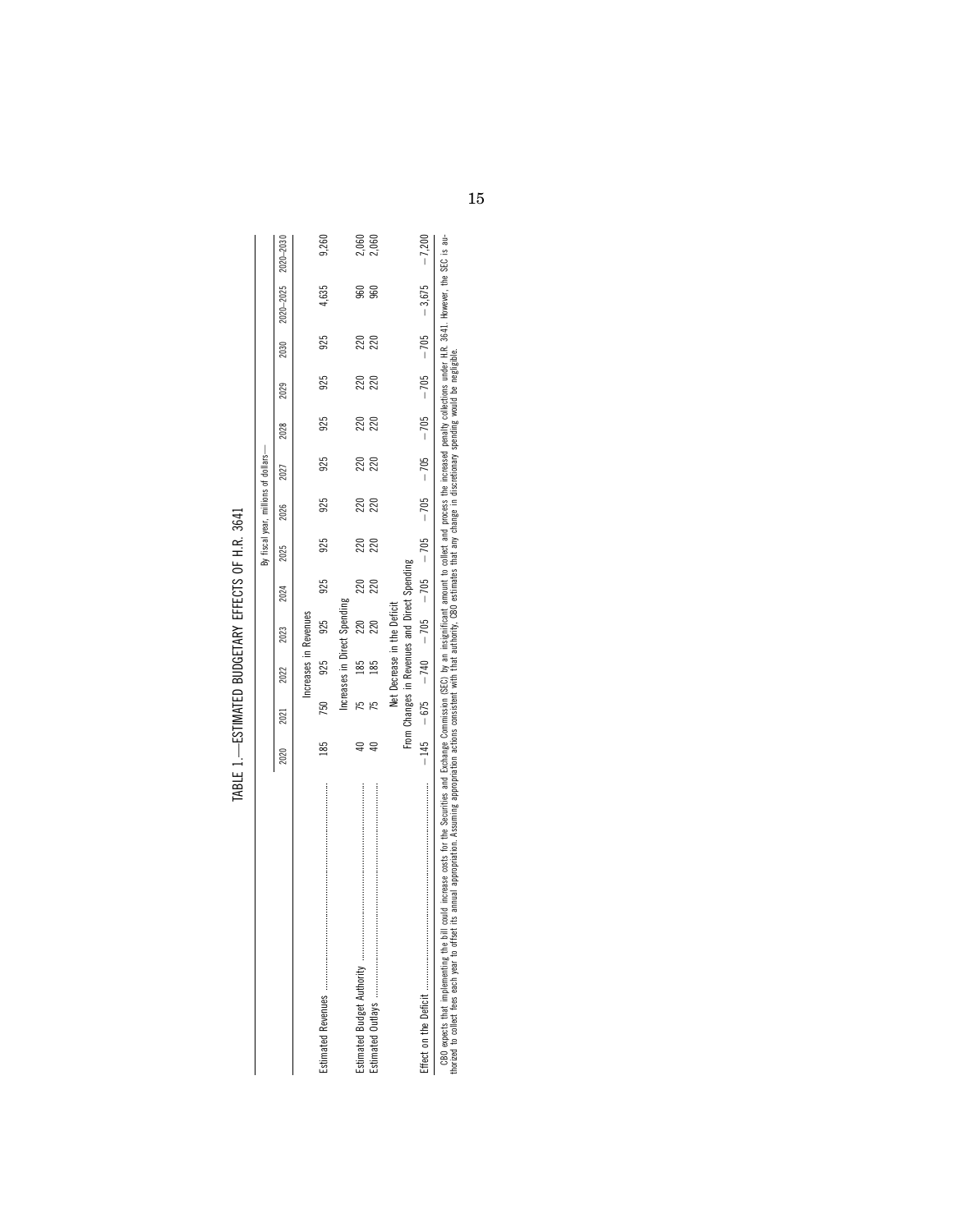TABLE 1.—ESTIMATED BUDGETARY EFFECTS OF H.R. 3641

| | By fiscal year, millions of dollars— | | | | | | | | | | | |
|---|---|---|---|---|---|---|---|---|---|---|---|---|
| | 2020 | 2021 | 2022 | 2023 | 2024 | 2025 | 2026 | 2027 | 2028 | 2029 | 2030 | 2020–2025 | 2020–2030 |
| | Increases in Revenues | | | | | | | | | | | | |
| Estimated Revenues | 185 | 750 | 925 | 925 | 925 | 925 | 925 | 925 | 925 | 925 | 925 | 4,635 | 9,260 |
| | Increases in Direct Spending | | | | | | | | | | | | |
| Estimated Budget Authority | 40 | 75 | 185 | 220 | 220 | 220 | 220 | 220 | 220 | 220 | 220 | 960 | 2,060 |
| Estimated Outlays | 40 | 75 | 185 | 220 | 220 | 220 | 220 | 220 | 220 | 220 | 220 | 960 | 2,060 |
| | Net Decrease in the Deficit From Changes in Revenues and Direct Spending | | | | | | | | | | | | |
| Effect on the Deficit | −145 | −675 | −740 | −705 | −705 | −705 | −705 | −705 | −705 | −705 | −705 | −3,675 | −7,200 |

CBO expects that implementing the bill could increase costs for the Securities and Exchange Commission (SEC) by an insignificant amount to collect and process the increased penalty collections under H.R. 3641. However, the SEC is authorized to collect fees each year to offset its annual appropriation. Assuming appropriation actions consistent with that authority, CBO estimates that any change in discretionary spending would be negligible.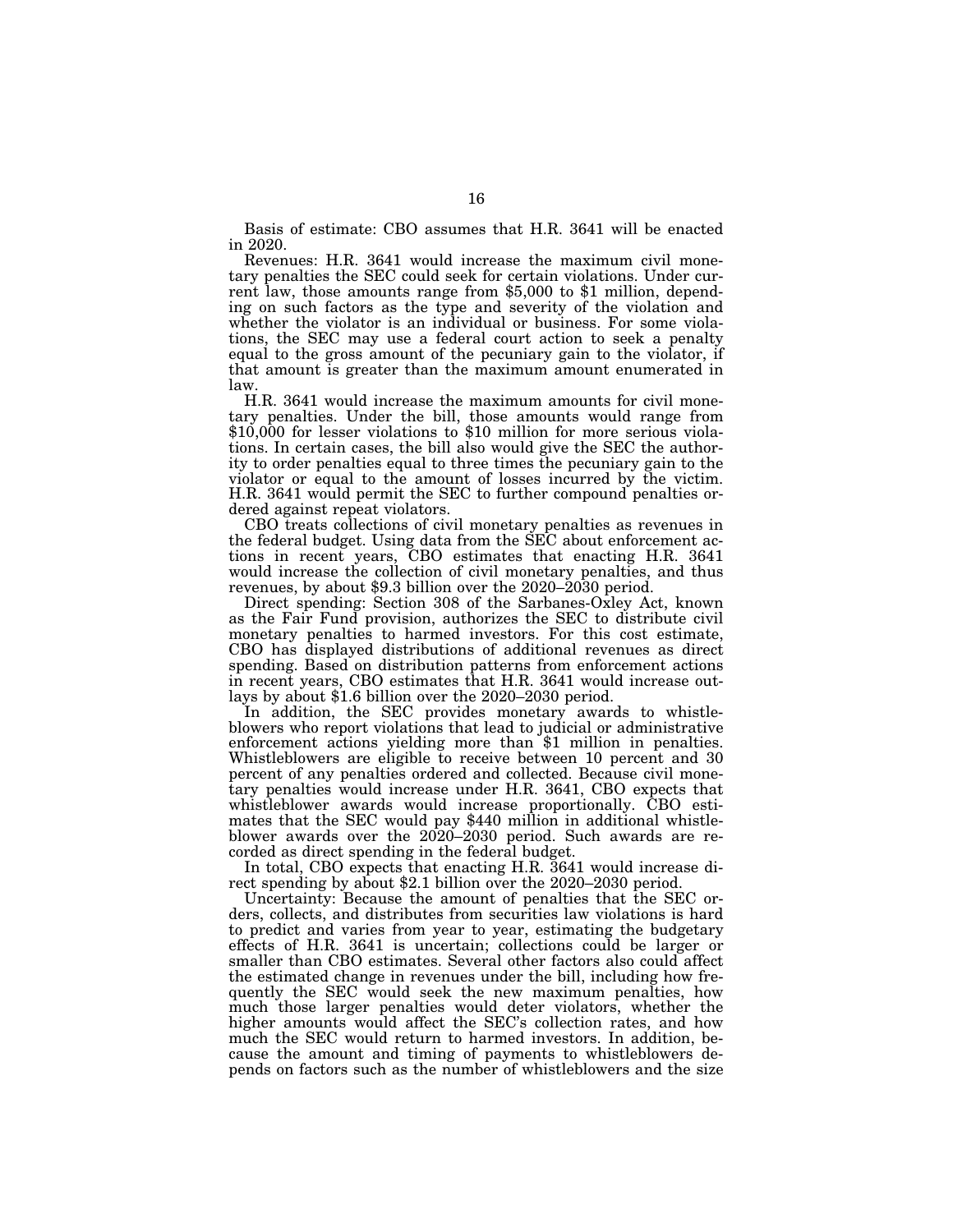Basis of estimate: CBO assumes that H.R. 3641 will be enacted in 2020.

Revenues: H.R. 3641 would increase the maximum civil monetary penalties the SEC could seek for certain violations. Under current law, those amounts range from $5,000 to $1 million, depending on such factors as the type and severity of the violation and whether the violator is an individual or business. For some violations, the SEC may use a federal court action to seek a penalty equal to the gross amount of the pecuniary gain to the violator, if that amount is greater than the maximum amount enumerated in law.

H.R. 3641 would increase the maximum amounts for civil monetary penalties. Under the bill, those amounts would range from $10,000 for lesser violations to $10 million for more serious violations. In certain cases, the bill also would give the SEC the authority to order penalties equal to three times the pecuniary gain to the violator or equal to the amount of losses incurred by the victim. H.R. 3641 would permit the SEC to further compound penalties ordered against repeat violators.

CBO treats collections of civil monetary penalties as revenues in the federal budget. Using data from the SEC about enforcement actions in recent years, CBO estimates that enacting H.R. 3641 would increase the collection of civil monetary penalties, and thus revenues, by about $9.3 billion over the 2020–2030 period.

Direct spending: Section 308 of the Sarbanes-Oxley Act, known as the Fair Fund provision, authorizes the SEC to distribute civil monetary penalties to harmed investors. For this cost estimate, CBO has displayed distributions of additional revenues as direct spending. Based on distribution patterns from enforcement actions in recent years, CBO estimates that H.R. 3641 would increase outlays by about $1.6 billion over the 2020–2030 period.

In addition, the SEC provides monetary awards to whistleblowers who report violations that lead to judicial or administrative enforcement actions yielding more than $1 million in penalties. Whistleblowers are eligible to receive between 10 percent and 30 percent of any penalties ordered and collected. Because civil monetary penalties would increase under H.R. 3641, CBO expects that whistleblower awards would increase proportionally. CBO estimates that the SEC would pay $440 million in additional whistleblower awards over the 2020–2030 period. Such awards are recorded as direct spending in the federal budget.

In total, CBO expects that enacting H.R. 3641 would increase direct spending by about $2.1 billion over the 2020–2030 period.

Uncertainty: Because the amount of penalties that the SEC orders, collects, and distributes from securities law violations is hard to predict and varies from year to year, estimating the budgetary effects of H.R. 3641 is uncertain; collections could be larger or smaller than CBO estimates. Several other factors also could affect the estimated change in revenues under the bill, including how frequently the SEC would seek the new maximum penalties, how much those larger penalties would deter violators, whether the higher amounts would affect the SEC's collection rates, and how much the SEC would return to harmed investors. In addition, because the amount and timing of payments to whistleblowers depends on factors such as the number of whistleblowers and the size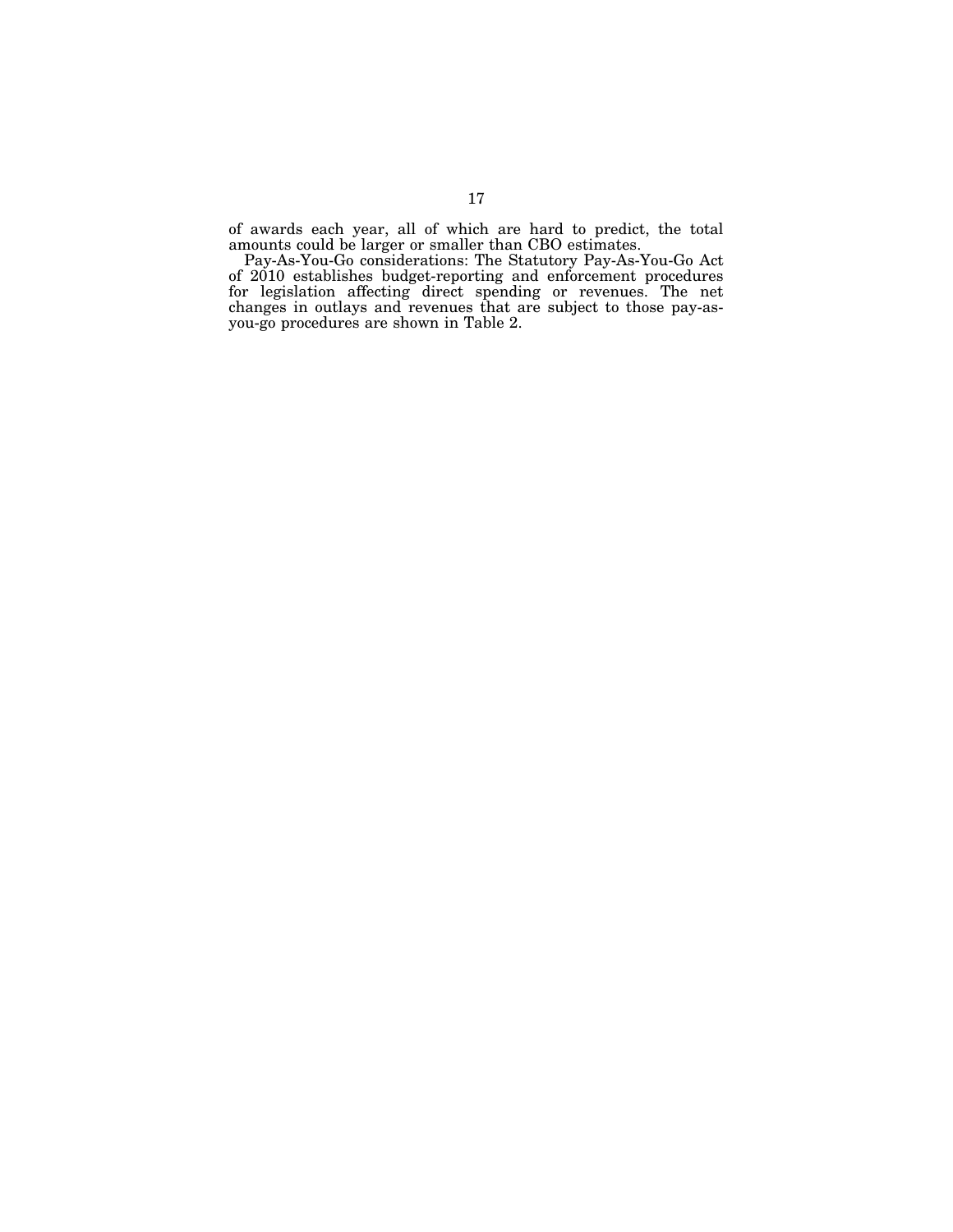of awards each year, all of which are hard to predict, the total amounts could be larger or smaller than CBO estimates.

Pay-As-You-Go considerations: The Statutory Pay-As-You-Go Act of 2010 establishes budget-reporting and enforcement procedures for legislation affecting direct spending or revenues. The net changes in outlays and revenues that are subject to those pay-as-you-go procedures are shown in Table 2.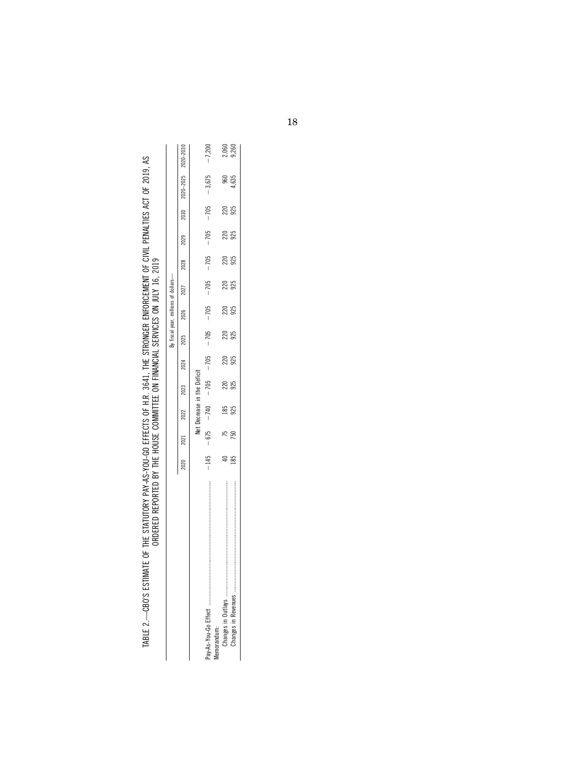TABLE 2.—CBO'S ESTIMATE OF THE STATUTORY PAY-AS-YOU-GO EFFECTS OF H.R. 3641, THE STRONGER ENFORCEMENT OF CIVIL PENALTIES ACT OF 2019, AS ORDERED REPORTED BY THE HOUSE COMMITTEE ON FINANCIAL SERVICES ON JULY 16, 2019

| | By fiscal year, millions of dollars— | | | | | | | | | | | |
|---|---|---|---|---|---|---|---|---|---|---|---|---|
| | 2020 | 2021 | 2022 | 2023 | 2024 | 2025 | 2026 | 2027 | 2028 | 2029 | 2030 | 2020–2025 | 2020–2030 |
| | Net Decrease in the Deficit | | | | | | | | | | | | |
| Pay-As-You-Go Effect | −145 | −675 | −740 | −705 | −705 | −705 | −705 | −705 | −705 | −705 | −705 | −3,675 | −7,200 |
| Memorandum: | | | | | | | | | | | | | |
| Changes in Outlays | 40 | 75 | 185 | 220 | 220 | 220 | 220 | 220 | 220 | 220 | 220 | 960 | 2,060 |
| Changes in Revenues | 185 | 750 | 925 | 925 | 925 | 925 | 925 | 925 | 925 | 925 | 925 | 4,635 | 9,260 |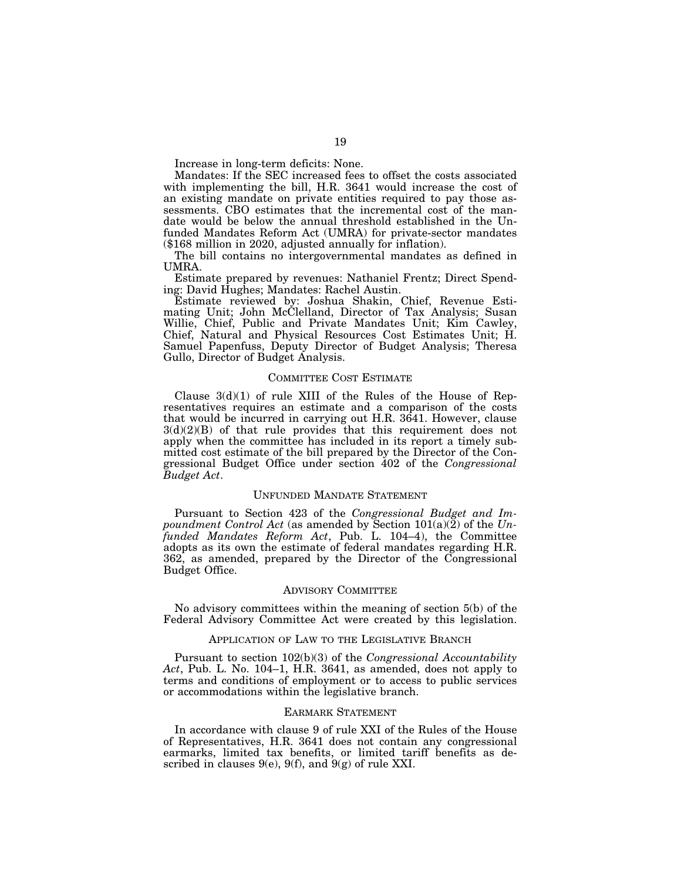Increase in long-term deficits: None.

Mandates: If the SEC increased fees to offset the costs associated with implementing the bill, H.R. 3641 would increase the cost of an existing mandate on private entities required to pay those assessments. CBO estimates that the incremental cost of the mandate would be below the annual threshold established in the Unfunded Mandates Reform Act (UMRA) for private-sector mandates ($168 million in 2020, adjusted annually for inflation).

The bill contains no intergovernmental mandates as defined in UMRA.

Estimate prepared by revenues: Nathaniel Frentz; Direct Spending: David Hughes; Mandates: Rachel Austin.

Estimate reviewed by: Joshua Shakin, Chief, Revenue Estimating Unit; John McClelland, Director of Tax Analysis; Susan Willie, Chief, Public and Private Mandates Unit; Kim Cawley, Chief, Natural and Physical Resources Cost Estimates Unit; H. Samuel Papenfuss, Deputy Director of Budget Analysis; Theresa Gullo, Director of Budget Analysis.

## COMMITTEE COST ESTIMATE

Clause 3(d)(1) of rule XIII of the Rules of the House of Representatives requires an estimate and a comparison of the costs that would be incurred in carrying out H.R. 3641. However, clause 3(d)(2)(B) of that rule provides that this requirement does not apply when the committee has included in its report a timely submitted cost estimate of the bill prepared by the Director of the Congressional Budget Office under section 402 of the *Congressional Budget Act*.

## UNFUNDED MANDATE STATEMENT

Pursuant to Section 423 of the *Congressional Budget and Impoundment Control Act* (as amended by Section 101(a)(2) of the *Unfunded Mandates Reform Act*, Pub. L. 104–4), the Committee adopts as its own the estimate of federal mandates regarding H.R. 362, as amended, prepared by the Director of the Congressional Budget Office.

## ADVISORY COMMITTEE

No advisory committees within the meaning of section 5(b) of the Federal Advisory Committee Act were created by this legislation.

## APPLICATION OF LAW TO THE LEGISLATIVE BRANCH

Pursuant to section 102(b)(3) of the *Congressional Accountability Act*, Pub. L. No. 104–1, H.R. 3641, as amended, does not apply to terms and conditions of employment or to access to public services or accommodations within the legislative branch.

## EARMARK STATEMENT

In accordance with clause 9 of rule XXI of the Rules of the House of Representatives, H.R. 3641 does not contain any congressional earmarks, limited tax benefits, or limited tariff benefits as described in clauses 9(e), 9(f), and 9(g) of rule XXI.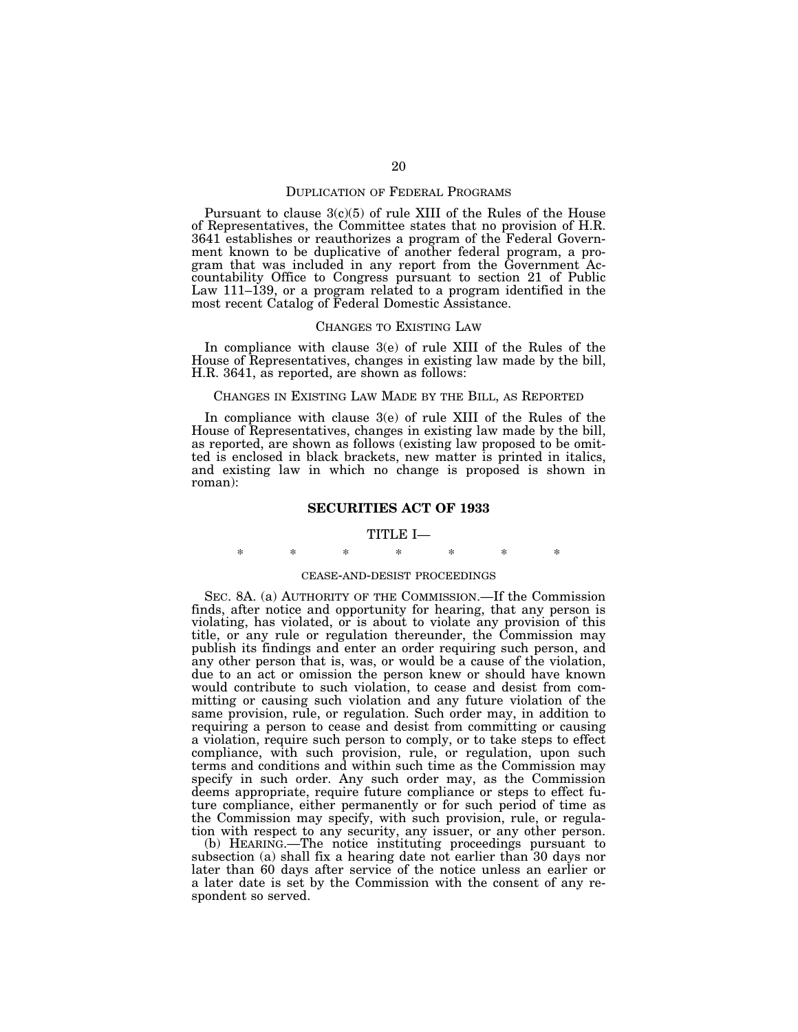## DUPLICATION OF FEDERAL PROGRAMS

Pursuant to clause 3(c)(5) of rule XIII of the Rules of the House of Representatives, the Committee states that no provision of H.R. 3641 establishes or reauthorizes a program of the Federal Government known to be duplicative of another federal program, a program that was included in any report from the Government Accountability Office to Congress pursuant to section 21 of Public Law 111–139, or a program related to a program identified in the most recent Catalog of Federal Domestic Assistance.

## CHANGES TO EXISTING LAW

In compliance with clause 3(e) of rule XIII of the Rules of the House of Representatives, changes in existing law made by the bill, H.R. 3641, as reported, are shown as follows:

### CHANGES IN EXISTING LAW MADE BY THE BILL, AS REPORTED

In compliance with clause 3(e) of rule XIII of the Rules of the House of Representatives, changes in existing law made by the bill, as reported, are shown as follows (existing law proposed to be omitted is enclosed in black brackets, new matter is printed in italics, and existing law in which no change is proposed is shown in roman):

## SECURITIES ACT OF 1933

TITLE I—

\* \* \* \* \* \* \*

CEASE-AND-DESIST PROCEEDINGS

SEC. 8A. (a) AUTHORITY OF THE COMMISSION.—If the Commission finds, after notice and opportunity for hearing, that any person is violating, has violated, or is about to violate any provision of this title, or any rule or regulation thereunder, the Commission may publish its findings and enter an order requiring such person, and any other person that is, was, or would be a cause of the violation, due to an act or omission the person knew or should have known would contribute to such violation, to cease and desist from committing or causing such violation and any future violation of the same provision, rule, or regulation. Such order may, in addition to requiring a person to cease and desist from committing or causing a violation, require such person to comply, or to take steps to effect compliance, with such provision, rule, or regulation, upon such terms and conditions and within such time as the Commission may specify in such order. Any such order may, as the Commission deems appropriate, require future compliance or steps to effect future compliance, either permanently or for such period of time as the Commission may specify, with such provision, rule, or regulation with respect to any security, any issuer, or any other person.

(b) HEARING.—The notice instituting proceedings pursuant to subsection (a) shall fix a hearing date not earlier than 30 days nor later than 60 days after service of the notice unless an earlier or a later date is set by the Commission with the consent of any respondent so served.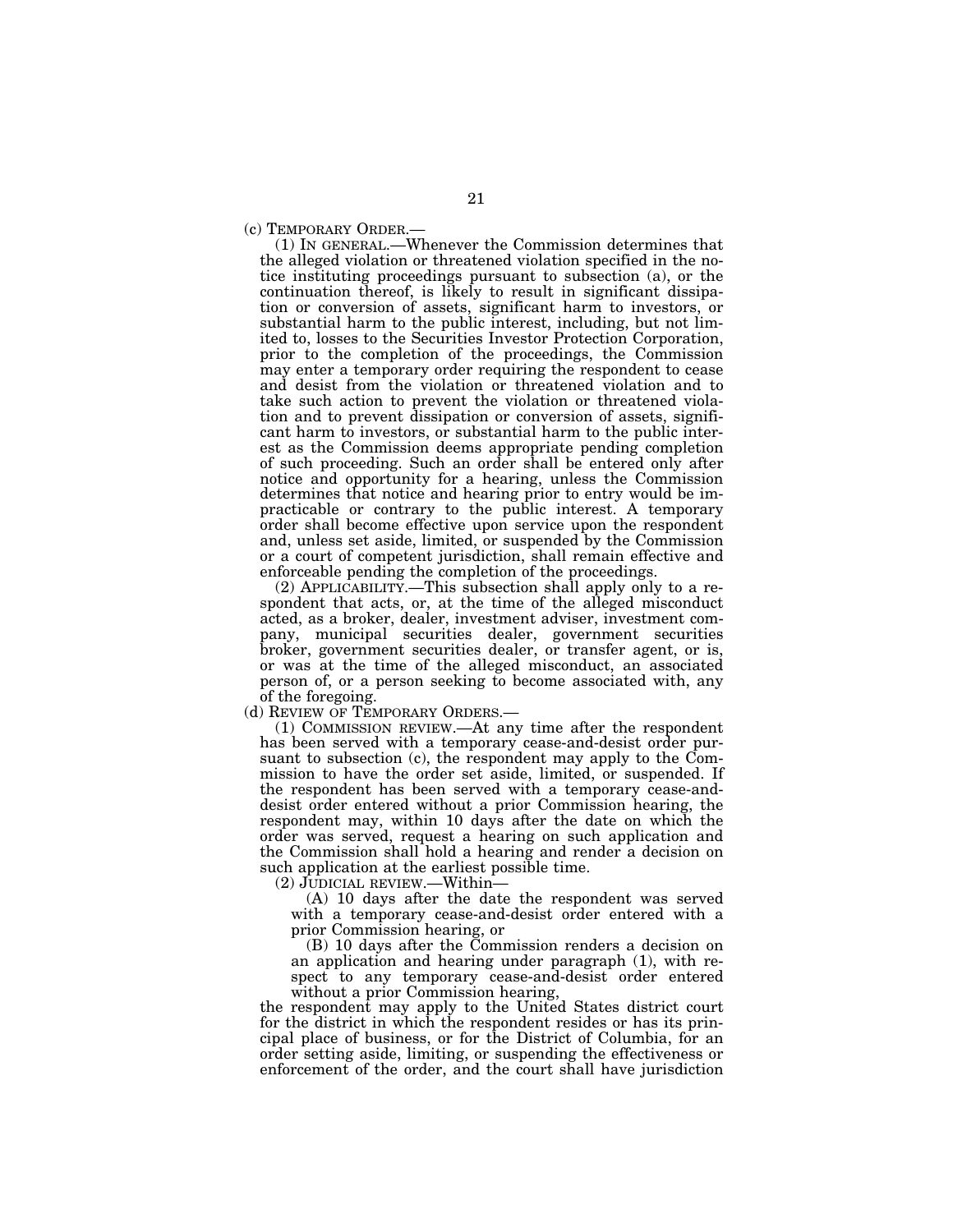(c) TEMPORARY ORDER.—

(1) IN GENERAL.—Whenever the Commission determines that the alleged violation or threatened violation specified in the notice instituting proceedings pursuant to subsection (a), or the continuation thereof, is likely to result in significant dissipation or conversion of assets, significant harm to investors, or substantial harm to the public interest, including, but not limited to, losses to the Securities Investor Protection Corporation, prior to the completion of the proceedings, the Commission may enter a temporary order requiring the respondent to cease and desist from the violation or threatened violation and to take such action to prevent the violation or threatened violation and to prevent dissipation or conversion of assets, significant harm to investors, or substantial harm to the public interest as the Commission deems appropriate pending completion of such proceeding. Such an order shall be entered only after notice and opportunity for a hearing, unless the Commission determines that notice and hearing prior to entry would be impracticable or contrary to the public interest. A temporary order shall become effective upon service upon the respondent and, unless set aside, limited, or suspended by the Commission or a court of competent jurisdiction, shall remain effective and enforceable pending the completion of the proceedings.

(2) APPLICABILITY.—This subsection shall apply only to a respondent that acts, or, at the time of the alleged misconduct acted, as a broker, dealer, investment adviser, investment company, municipal securities dealer, government securities broker, government securities dealer, or transfer agent, or is, or was at the time of the alleged misconduct, an associated person of, or a person seeking to become associated with, any of the foregoing.

(d) REVIEW OF TEMPORARY ORDERS.—

(1) COMMISSION REVIEW.—At any time after the respondent has been served with a temporary cease-and-desist order pursuant to subsection (c), the respondent may apply to the Commission to have the order set aside, limited, or suspended. If the respondent has been served with a temporary cease-and-desist order entered without a prior Commission hearing, the respondent may, within 10 days after the date on which the order was served, request a hearing on such application and the Commission shall hold a hearing and render a decision on such application at the earliest possible time.

(2) JUDICIAL REVIEW.—Within—

(A) 10 days after the date the respondent was served with a temporary cease-and-desist order entered with a prior Commission hearing, or

(B) 10 days after the Commission renders a decision on an application and hearing under paragraph (1), with respect to any temporary cease-and-desist order entered without a prior Commission hearing,

the respondent may apply to the United States district court for the district in which the respondent resides or has its principal place of business, or for the District of Columbia, for an order setting aside, limiting, or suspending the effectiveness or enforcement of the order, and the court shall have jurisdiction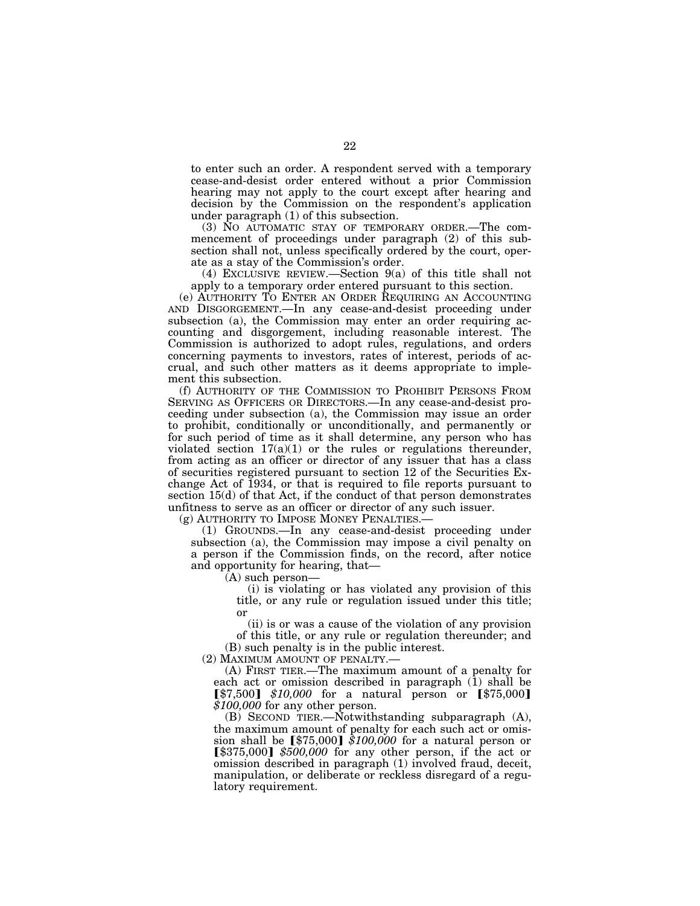to enter such an order. A respondent served with a temporary cease-and-desist order entered without a prior Commission hearing may not apply to the court except after hearing and decision by the Commission on the respondent's application under paragraph (1) of this subsection.

(3) NO AUTOMATIC STAY OF TEMPORARY ORDER.—The commencement of proceedings under paragraph (2) of this subsection shall not, unless specifically ordered by the court, operate as a stay of the Commission's order.

(4) EXCLUSIVE REVIEW.—Section 9(a) of this title shall not apply to a temporary order entered pursuant to this section.

(e) AUTHORITY TO ENTER AN ORDER REQUIRING AN ACCOUNTING AND DISGORGEMENT.—In any cease-and-desist proceeding under subsection (a), the Commission may enter an order requiring accounting and disgorgement, including reasonable interest. The Commission is authorized to adopt rules, regulations, and orders concerning payments to investors, rates of interest, periods of accrual, and such other matters as it deems appropriate to implement this subsection.

(f) AUTHORITY OF THE COMMISSION TO PROHIBIT PERSONS FROM SERVING AS OFFICERS OR DIRECTORS.—In any cease-and-desist proceeding under subsection (a), the Commission may issue an order to prohibit, conditionally or unconditionally, and permanently or for such period of time as it shall determine, any person who has violated section 17(a)(1) or the rules or regulations thereunder, from acting as an officer or director of any issuer that has a class of securities registered pursuant to section 12 of the Securities Exchange Act of 1934, or that is required to file reports pursuant to section 15(d) of that Act, if the conduct of that person demonstrates unfitness to serve as an officer or director of any such issuer.

(g) AUTHORITY TO IMPOSE MONEY PENALTIES.—

(1) GROUNDS.—In any cease-and-desist proceeding under subsection (a), the Commission may impose a civil penalty on a person if the Commission finds, on the record, after notice and opportunity for hearing, that—

(A) such person—

(i) is violating or has violated any provision of this title, or any rule or regulation issued under this title; or

(ii) is or was a cause of the violation of any provision of this title, or any rule or regulation thereunder; and

(B) such penalty is in the public interest.

(2) MAXIMUM AMOUNT OF PENALTY.—

(A) FIRST TIER.—The maximum amount of a penalty for each act or omission described in paragraph (1) shall be [$7,500] *$10,000* for a natural person or [$75,000] *$100,000* for any other person.

(B) SECOND TIER.—Notwithstanding subparagraph (A), the maximum amount of penalty for each such act or omission shall be [$75,000] *$100,000* for a natural person or [$375,000] *$500,000* for any other person, if the act or omission described in paragraph (1) involved fraud, deceit, manipulation, or deliberate or reckless disregard of a regulatory requirement.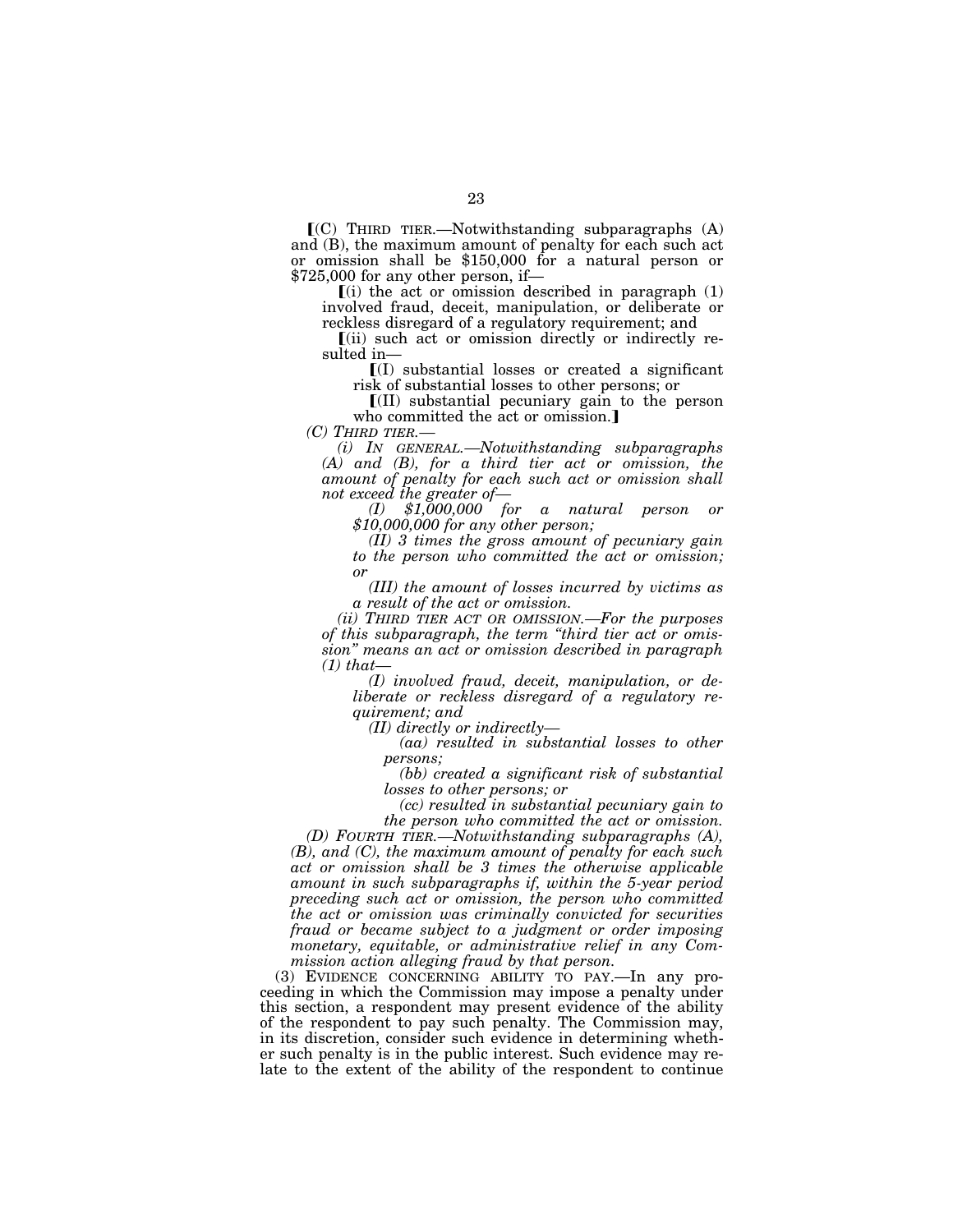[(C) THIRD TIER.—Notwithstanding subparagraphs (A) and (B), the maximum amount of penalty for each such act or omission shall be $150,000 for a natural person or $725,000 for any other person, if—

[(i) the act or omission described in paragraph (1) involved fraud, deceit, manipulation, or deliberate or reckless disregard of a regulatory requirement; and

[(ii) such act or omission directly or indirectly resulted in—

[(I) substantial losses or created a significant risk of substantial losses to other persons; or

[(II) substantial pecuniary gain to the person who committed the act or omission.]

*(C) THIRD TIER.—*

*(i) IN GENERAL.—Notwithstanding subparagraphs (A) and (B), for a third tier act or omission, the amount of penalty for each such act or omission shall not exceed the greater of—*

*(I) $1,000,000 for a natural person or $10,000,000 for any other person;*

*(II) 3 times the gross amount of pecuniary gain to the person who committed the act or omission; or*

*(III) the amount of losses incurred by victims as a result of the act or omission.*

*(ii) THIRD TIER ACT OR OMISSION.—For the purposes of this subparagraph, the term "third tier act or omission" means an act or omission described in paragraph (1) that—*

*(I) involved fraud, deceit, manipulation, or deliberate or reckless disregard of a regulatory requirement; and*

*(II) directly or indirectly—*

*(aa) resulted in substantial losses to other persons;*

*(bb) created a significant risk of substantial losses to other persons; or*

*(cc) resulted in substantial pecuniary gain to the person who committed the act or omission.*

*(D) FOURTH TIER.—Notwithstanding subparagraphs (A), (B), and (C), the maximum amount of penalty for each such act or omission shall be 3 times the otherwise applicable amount in such subparagraphs if, within the 5-year period preceding such act or omission, the person who committed the act or omission was criminally convicted for securities fraud or became subject to a judgment or order imposing monetary, equitable, or administrative relief in any Commission action alleging fraud by that person.*

(3) EVIDENCE CONCERNING ABILITY TO PAY.—In any proceeding in which the Commission may impose a penalty under this section, a respondent may present evidence of the ability of the respondent to pay such penalty. The Commission may, in its discretion, consider such evidence in determining whether such penalty is in the public interest. Such evidence may relate to the extent of the ability of the respondent to continue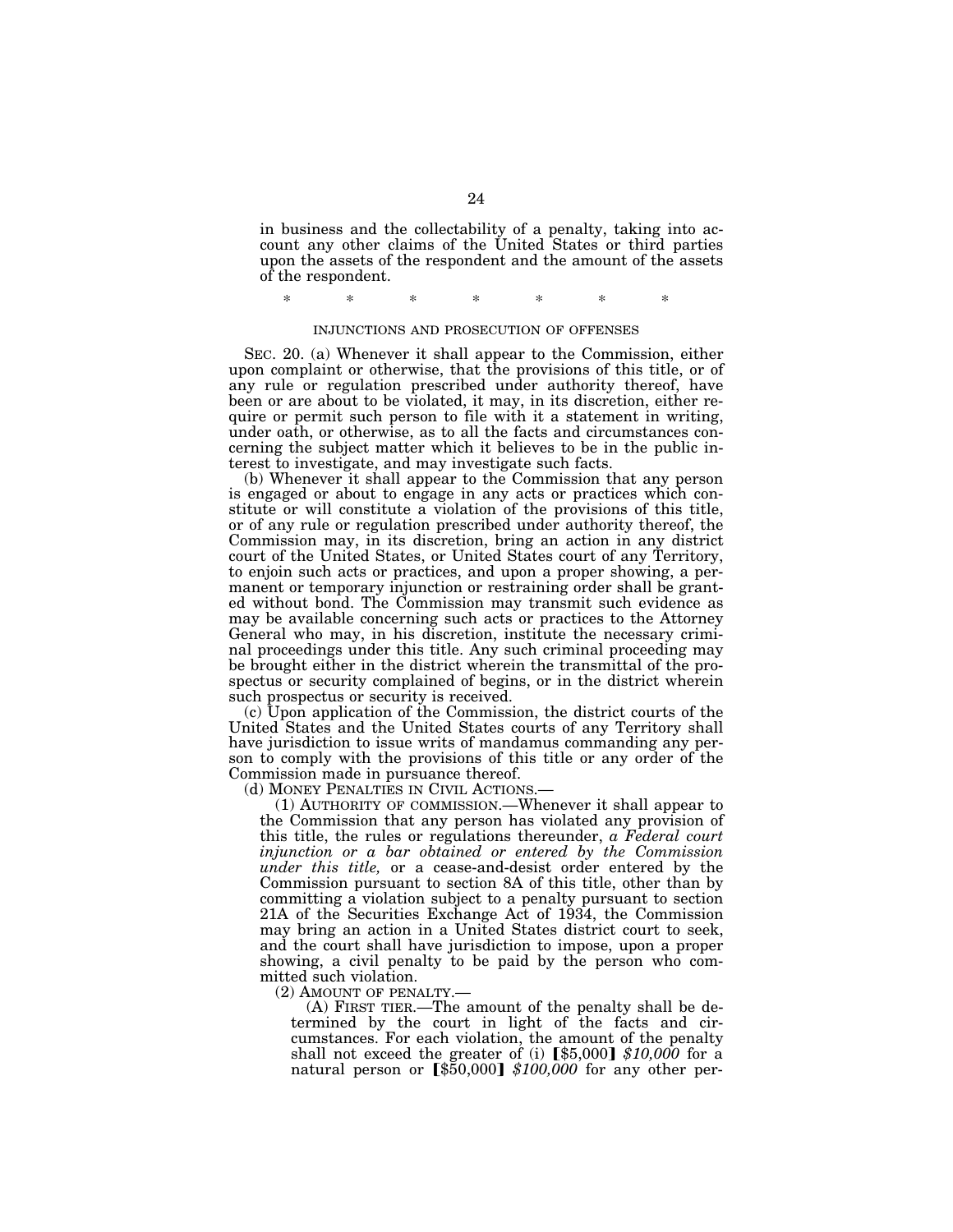in business and the collectability of a penalty, taking into account any other claims of the United States or third parties upon the assets of the respondent and the amount of the assets of the respondent.

\* \* \* \* \* \* \*

INJUNCTIONS AND PROSECUTION OF OFFENSES

SEC. 20. (a) Whenever it shall appear to the Commission, either upon complaint or otherwise, that the provisions of this title, or of any rule or regulation prescribed under authority thereof, have been or are about to be violated, it may, in its discretion, either require or permit such person to file with it a statement in writing, under oath, or otherwise, as to all the facts and circumstances concerning the subject matter which it believes to be in the public interest to investigate, and may investigate such facts.

(b) Whenever it shall appear to the Commission that any person is engaged or about to engage in any acts or practices which constitute or will constitute a violation of the provisions of this title, or of any rule or regulation prescribed under authority thereof, the Commission may, in its discretion, bring an action in any district court of the United States, or United States court of any Territory, to enjoin such acts or practices, and upon a proper showing, a permanent or temporary injunction or restraining order shall be granted without bond. The Commission may transmit such evidence as may be available concerning such acts or practices to the Attorney General who may, in his discretion, institute the necessary criminal proceedings under this title. Any such criminal proceeding may be brought either in the district wherein the transmittal of the prospectus or security complained of begins, or in the district wherein such prospectus or security is received.

(c) Upon application of the Commission, the district courts of the United States and the United States courts of any Territory shall have jurisdiction to issue writs of mandamus commanding any person to comply with the provisions of this title or any order of the Commission made in pursuance thereof.

(d) MONEY PENALTIES IN CIVIL ACTIONS.—

(1) AUTHORITY OF COMMISSION.—Whenever it shall appear to the Commission that any person has violated any provision of this title, the rules or regulations thereunder, *a Federal court injunction or a bar obtained or entered by the Commission under this title,* or a cease-and-desist order entered by the Commission pursuant to section 8A of this title, other than by committing a violation subject to a penalty pursuant to section 21A of the Securities Exchange Act of 1934, the Commission may bring an action in a United States district court to seek, and the court shall have jurisdiction to impose, upon a proper showing, a civil penalty to be paid by the person who committed such violation.

(2) AMOUNT OF PENALTY.—

(A) FIRST TIER.—The amount of the penalty shall be determined by the court in light of the facts and circumstances. For each violation, the amount of the penalty shall not exceed the greater of (i) ⟦$5,000⟧ *$10,000* for a natural person or ⟦$50,000⟧ *$100,000* for any other per-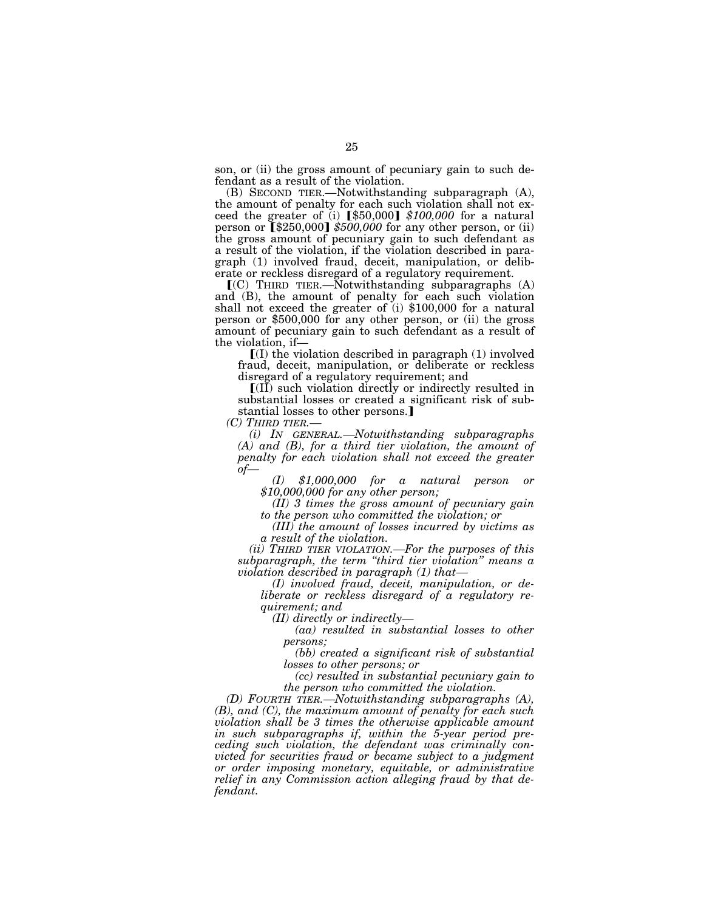son, or (ii) the gross amount of pecuniary gain to such defendant as a result of the violation.

(B) SECOND TIER.—Notwithstanding subparagraph (A), the amount of penalty for each such violation shall not exceed the greater of (i) [$50,000] *$100,000* for a natural person or [$250,000] *$500,000* for any other person, or (ii) the gross amount of pecuniary gain to such defendant as a result of the violation, if the violation described in paragraph (1) involved fraud, deceit, manipulation, or deliberate or reckless disregard of a regulatory requirement.

[(C) THIRD TIER.—Notwithstanding subparagraphs (A) and (B), the amount of penalty for each such violation shall not exceed the greater of (i) $100,000 for a natural person or $500,000 for any other person, or (ii) the gross amount of pecuniary gain to such defendant as a result of the violation, if—

[(I) the violation described in paragraph (1) involved fraud, deceit, manipulation, or deliberate or reckless disregard of a regulatory requirement; and

[(II) such violation directly or indirectly resulted in substantial losses or created a significant risk of substantial losses to other persons.]

*(C) THIRD TIER.—*

*(i) IN GENERAL.—Notwithstanding subparagraphs (A) and (B), for a third tier violation, the amount of penalty for each violation shall not exceed the greater of—*

*(I) $1,000,000 for a natural person or $10,000,000 for any other person;*

*(II) 3 times the gross amount of pecuniary gain to the person who committed the violation; or*

*(III) the amount of losses incurred by victims as a result of the violation.*

*(ii) THIRD TIER VIOLATION.—For the purposes of this subparagraph, the term "third tier violation" means a violation described in paragraph (1) that—*

*(I) involved fraud, deceit, manipulation, or deliberate or reckless disregard of a regulatory requirement; and*

*(II) directly or indirectly—*

*(aa) resulted in substantial losses to other persons;*

*(bb) created a significant risk of substantial losses to other persons; or*

*(cc) resulted in substantial pecuniary gain to the person who committed the violation.*

*(D) FOURTH TIER.—Notwithstanding subparagraphs (A), (B), and (C), the maximum amount of penalty for each such violation shall be 3 times the otherwise applicable amount in such subparagraphs if, within the 5-year period preceding such violation, the defendant was criminally convicted for securities fraud or became subject to a judgment or order imposing monetary, equitable, or administrative relief in any Commission action alleging fraud by that defendant.*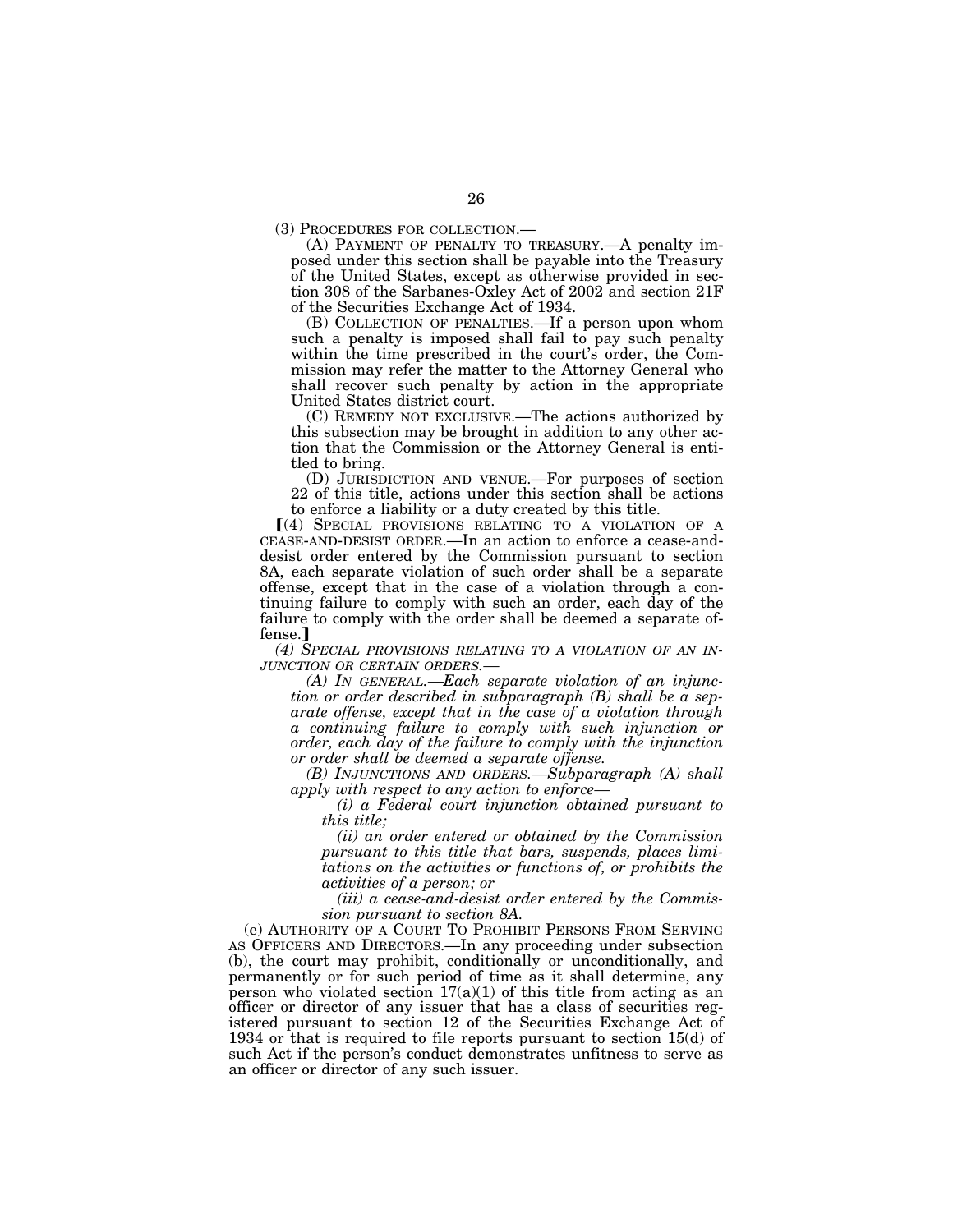(3) PROCEDURES FOR COLLECTION.—

(A) PAYMENT OF PENALTY TO TREASURY.—A penalty imposed under this section shall be payable into the Treasury of the United States, except as otherwise provided in section 308 of the Sarbanes-Oxley Act of 2002 and section 21F of the Securities Exchange Act of 1934.

(B) COLLECTION OF PENALTIES.—If a person upon whom such a penalty is imposed shall fail to pay such penalty within the time prescribed in the court's order, the Commission may refer the matter to the Attorney General who shall recover such penalty by action in the appropriate United States district court.

(C) REMEDY NOT EXCLUSIVE.—The actions authorized by this subsection may be brought in addition to any other action that the Commission or the Attorney General is entitled to bring.

(D) JURISDICTION AND VENUE.—For purposes of section 22 of this title, actions under this section shall be actions to enforce a liability or a duty created by this title.

[(4) SPECIAL PROVISIONS RELATING TO A VIOLATION OF A CEASE-AND-DESIST ORDER.—In an action to enforce a cease-and-desist order entered by the Commission pursuant to section 8A, each separate violation of such order shall be a separate offense, except that in the case of a violation through a continuing failure to comply with such an order, each day of the failure to comply with the order shall be deemed a separate offense.]

*(4) SPECIAL PROVISIONS RELATING TO A VIOLATION OF AN INJUNCTION OR CERTAIN ORDERS.—*

*(A) IN GENERAL.—Each separate violation of an injunction or order described in subparagraph (B) shall be a separate offense, except that in the case of a violation through a continuing failure to comply with such injunction or order, each day of the failure to comply with the injunction or order shall be deemed a separate offense.*

*(B) INJUNCTIONS AND ORDERS.—Subparagraph (A) shall apply with respect to any action to enforce—*

*(i) a Federal court injunction obtained pursuant to this title;*

*(ii) an order entered or obtained by the Commission pursuant to this title that bars, suspends, places limitations on the activities or functions of, or prohibits the activities of a person; or*

*(iii) a cease-and-desist order entered by the Commission pursuant to section 8A.*

(e) AUTHORITY OF A COURT TO PROHIBIT PERSONS FROM SERVING AS OFFICERS AND DIRECTORS.—In any proceeding under subsection (b), the court may prohibit, conditionally or unconditionally, and permanently or for such period of time as it shall determine, any person who violated section 17(a)(1) of this title from acting as an officer or director of any issuer that has a class of securities registered pursuant to section 12 of the Securities Exchange Act of 1934 or that is required to file reports pursuant to section 15(d) of such Act if the person's conduct demonstrates unfitness to serve as an officer or director of any such issuer.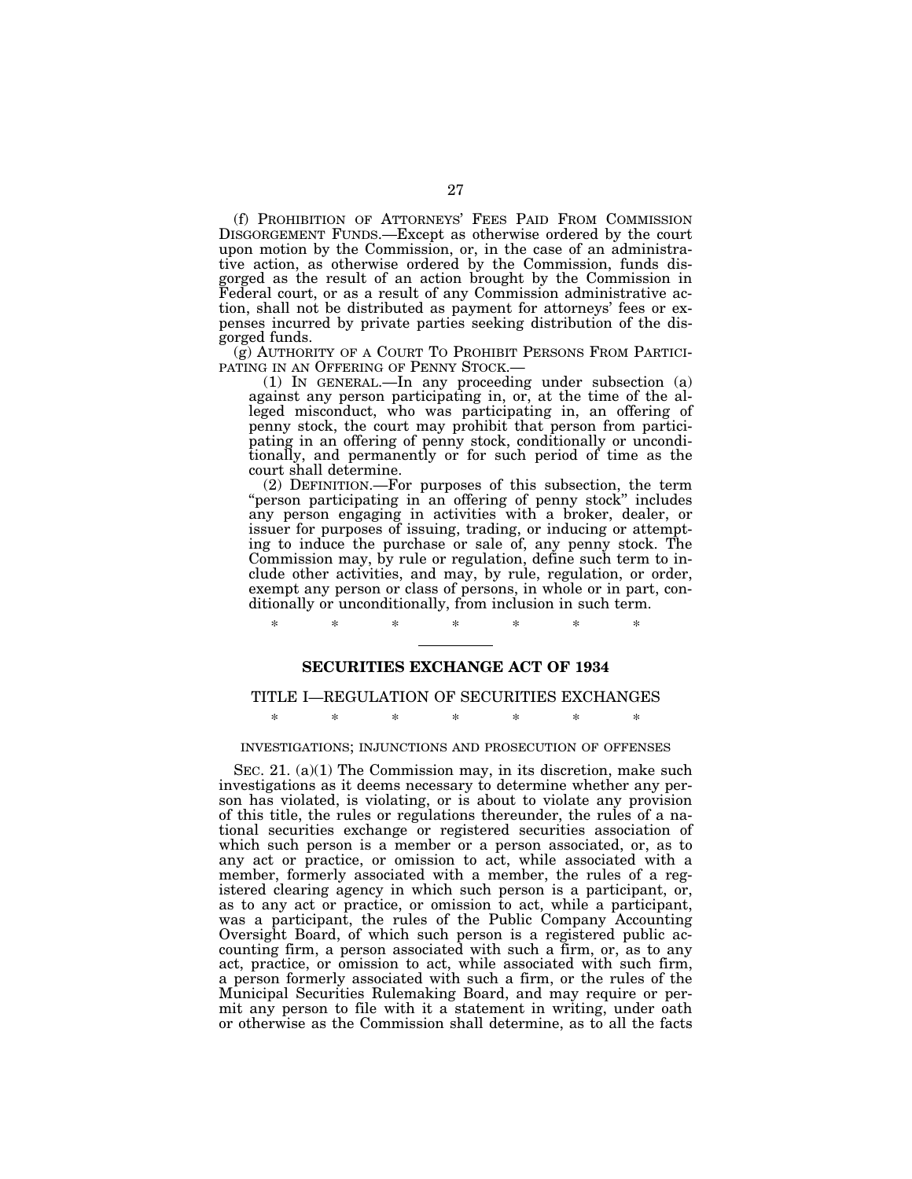(f) PROHIBITION OF ATTORNEYS' FEES PAID FROM COMMISSION DISGORGEMENT FUNDS.—Except as otherwise ordered by the court upon motion by the Commission, or, in the case of an administrative action, as otherwise ordered by the Commission, funds disgorged as the result of an action brought by the Commission in Federal court, or as a result of any Commission administrative action, shall not be distributed as payment for attorneys' fees or expenses incurred by private parties seeking distribution of the disgorged funds.

(g) AUTHORITY OF A COURT TO PROHIBIT PERSONS FROM PARTICIPATING IN AN OFFERING OF PENNY STOCK.—

(1) IN GENERAL.—In any proceeding under subsection (a) against any person participating in, or, at the time of the alleged misconduct, who was participating in, an offering of penny stock, the court may prohibit that person from participating in an offering of penny stock, conditionally or unconditionally, and permanently or for such period of time as the court shall determine.

(2) DEFINITION.—For purposes of this subsection, the term "person participating in an offering of penny stock" includes any person engaging in activities with a broker, dealer, or issuer for purposes of issuing, trading, or inducing or attempting to induce the purchase or sale of, any penny stock. The Commission may, by rule or regulation, define such term to include other activities, and may, by rule, regulation, or order, exempt any person or class of persons, in whole or in part, conditionally or unconditionally, from inclusion in such term.

\* \* \* \* \* \* \*

## SECURITIES EXCHANGE ACT OF 1934

### TITLE I—REGULATION OF SECURITIES EXCHANGES

\* \* \* \* \* \* \*

INVESTIGATIONS; INJUNCTIONS AND PROSECUTION OF OFFENSES

SEC. 21. (a)(1) The Commission may, in its discretion, make such investigations as it deems necessary to determine whether any person has violated, is violating, or is about to violate any provision of this title, the rules or regulations thereunder, the rules of a national securities exchange or registered securities association of which such person is a member or a person associated, or, as to any act or practice, or omission to act, while associated with a member, formerly associated with a member, the rules of a registered clearing agency in which such person is a participant, or, as to any act or practice, or omission to act, while a participant, was a participant, the rules of the Public Company Accounting Oversight Board, of which such person is a registered public accounting firm, a person associated with such a firm, or, as to any act, practice, or omission to act, while associated with such firm, a person formerly associated with such a firm, or the rules of the Municipal Securities Rulemaking Board, and may require or permit any person to file with it a statement in writing, under oath or otherwise as the Commission shall determine, as to all the facts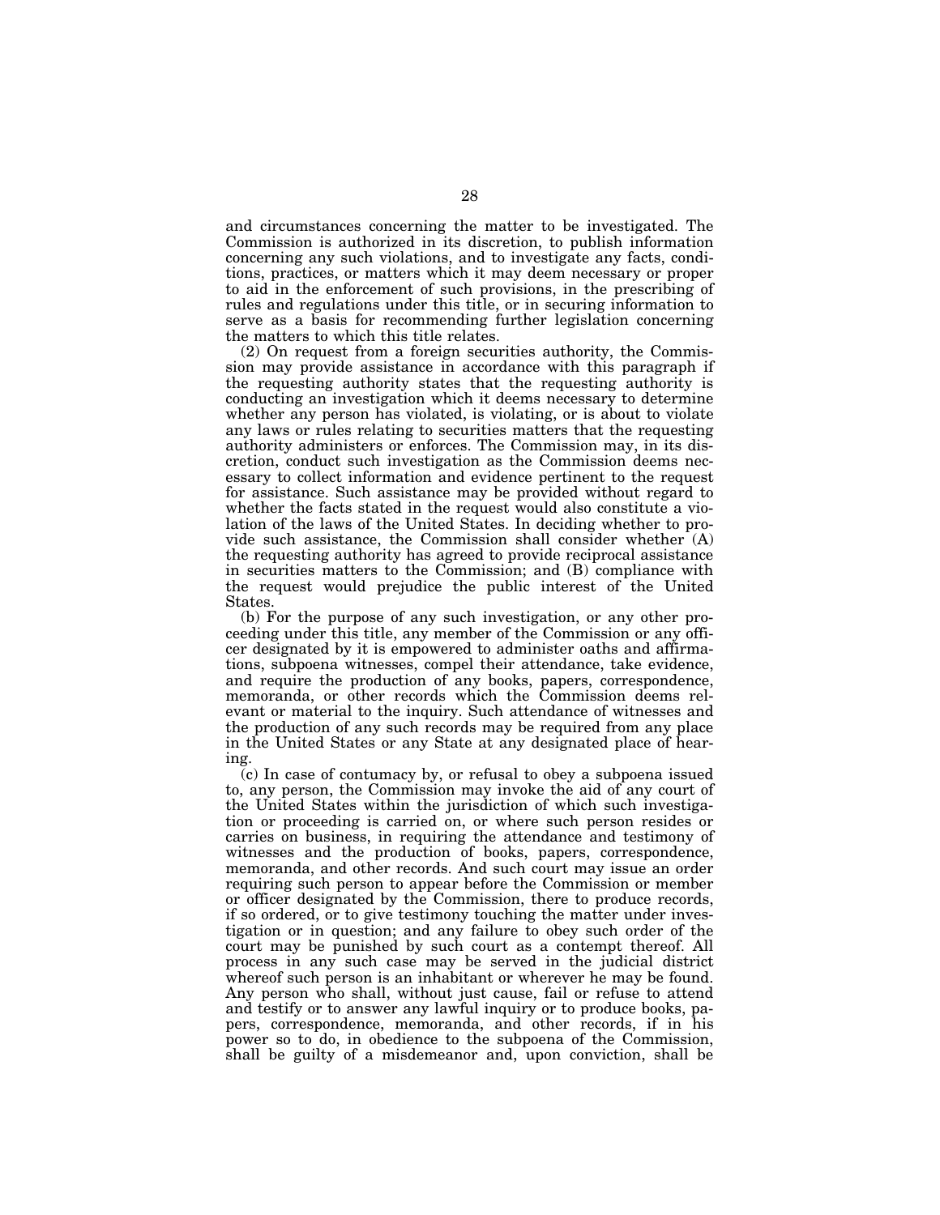and circumstances concerning the matter to be investigated. The Commission is authorized in its discretion, to publish information concerning any such violations, and to investigate any facts, conditions, practices, or matters which it may deem necessary or proper to aid in the enforcement of such provisions, in the prescribing of rules and regulations under this title, or in securing information to serve as a basis for recommending further legislation concerning the matters to which this title relates.

(2) On request from a foreign securities authority, the Commission may provide assistance in accordance with this paragraph if the requesting authority states that the requesting authority is conducting an investigation which it deems necessary to determine whether any person has violated, is violating, or is about to violate any laws or rules relating to securities matters that the requesting authority administers or enforces. The Commission may, in its discretion, conduct such investigation as the Commission deems necessary to collect information and evidence pertinent to the request for assistance. Such assistance may be provided without regard to whether the facts stated in the request would also constitute a violation of the laws of the United States. In deciding whether to provide such assistance, the Commission shall consider whether (A) the requesting authority has agreed to provide reciprocal assistance in securities matters to the Commission; and (B) compliance with the request would prejudice the public interest of the United States.

(b) For the purpose of any such investigation, or any other proceeding under this title, any member of the Commission or any officer designated by it is empowered to administer oaths and affirmations, subpoena witnesses, compel their attendance, take evidence, and require the production of any books, papers, correspondence, memoranda, or other records which the Commission deems relevant or material to the inquiry. Such attendance of witnesses and the production of any such records may be required from any place in the United States or any State at any designated place of hearing.

(c) In case of contumacy by, or refusal to obey a subpoena issued to, any person, the Commission may invoke the aid of any court of the United States within the jurisdiction of which such investigation or proceeding is carried on, or where such person resides or carries on business, in requiring the attendance and testimony of witnesses and the production of books, papers, correspondence, memoranda, and other records. And such court may issue an order requiring such person to appear before the Commission or member or officer designated by the Commission, there to produce records, if so ordered, or to give testimony touching the matter under investigation or in question; and any failure to obey such order of the court may be punished by such court as a contempt thereof. All process in any such case may be served in the judicial district whereof such person is an inhabitant or wherever he may be found. Any person who shall, without just cause, fail or refuse to attend and testify or to answer any lawful inquiry or to produce books, papers, correspondence, memoranda, and other records, if in his power so to do, in obedience to the subpoena of the Commission, shall be guilty of a misdemeanor and, upon conviction, shall be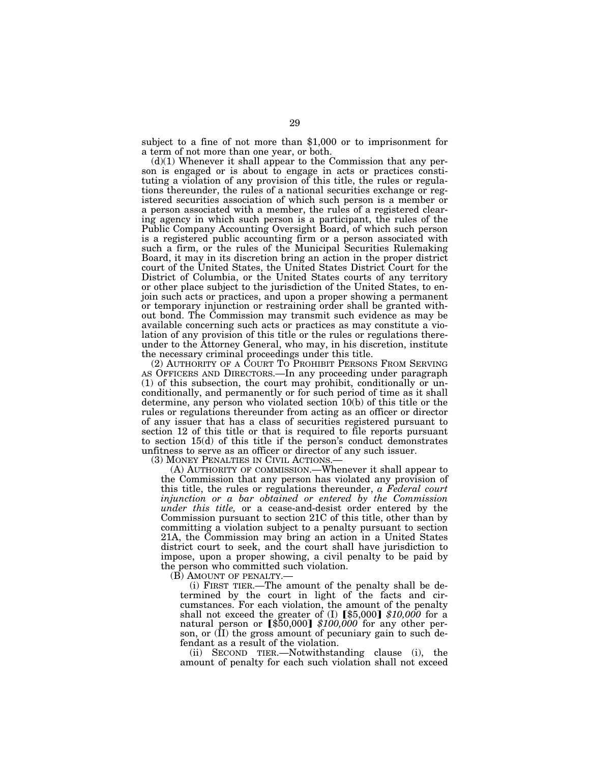subject to a fine of not more than $1,000 or to imprisonment for a term of not more than one year, or both.

(d)(1) Whenever it shall appear to the Commission that any person is engaged or is about to engage in acts or practices constituting a violation of any provision of this title, the rules or regulations thereunder, the rules of a national securities exchange or registered securities association of which such person is a member or a person associated with a member, the rules of a registered clearing agency in which such person is a participant, the rules of the Public Company Accounting Oversight Board, of which such person is a registered public accounting firm or a person associated with such a firm, or the rules of the Municipal Securities Rulemaking Board, it may in its discretion bring an action in the proper district court of the United States, the United States District Court for the District of Columbia, or the United States courts of any territory or other place subject to the jurisdiction of the United States, to enjoin such acts or practices, and upon a proper showing a permanent or temporary injunction or restraining order shall be granted without bond. The Commission may transmit such evidence as may be available concerning such acts or practices as may constitute a violation of any provision of this title or the rules or regulations thereunder to the Attorney General, who may, in his discretion, institute the necessary criminal proceedings under this title.

(2) AUTHORITY OF A COURT TO PROHIBIT PERSONS FROM SERVING AS OFFICERS AND DIRECTORS.—In any proceeding under paragraph (1) of this subsection, the court may prohibit, conditionally or unconditionally, and permanently or for such period of time as it shall determine, any person who violated section 10(b) of this title or the rules or regulations thereunder from acting as an officer or director of any issuer that has a class of securities registered pursuant to section 12 of this title or that is required to file reports pursuant to section 15(d) of this title if the person's conduct demonstrates unfitness to serve as an officer or director of any such issuer.

(3) MONEY PENALTIES IN CIVIL ACTIONS.—

(A) AUTHORITY OF COMMISSION.—Whenever it shall appear to the Commission that any person has violated any provision of this title, the rules or regulations thereunder, *a Federal court injunction or a bar obtained or entered by the Commission under this title,* or a cease-and-desist order entered by the Commission pursuant to section 21C of this title, other than by committing a violation subject to a penalty pursuant to section 21A, the Commission may bring an action in a United States district court to seek, and the court shall have jurisdiction to impose, upon a proper showing, a civil penalty to be paid by the person who committed such violation.

(B) AMOUNT OF PENALTY.—

(i) FIRST TIER.—The amount of the penalty shall be determined by the court in light of the facts and circumstances. For each violation, the amount of the penalty shall not exceed the greater of (I) [$5,000] *$10,000* for a natural person or [$50,000] *$100,000* for any other person, or (II) the gross amount of pecuniary gain to such defendant as a result of the violation.

(ii) SECOND TIER.—Notwithstanding clause (i), the amount of penalty for each such violation shall not exceed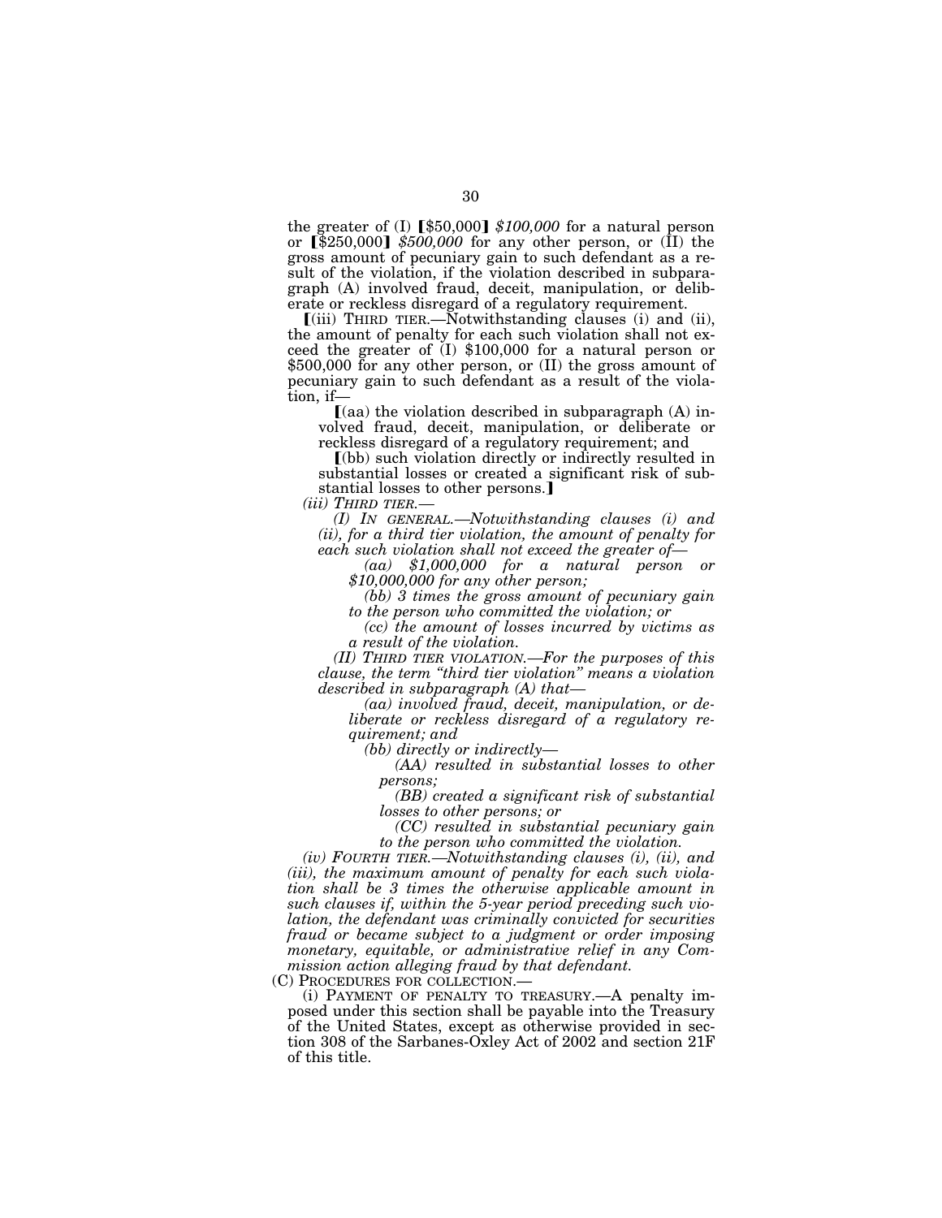the greater of (I) 【$50,000】 *$100,000* for a natural person or 【$250,000】 *$500,000* for any other person, or (II) the gross amount of pecuniary gain to such defendant as a result of the violation, if the violation described in subparagraph (A) involved fraud, deceit, manipulation, or deliberate or reckless disregard of a regulatory requirement.

【(iii) THIRD TIER.—Notwithstanding clauses (i) and (ii), the amount of penalty for each such violation shall not exceed the greater of (I) $100,000 for a natural person or $500,000 for any other person, or (II) the gross amount of pecuniary gain to such defendant as a result of the violation, if—

【(aa) the violation described in subparagraph (A) involved fraud, deceit, manipulation, or deliberate or reckless disregard of a regulatory requirement; and

【(bb) such violation directly or indirectly resulted in substantial losses or created a significant risk of substantial losses to other persons.】

*(iii) THIRD TIER.—*

*(I) IN GENERAL.—Notwithstanding clauses (i) and (ii), for a third tier violation, the amount of penalty for each such violation shall not exceed the greater of—*

*(aa) $1,000,000 for a natural person or $10,000,000 for any other person;*

*(bb) 3 times the gross amount of pecuniary gain to the person who committed the violation; or*

*(cc) the amount of losses incurred by victims as a result of the violation.*

*(II) THIRD TIER VIOLATION.—For the purposes of this clause, the term "third tier violation" means a violation described in subparagraph (A) that—*

*(aa) involved fraud, deceit, manipulation, or deliberate or reckless disregard of a regulatory requirement; and*

*(bb) directly or indirectly—*

*(AA) resulted in substantial losses to other persons;*

*(BB) created a significant risk of substantial losses to other persons; or*

*(CC) resulted in substantial pecuniary gain to the person who committed the violation.*

*(iv) FOURTH TIER.—Notwithstanding clauses (i), (ii), and (iii), the maximum amount of penalty for each such violation shall be 3 times the otherwise applicable amount in such clauses if, within the 5-year period preceding such violation, the defendant was criminally convicted for securities fraud or became subject to a judgment or order imposing monetary, equitable, or administrative relief in any Commission action alleging fraud by that defendant.*

(C) PROCEDURES FOR COLLECTION.—

(i) PAYMENT OF PENALTY TO TREASURY.—A penalty imposed under this section shall be payable into the Treasury of the United States, except as otherwise provided in section 308 of the Sarbanes-Oxley Act of 2002 and section 21F of this title.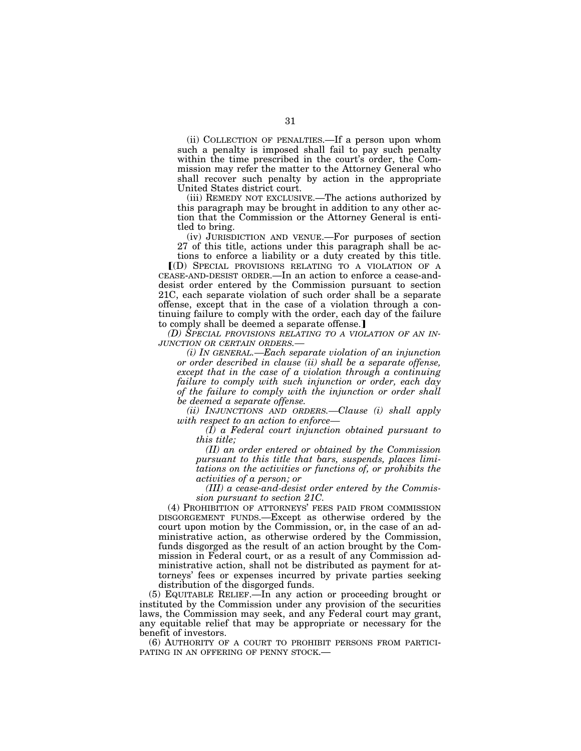(ii) COLLECTION OF PENALTIES.—If a person upon whom such a penalty is imposed shall fail to pay such penalty within the time prescribed in the court's order, the Commission may refer the matter to the Attorney General who shall recover such penalty by action in the appropriate United States district court.

(iii) REMEDY NOT EXCLUSIVE.—The actions authorized by this paragraph may be brought in addition to any other action that the Commission or the Attorney General is entitled to bring.

(iv) JURISDICTION AND VENUE.—For purposes of section 27 of this title, actions under this paragraph shall be actions to enforce a liability or a duty created by this title.

[(D) SPECIAL PROVISIONS RELATING TO A VIOLATION OF A CEASE-AND-DESIST ORDER.—In an action to enforce a cease-and-desist order entered by the Commission pursuant to section 21C, each separate violation of such order shall be a separate offense, except that in the case of a violation through a continuing failure to comply with the order, each day of the failure to comply shall be deemed a separate offense.]

*(D) SPECIAL PROVISIONS RELATING TO A VIOLATION OF AN INJUNCTION OR CERTAIN ORDERS.—*

*(i) IN GENERAL.—Each separate violation of an injunction or order described in clause (ii) shall be a separate offense, except that in the case of a violation through a continuing failure to comply with such injunction or order, each day of the failure to comply with the injunction or order shall be deemed a separate offense.*

*(ii) INJUNCTIONS AND ORDERS.—Clause (i) shall apply with respect to an action to enforce—*

*(I) a Federal court injunction obtained pursuant to this title;*

*(II) an order entered or obtained by the Commission pursuant to this title that bars, suspends, places limitations on the activities or functions of, or prohibits the activities of a person; or*

*(III) a cease-and-desist order entered by the Commission pursuant to section 21C.*

(4) PROHIBITION OF ATTORNEYS' FEES PAID FROM COMMISSION DISGORGEMENT FUNDS.—Except as otherwise ordered by the court upon motion by the Commission, or, in the case of an administrative action, as otherwise ordered by the Commission, funds disgorged as the result of an action brought by the Commission in Federal court, or as a result of any Commission administrative action, shall not be distributed as payment for attorneys' fees or expenses incurred by private parties seeking distribution of the disgorged funds.

(5) EQUITABLE RELIEF.—In any action or proceeding brought or instituted by the Commission under any provision of the securities laws, the Commission may seek, and any Federal court may grant, any equitable relief that may be appropriate or necessary for the benefit of investors.

(6) AUTHORITY OF A COURT TO PROHIBIT PERSONS FROM PARTICIPATING IN AN OFFERING OF PENNY STOCK.—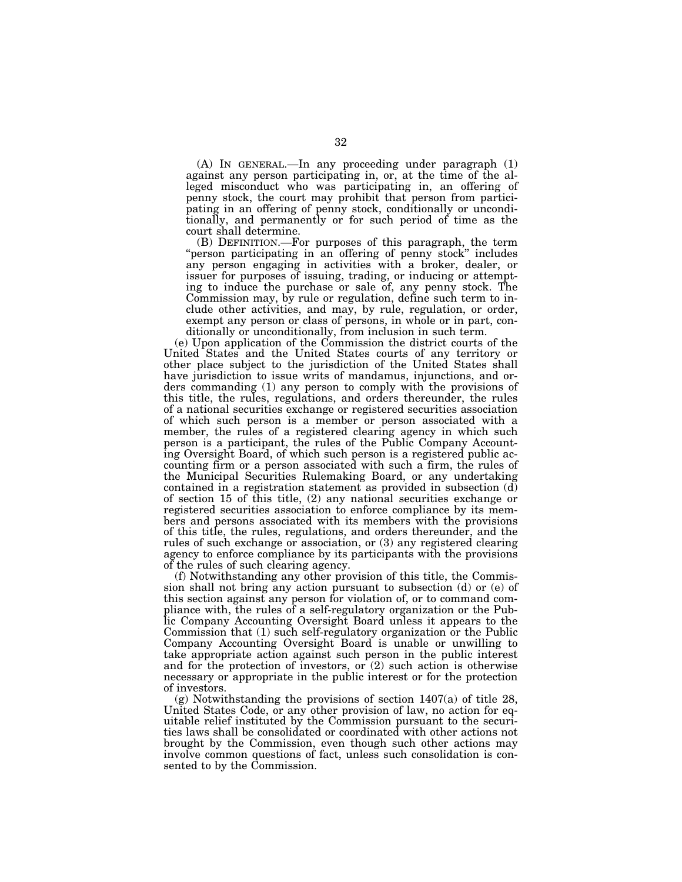(A) IN GENERAL.—In any proceeding under paragraph (1) against any person participating in, or, at the time of the alleged misconduct who was participating in, an offering of penny stock, the court may prohibit that person from participating in an offering of penny stock, conditionally or unconditionally, and permanently or for such period of time as the court shall determine.

(B) DEFINITION.—For purposes of this paragraph, the term "person participating in an offering of penny stock" includes any person engaging in activities with a broker, dealer, or issuer for purposes of issuing, trading, or inducing or attempting to induce the purchase or sale of, any penny stock. The Commission may, by rule or regulation, define such term to include other activities, and may, by rule, regulation, or order, exempt any person or class of persons, in whole or in part, conditionally or unconditionally, from inclusion in such term.

(e) Upon application of the Commission the district courts of the United States and the United States courts of any territory or other place subject to the jurisdiction of the United States shall have jurisdiction to issue writs of mandamus, injunctions, and orders commanding (1) any person to comply with the provisions of this title, the rules, regulations, and orders thereunder, the rules of a national securities exchange or registered securities association of which such person is a member or person associated with a member, the rules of a registered clearing agency in which such person is a participant, the rules of the Public Company Accounting Oversight Board, of which such person is a registered public accounting firm or a person associated with such a firm, the rules of the Municipal Securities Rulemaking Board, or any undertaking contained in a registration statement as provided in subsection (d) of section 15 of this title, (2) any national securities exchange or registered securities association to enforce compliance by its members and persons associated with its members with the provisions of this title, the rules, regulations, and orders thereunder, and the rules of such exchange or association, or (3) any registered clearing agency to enforce compliance by its participants with the provisions of the rules of such clearing agency.

(f) Notwithstanding any other provision of this title, the Commission shall not bring any action pursuant to subsection (d) or (e) of this section against any person for violation of, or to command compliance with, the rules of a self-regulatory organization or the Public Company Accounting Oversight Board unless it appears to the Commission that (1) such self-regulatory organization or the Public Company Accounting Oversight Board is unable or unwilling to take appropriate action against such person in the public interest and for the protection of investors, or (2) such action is otherwise necessary or appropriate in the public interest or for the protection of investors.

(g) Notwithstanding the provisions of section 1407(a) of title 28, United States Code, or any other provision of law, no action for equitable relief instituted by the Commission pursuant to the securities laws shall be consolidated or coordinated with other actions not brought by the Commission, even though such other actions may involve common questions of fact, unless such consolidation is consented to by the Commission.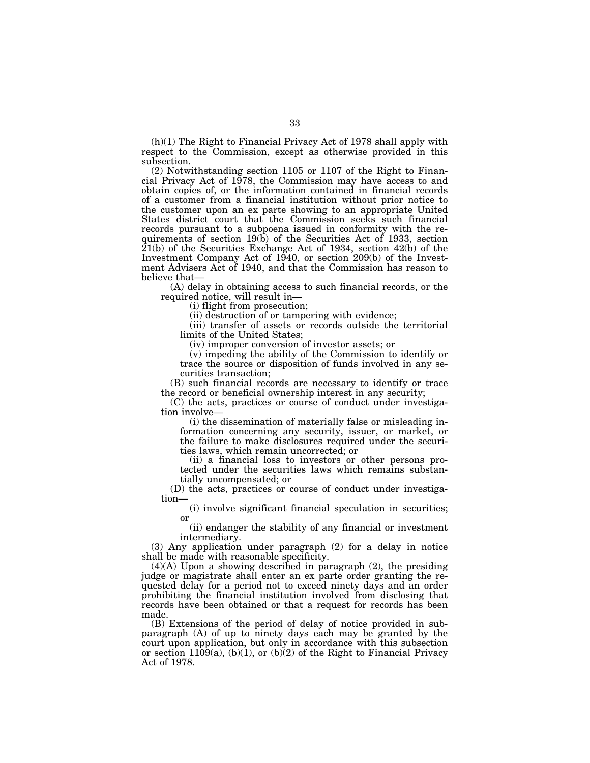(h)(1) The Right to Financial Privacy Act of 1978 shall apply with respect to the Commission, except as otherwise provided in this subsection.

(2) Notwithstanding section 1105 or 1107 of the Right to Financial Privacy Act of 1978, the Commission may have access to and obtain copies of, or the information contained in financial records of a customer from a financial institution without prior notice to the customer upon an ex parte showing to an appropriate United States district court that the Commission seeks such financial records pursuant to a subpoena issued in conformity with the requirements of section 19(b) of the Securities Act of 1933, section 21(b) of the Securities Exchange Act of 1934, section 42(b) of the Investment Company Act of 1940, or section 209(b) of the Investment Advisers Act of 1940, and that the Commission has reason to believe that—

(A) delay in obtaining access to such financial records, or the required notice, will result in—

(i) flight from prosecution;

(ii) destruction of or tampering with evidence;

(iii) transfer of assets or records outside the territorial limits of the United States;

(iv) improper conversion of investor assets; or

(v) impeding the ability of the Commission to identify or trace the source or disposition of funds involved in any securities transaction;

(B) such financial records are necessary to identify or trace the record or beneficial ownership interest in any security;

(C) the acts, practices or course of conduct under investigation involve—

(i) the dissemination of materially false or misleading information concerning any security, issuer, or market, or the failure to make disclosures required under the securities laws, which remain uncorrected; or

(ii) a financial loss to investors or other persons protected under the securities laws which remains substantially uncompensated; or

(D) the acts, practices or course of conduct under investigation—

(i) involve significant financial speculation in securities; or

(ii) endanger the stability of any financial or investment intermediary.

(3) Any application under paragraph (2) for a delay in notice shall be made with reasonable specificity.

(4)(A) Upon a showing described in paragraph (2), the presiding judge or magistrate shall enter an ex parte order granting the requested delay for a period not to exceed ninety days and an order prohibiting the financial institution involved from disclosing that records have been obtained or that a request for records has been made.

(B) Extensions of the period of delay of notice provided in subparagraph (A) of up to ninety days each may be granted by the court upon application, but only in accordance with this subsection or section 1109(a), (b)(1), or (b)(2) of the Right to Financial Privacy Act of 1978.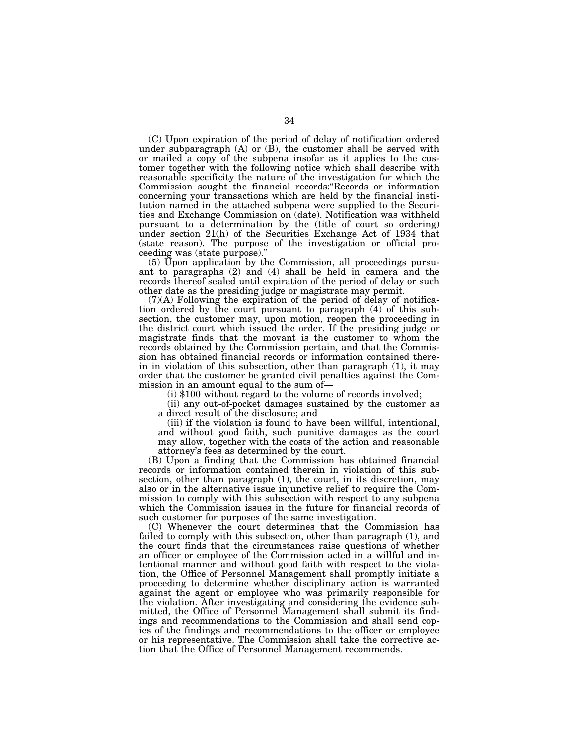(C) Upon expiration of the period of delay of notification ordered under subparagraph (A) or (B), the customer shall be served with or mailed a copy of the subpena insofar as it applies to the customer together with the following notice which shall describe with reasonable specificity the nature of the investigation for which the Commission sought the financial records:"Records or information concerning your transactions which are held by the financial institution named in the attached subpena were supplied to the Securities and Exchange Commission on (date). Notification was withheld pursuant to a determination by the (title of court so ordering) under section 21(h) of the Securities Exchange Act of 1934 that (state reason). The purpose of the investigation or official proceeding was (state purpose)."

(5) Upon application by the Commission, all proceedings pursuant to paragraphs (2) and (4) shall be held in camera and the records thereof sealed until expiration of the period of delay or such other date as the presiding judge or magistrate may permit.

(7)(A) Following the expiration of the period of delay of notification ordered by the court pursuant to paragraph (4) of this subsection, the customer may, upon motion, reopen the proceeding in the district court which issued the order. If the presiding judge or magistrate finds that the movant is the customer to whom the records obtained by the Commission pertain, and that the Commission has obtained financial records or information contained therein in violation of this subsection, other than paragraph (1), it may order that the customer be granted civil penalties against the Commission in an amount equal to the sum of—

(i) $100 without regard to the volume of records involved;

(ii) any out-of-pocket damages sustained by the customer as a direct result of the disclosure; and

(iii) if the violation is found to have been willful, intentional, and without good faith, such punitive damages as the court may allow, together with the costs of the action and reasonable attorney's fees as determined by the court.

(B) Upon a finding that the Commission has obtained financial records or information contained therein in violation of this subsection, other than paragraph (1), the court, in its discretion, may also or in the alternative issue injunctive relief to require the Commission to comply with this subsection with respect to any subpena which the Commission issues in the future for financial records of such customer for purposes of the same investigation.

(C) Whenever the court determines that the Commission has failed to comply with this subsection, other than paragraph (1), and the court finds that the circumstances raise questions of whether an officer or employee of the Commission acted in a willful and intentional manner and without good faith with respect to the violation, the Office of Personnel Management shall promptly initiate a proceeding to determine whether disciplinary action is warranted against the agent or employee who was primarily responsible for the violation. After investigating and considering the evidence submitted, the Office of Personnel Management shall submit its findings and recommendations to the Commission and shall send copies of the findings and recommendations to the officer or employee or his representative. The Commission shall take the corrective action that the Office of Personnel Management recommends.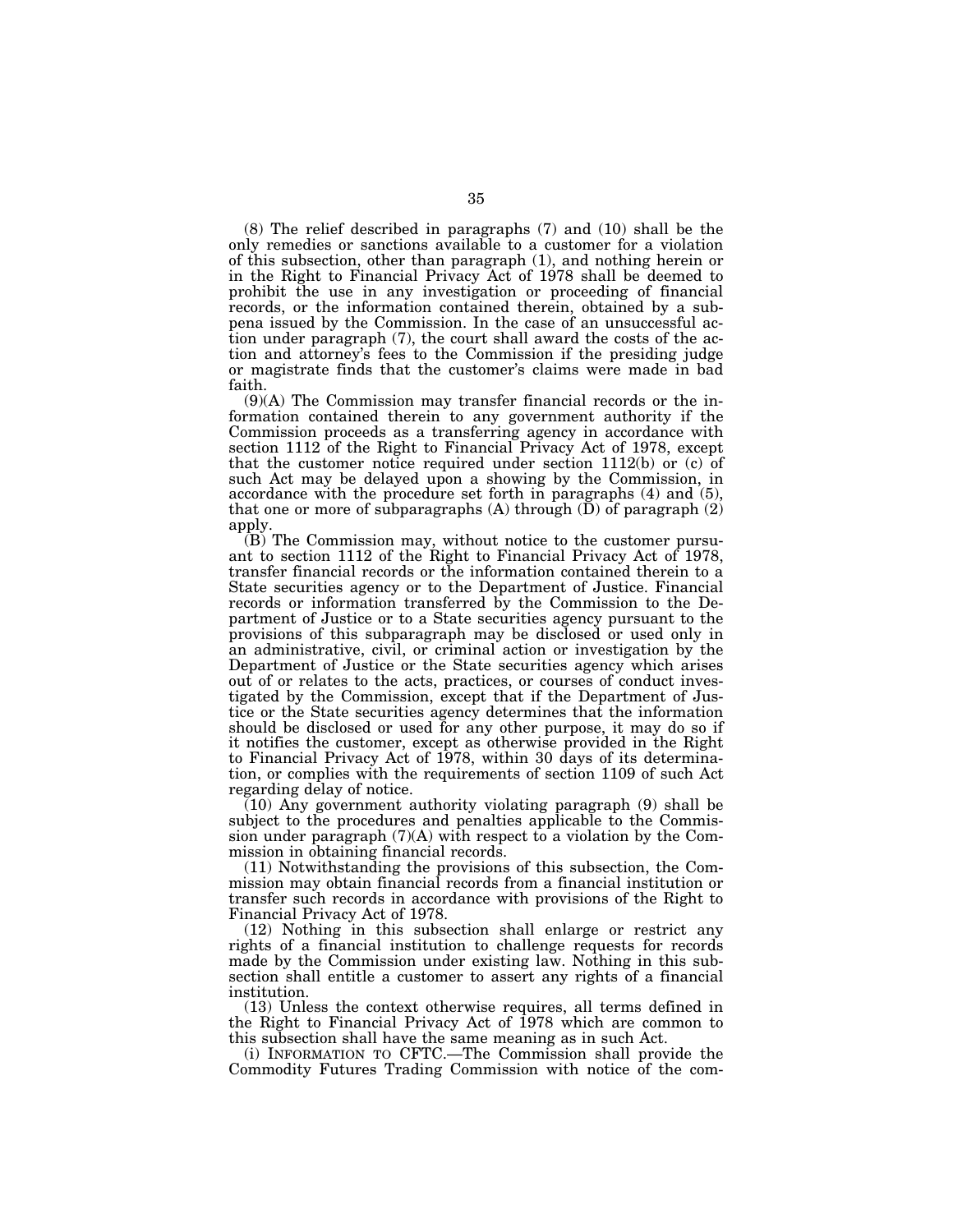(8) The relief described in paragraphs (7) and (10) shall be the only remedies or sanctions available to a customer for a violation of this subsection, other than paragraph (1), and nothing herein or in the Right to Financial Privacy Act of 1978 shall be deemed to prohibit the use in any investigation or proceeding of financial records, or the information contained therein, obtained by a subpena issued by the Commission. In the case of an unsuccessful action under paragraph (7), the court shall award the costs of the action and attorney's fees to the Commission if the presiding judge or magistrate finds that the customer's claims were made in bad faith.

(9)(A) The Commission may transfer financial records or the information contained therein to any government authority if the Commission proceeds as a transferring agency in accordance with section 1112 of the Right to Financial Privacy Act of 1978, except that the customer notice required under section 1112(b) or (c) of such Act may be delayed upon a showing by the Commission, in accordance with the procedure set forth in paragraphs (4) and (5), that one or more of subparagraphs (A) through (D) of paragraph (2) apply.

(B) The Commission may, without notice to the customer pursuant to section 1112 of the Right to Financial Privacy Act of 1978, transfer financial records or the information contained therein to a State securities agency or to the Department of Justice. Financial records or information transferred by the Commission to the Department of Justice or to a State securities agency pursuant to the provisions of this subparagraph may be disclosed or used only in an administrative, civil, or criminal action or investigation by the Department of Justice or the State securities agency which arises out of or relates to the acts, practices, or courses of conduct investigated by the Commission, except that if the Department of Justice or the State securities agency determines that the information should be disclosed or used for any other purpose, it may do so if it notifies the customer, except as otherwise provided in the Right to Financial Privacy Act of 1978, within 30 days of its determination, or complies with the requirements of section 1109 of such Act regarding delay of notice.

(10) Any government authority violating paragraph (9) shall be subject to the procedures and penalties applicable to the Commission under paragraph (7)(A) with respect to a violation by the Commission in obtaining financial records.

(11) Notwithstanding the provisions of this subsection, the Commission may obtain financial records from a financial institution or transfer such records in accordance with provisions of the Right to Financial Privacy Act of 1978.

(12) Nothing in this subsection shall enlarge or restrict any rights of a financial institution to challenge requests for records made by the Commission under existing law. Nothing in this subsection shall entitle a customer to assert any rights of a financial institution.

(13) Unless the context otherwise requires, all terms defined in the Right to Financial Privacy Act of 1978 which are common to this subsection shall have the same meaning as in such Act.

(i) INFORMATION TO CFTC.—The Commission shall provide the Commodity Futures Trading Commission with notice of the com-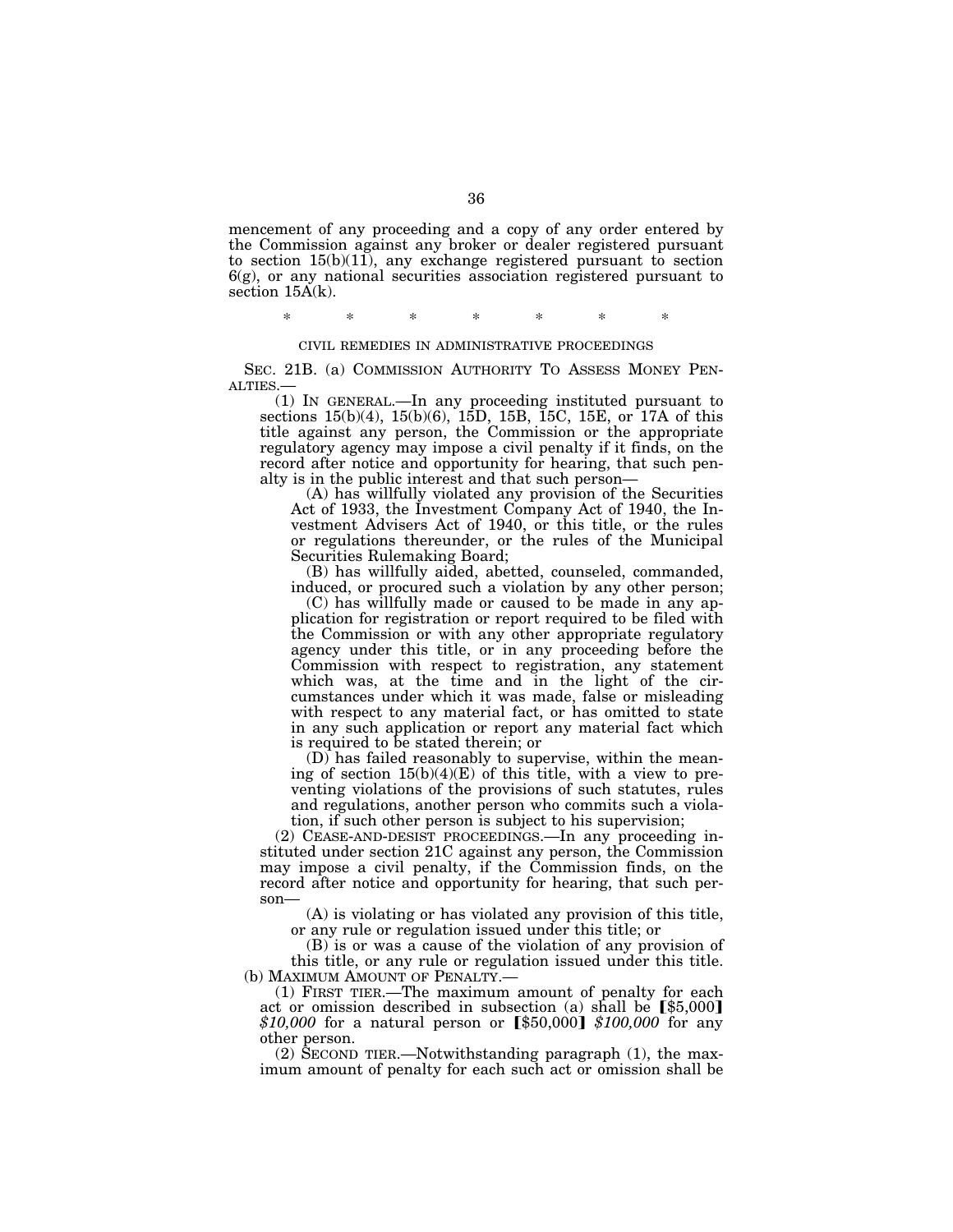mencement of any proceeding and a copy of any order entered by the Commission against any broker or dealer registered pursuant to section 15(b)(11), any exchange registered pursuant to section 6(g), or any national securities association registered pursuant to section 15A(k).

\* \* \* \* \* \* \*

CIVIL REMEDIES IN ADMINISTRATIVE PROCEEDINGS

SEC. 21B. (a) COMMISSION AUTHORITY TO ASSESS MONEY PENALTIES.—

(1) IN GENERAL.—In any proceeding instituted pursuant to sections 15(b)(4), 15(b)(6), 15D, 15B, 15C, 15E, or 17A of this title against any person, the Commission or the appropriate regulatory agency may impose a civil penalty if it finds, on the record after notice and opportunity for hearing, that such penalty is in the public interest and that such person—

(A) has willfully violated any provision of the Securities Act of 1933, the Investment Company Act of 1940, the Investment Advisers Act of 1940, or this title, or the rules or regulations thereunder, or the rules of the Municipal Securities Rulemaking Board;

(B) has willfully aided, abetted, counseled, commanded, induced, or procured such a violation by any other person;

(C) has willfully made or caused to be made in any application for registration or report required to be filed with the Commission or with any other appropriate regulatory agency under this title, or in any proceeding before the Commission with respect to registration, any statement which was, at the time and in the light of the circumstances under which it was made, false or misleading with respect to any material fact, or has omitted to state in any such application or report any material fact which is required to be stated therein; or

(D) has failed reasonably to supervise, within the meaning of section 15(b)(4)(E) of this title, with a view to preventing violations of the provisions of such statutes, rules and regulations, another person who commits such a violation, if such other person is subject to his supervision;

(2) CEASE-AND-DESIST PROCEEDINGS.—In any proceeding instituted under section 21C against any person, the Commission may impose a civil penalty, if the Commission finds, on the record after notice and opportunity for hearing, that such person—

(A) is violating or has violated any provision of this title, or any rule or regulation issued under this title; or

(B) is or was a cause of the violation of any provision of this title, or any rule or regulation issued under this title.

(b) MAXIMUM AMOUNT OF PENALTY.—

(1) FIRST TIER.—The maximum amount of penalty for each act or omission described in subsection (a) shall be ⟦$5,000⟧ *$10,000* for a natural person or ⟦$50,000⟧ *$100,000* for any other person.

(2) SECOND TIER.—Notwithstanding paragraph (1), the maximum amount of penalty for each such act or omission shall be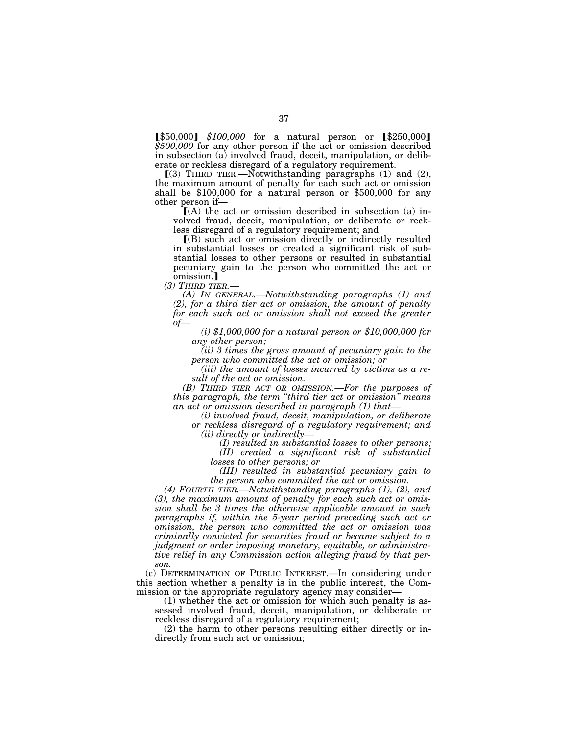【$50,000】 *$100,000* for a natural person or 【$250,000】 *$500,000* for any other person if the act or omission described in subsection (a) involved fraud, deceit, manipulation, or deliberate or reckless disregard of a regulatory requirement.

【(3) THIRD TIER.—Notwithstanding paragraphs (1) and (2), the maximum amount of penalty for each such act or omission shall be $100,000 for a natural person or $500,000 for any other person if—

【(A) the act or omission described in subsection (a) involved fraud, deceit, manipulation, or deliberate or reckless disregard of a regulatory requirement; and

【(B) such act or omission directly or indirectly resulted in substantial losses or created a significant risk of substantial losses to other persons or resulted in substantial pecuniary gain to the person who committed the act or omission.】

*(3) THIRD TIER.—*

*(A) IN GENERAL.—Notwithstanding paragraphs (1) and (2), for a third tier act or omission, the amount of penalty for each such act or omission shall not exceed the greater of—*

*(i) $1,000,000 for a natural person or $10,000,000 for any other person;*

*(ii) 3 times the gross amount of pecuniary gain to the person who committed the act or omission; or*

*(iii) the amount of losses incurred by victims as a result of the act or omission.*

*(B) THIRD TIER ACT OR OMISSION.—For the purposes of this paragraph, the term "third tier act or omission" means an act or omission described in paragraph (1) that—*

*(i) involved fraud, deceit, manipulation, or deliberate or reckless disregard of a regulatory requirement; and*

*(ii) directly or indirectly—*

*(I) resulted in substantial losses to other persons;*

*(II) created a significant risk of substantial losses to other persons; or*

*(III) resulted in substantial pecuniary gain to the person who committed the act or omission.*

*(4) FOURTH TIER.—Notwithstanding paragraphs (1), (2), and (3), the maximum amount of penalty for each such act or omission shall be 3 times the otherwise applicable amount in such paragraphs if, within the 5-year period preceding such act or omission, the person who committed the act or omission was criminally convicted for securities fraud or became subject to a judgment or order imposing monetary, equitable, or administrative relief in any Commission action alleging fraud by that person.*

(c) DETERMINATION OF PUBLIC INTEREST.—In considering under this section whether a penalty is in the public interest, the Commission or the appropriate regulatory agency may consider—

(1) whether the act or omission for which such penalty is assessed involved fraud, deceit, manipulation, or deliberate or reckless disregard of a regulatory requirement;

(2) the harm to other persons resulting either directly or indirectly from such act or omission;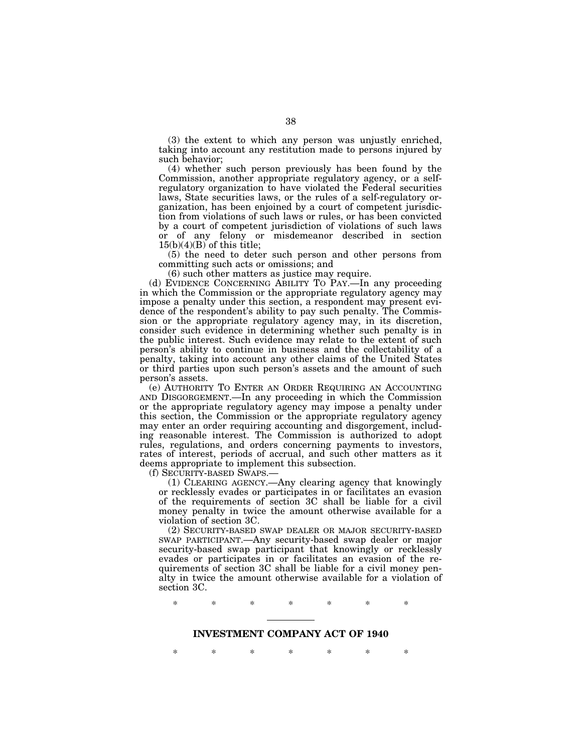(3) the extent to which any person was unjustly enriched, taking into account any restitution made to persons injured by such behavior;

(4) whether such person previously has been found by the Commission, another appropriate regulatory agency, or a self-regulatory organization to have violated the Federal securities laws, State securities laws, or the rules of a self-regulatory organization, has been enjoined by a court of competent jurisdiction from violations of such laws or rules, or has been convicted by a court of competent jurisdiction of violations of such laws or of any felony or misdemeanor described in section 15(b)(4)(B) of this title;

(5) the need to deter such person and other persons from committing such acts or omissions; and

(6) such other matters as justice may require.

(d) EVIDENCE CONCERNING ABILITY TO PAY.—In any proceeding in which the Commission or the appropriate regulatory agency may impose a penalty under this section, a respondent may present evidence of the respondent's ability to pay such penalty. The Commission or the appropriate regulatory agency may, in its discretion, consider such evidence in determining whether such penalty is in the public interest. Such evidence may relate to the extent of such person's ability to continue in business and the collectability of a penalty, taking into account any other claims of the United States or third parties upon such person's assets and the amount of such person's assets.

(e) AUTHORITY TO ENTER AN ORDER REQUIRING AN ACCOUNTING AND DISGORGEMENT.—In any proceeding in which the Commission or the appropriate regulatory agency may impose a penalty under this section, the Commission or the appropriate regulatory agency may enter an order requiring accounting and disgorgement, including reasonable interest. The Commission is authorized to adopt rules, regulations, and orders concerning payments to investors, rates of interest, periods of accrual, and such other matters as it deems appropriate to implement this subsection.

(f) SECURITY-BASED SWAPS.—

(1) CLEARING AGENCY.—Any clearing agency that knowingly or recklessly evades or participates in or facilitates an evasion of the requirements of section 3C shall be liable for a civil money penalty in twice the amount otherwise available for a violation of section 3C.

(2) SECURITY-BASED SWAP DEALER OR MAJOR SECURITY-BASED SWAP PARTICIPANT.—Any security-based swap dealer or major security-based swap participant that knowingly or recklessly evades or participates in or facilitates an evasion of the requirements of section 3C shall be liable for a civil money penalty in twice the amount otherwise available for a violation of section 3C.

\* \* \* \* \* \* \*

## INVESTMENT COMPANY ACT OF 1940

\* \* \* \* \* \* \*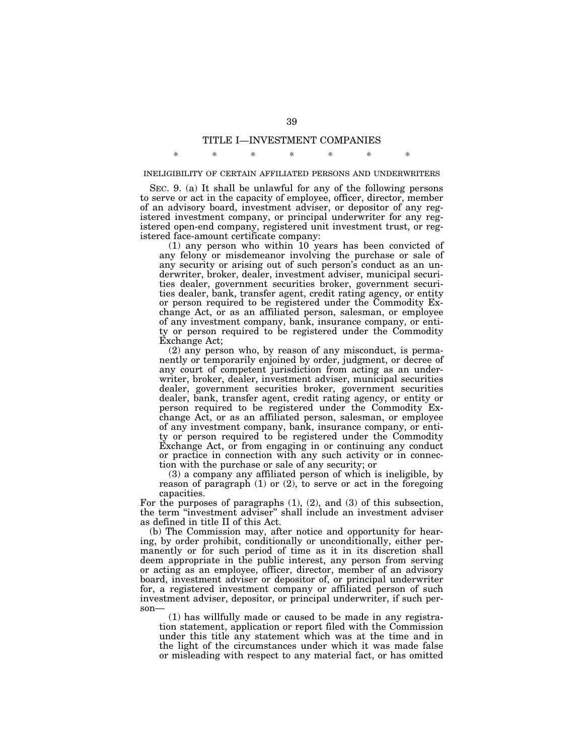## TITLE I—INVESTMENT COMPANIES

\* \* \* \* \* \* \*

### INELIGIBILITY OF CERTAIN AFFILIATED PERSONS AND UNDERWRITERS

SEC. 9. (a) It shall be unlawful for any of the following persons to serve or act in the capacity of employee, officer, director, member of an advisory board, investment adviser, or depositor of any registered investment company, or principal underwriter for any registered open-end company, registered unit investment trust, or registered face-amount certificate company:

(1) any person who within 10 years has been convicted of any felony or misdemeanor involving the purchase or sale of any security or arising out of such person's conduct as an underwriter, broker, dealer, investment adviser, municipal securities dealer, government securities broker, government securities dealer, bank, transfer agent, credit rating agency, or entity or person required to be registered under the Commodity Exchange Act, or as an affiliated person, salesman, or employee of any investment company, bank, insurance company, or entity or person required to be registered under the Commodity Exchange Act;

(2) any person who, by reason of any misconduct, is permanently or temporarily enjoined by order, judgment, or decree of any court of competent jurisdiction from acting as an underwriter, broker, dealer, investment adviser, municipal securities dealer, government securities broker, government securities dealer, bank, transfer agent, credit rating agency, or entity or person required to be registered under the Commodity Exchange Act, or as an affiliated person, salesman, or employee of any investment company, bank, insurance company, or entity or person required to be registered under the Commodity Exchange Act, or from engaging in or continuing any conduct or practice in connection with any such activity or in connection with the purchase or sale of any security; or

(3) a company any affiliated person of which is ineligible, by reason of paragraph (1) or (2), to serve or act in the foregoing capacities.

For the purposes of paragraphs (1), (2), and (3) of this subsection, the term "investment adviser" shall include an investment adviser as defined in title II of this Act.

(b) The Commission may, after notice and opportunity for hearing, by order prohibit, conditionally or unconditionally, either permanently or for such period of time as it in its discretion shall deem appropriate in the public interest, any person from serving or acting as an employee, officer, director, member of an advisory board, investment adviser or depositor of, or principal underwriter for, a registered investment company or affiliated person of such investment adviser, depositor, or principal underwriter, if such person—

(1) has willfully made or caused to be made in any registration statement, application or report filed with the Commission under this title any statement which was at the time and in the light of the circumstances under which it was made false or misleading with respect to any material fact, or has omitted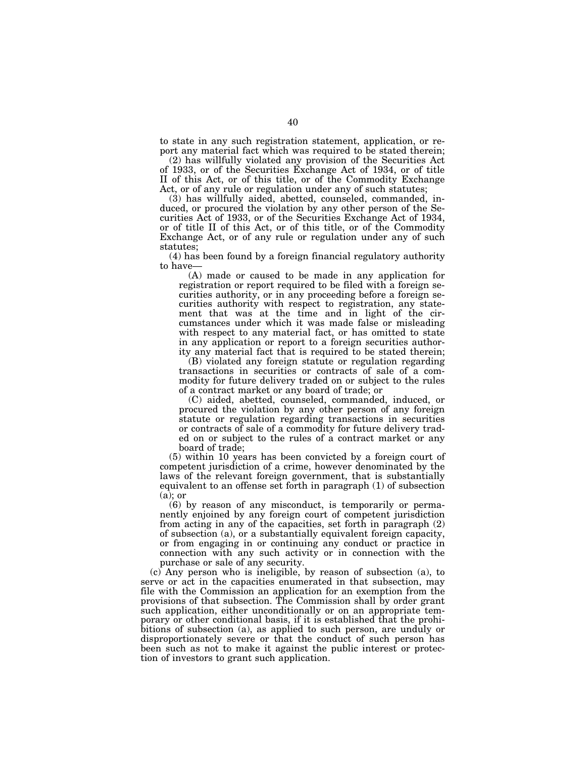to state in any such registration statement, application, or report any material fact which was required to be stated therein;

(2) has willfully violated any provision of the Securities Act of 1933, or of the Securities Exchange Act of 1934, or of title II of this Act, or of this title, or of the Commodity Exchange Act, or of any rule or regulation under any of such statutes;

(3) has willfully aided, abetted, counseled, commanded, induced, or procured the violation by any other person of the Securities Act of 1933, or of the Securities Exchange Act of 1934, or of title II of this Act, or of this title, or of the Commodity Exchange Act, or of any rule or regulation under any of such statutes;

(4) has been found by a foreign financial regulatory authority to have—

(A) made or caused to be made in any application for registration or report required to be filed with a foreign securities authority, or in any proceeding before a foreign securities authority with respect to registration, any statement that was at the time and in light of the circumstances under which it was made false or misleading with respect to any material fact, or has omitted to state in any application or report to a foreign securities authority any material fact that is required to be stated therein;

(B) violated any foreign statute or regulation regarding transactions in securities or contracts of sale of a commodity for future delivery traded on or subject to the rules of a contract market or any board of trade; or

(C) aided, abetted, counseled, commanded, induced, or procured the violation by any other person of any foreign statute or regulation regarding transactions in securities or contracts of sale of a commodity for future delivery traded on or subject to the rules of a contract market or any board of trade;

(5) within 10 years has been convicted by a foreign court of competent jurisdiction of a crime, however denominated by the laws of the relevant foreign government, that is substantially equivalent to an offense set forth in paragraph (1) of subsection (a); or

(6) by reason of any misconduct, is temporarily or permanently enjoined by any foreign court of competent jurisdiction from acting in any of the capacities, set forth in paragraph (2) of subsection (a), or a substantially equivalent foreign capacity, or from engaging in or continuing any conduct or practice in connection with any such activity or in connection with the purchase or sale of any security.

(c) Any person who is ineligible, by reason of subsection (a), to serve or act in the capacities enumerated in that subsection, may file with the Commission an application for an exemption from the provisions of that subsection. The Commission shall by order grant such application, either unconditionally or on an appropriate temporary or other conditional basis, if it is established that the prohibitions of subsection (a), as applied to such person, are unduly or disproportionately severe or that the conduct of such person has been such as not to make it against the public interest or protection of investors to grant such application.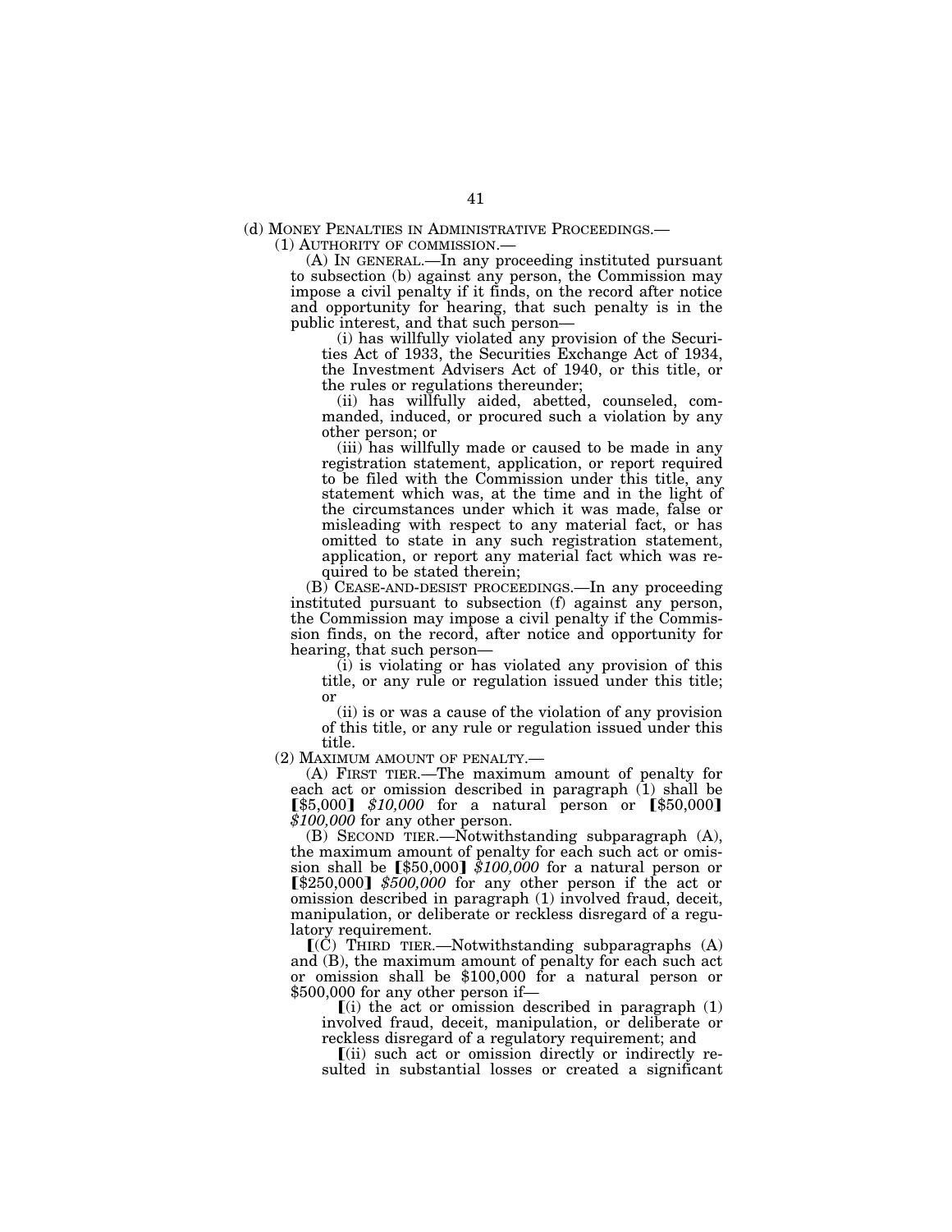(d) MONEY PENALTIES IN ADMINISTRATIVE PROCEEDINGS.—

(1) AUTHORITY OF COMMISSION.—

(A) IN GENERAL.—In any proceeding instituted pursuant to subsection (b) against any person, the Commission may impose a civil penalty if it finds, on the record after notice and opportunity for hearing, that such penalty is in the public interest, and that such person—

(i) has willfully violated any provision of the Securities Act of 1933, the Securities Exchange Act of 1934, the Investment Advisers Act of 1940, or this title, or the rules or regulations thereunder;

(ii) has willfully aided, abetted, counseled, commanded, induced, or procured such a violation by any other person; or

(iii) has willfully made or caused to be made in any registration statement, application, or report required to be filed with the Commission under this title, any statement which was, at the time and in the light of the circumstances under which it was made, false or misleading with respect to any material fact, or has omitted to state in any such registration statement, application, or report any material fact which was required to be stated therein;

(B) CEASE-AND-DESIST PROCEEDINGS.—In any proceeding instituted pursuant to subsection (f) against any person, the Commission may impose a civil penalty if the Commission finds, on the record, after notice and opportunity for hearing, that such person—

(i) is violating or has violated any provision of this title, or any rule or regulation issued under this title; or

(ii) is or was a cause of the violation of any provision of this title, or any rule or regulation issued under this title.

(2) MAXIMUM AMOUNT OF PENALTY.—

(A) FIRST TIER.—The maximum amount of penalty for each act or omission described in paragraph (1) shall be ⟦$5,000⟧ *$10,000* for a natural person or ⟦$50,000⟧ *$100,000* for any other person.

(B) SECOND TIER.—Notwithstanding subparagraph (A), the maximum amount of penalty for each such act or omission shall be ⟦$50,000⟧ *$100,000* for a natural person or ⟦$250,000⟧ *$500,000* for any other person if the act or omission described in paragraph (1) involved fraud, deceit, manipulation, or deliberate or reckless disregard of a regulatory requirement.

⟦(C) THIRD TIER.—Notwithstanding subparagraphs (A) and (B), the maximum amount of penalty for each such act or omission shall be $100,000 for a natural person or $500,000 for any other person if—

⟦(i) the act or omission described in paragraph (1) involved fraud, deceit, manipulation, or deliberate or reckless disregard of a regulatory requirement; and

⟦(ii) such act or omission directly or indirectly resulted in substantial losses or created a significant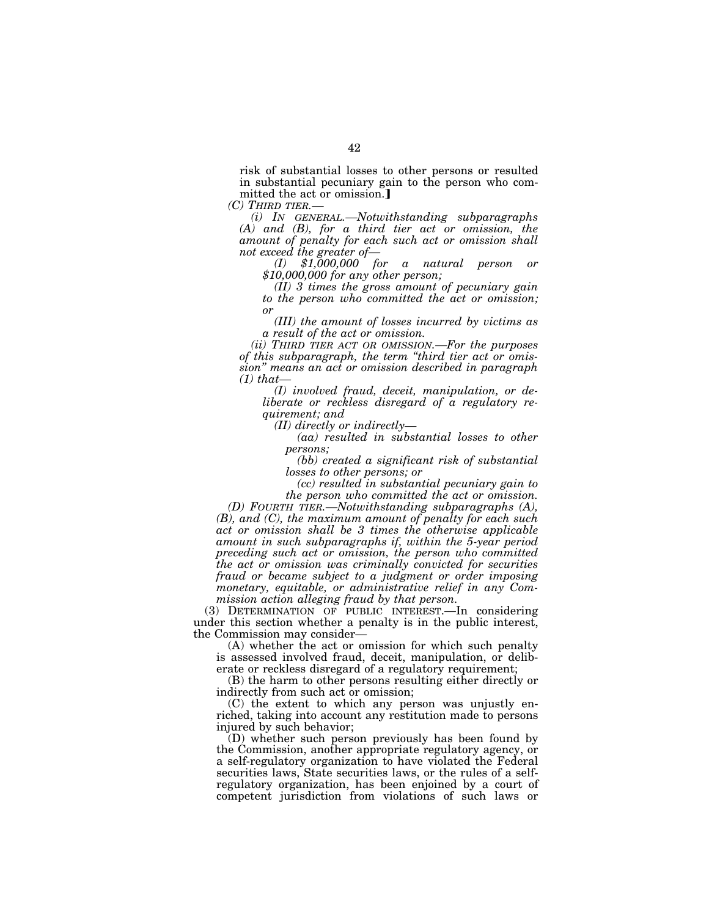risk of substantial losses to other persons or resulted in substantial pecuniary gain to the person who committed the act or omission.]

*(C) THIRD TIER.—*

*(i) IN GENERAL.—Notwithstanding subparagraphs (A) and (B), for a third tier act or omission, the amount of penalty for each such act or omission shall not exceed the greater of—*

*(I) $1,000,000 for a natural person or $10,000,000 for any other person;*

*(II) 3 times the gross amount of pecuniary gain to the person who committed the act or omission; or*

*(III) the amount of losses incurred by victims as a result of the act or omission.*

*(ii) THIRD TIER ACT OR OMISSION.—For the purposes of this subparagraph, the term "third tier act or omission" means an act or omission described in paragraph (1) that—*

*(I) involved fraud, deceit, manipulation, or deliberate or reckless disregard of a regulatory requirement; and*

*(II) directly or indirectly—*

*(aa) resulted in substantial losses to other persons;*

*(bb) created a significant risk of substantial losses to other persons; or*

*(cc) resulted in substantial pecuniary gain to the person who committed the act or omission.*

*(D) FOURTH TIER.—Notwithstanding subparagraphs (A), (B), and (C), the maximum amount of penalty for each such act or omission shall be 3 times the otherwise applicable amount in such subparagraphs if, within the 5-year period preceding such act or omission, the person who committed the act or omission was criminally convicted for securities fraud or became subject to a judgment or order imposing monetary, equitable, or administrative relief in any Commission action alleging fraud by that person.*

(3) DETERMINATION OF PUBLIC INTEREST.—In considering under this section whether a penalty is in the public interest, the Commission may consider—

(A) whether the act or omission for which such penalty is assessed involved fraud, deceit, manipulation, or deliberate or reckless disregard of a regulatory requirement;

(B) the harm to other persons resulting either directly or indirectly from such act or omission;

(C) the extent to which any person was unjustly enriched, taking into account any restitution made to persons injured by such behavior;

(D) whether such person previously has been found by the Commission, another appropriate regulatory agency, or a self-regulatory organization to have violated the Federal securities laws, State securities laws, or the rules of a self-regulatory organization, has been enjoined by a court of competent jurisdiction from violations of such laws or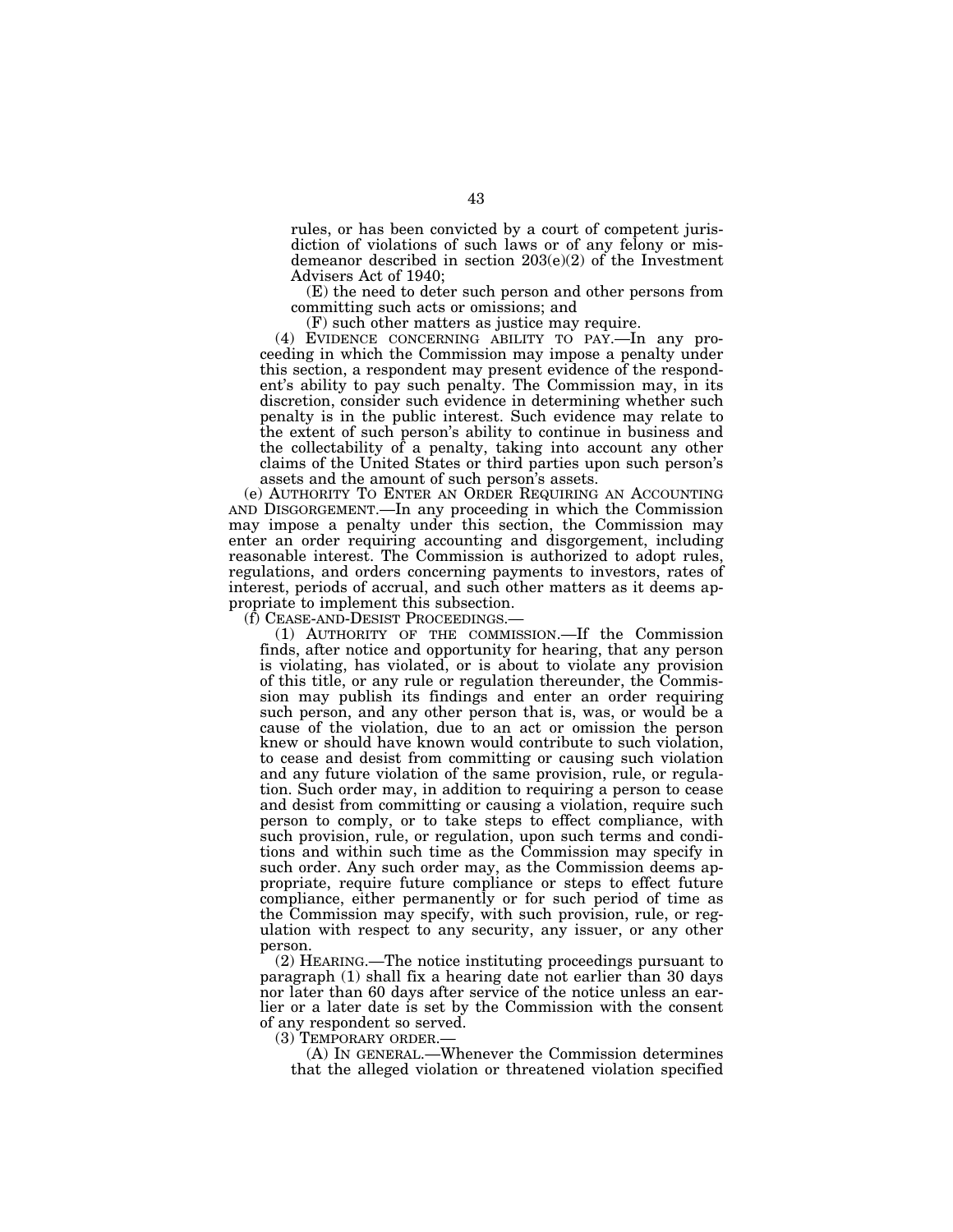rules, or has been convicted by a court of competent jurisdiction of violations of such laws or of any felony or misdemeanor described in section 203(e)(2) of the Investment Advisers Act of 1940;

(E) the need to deter such person and other persons from committing such acts or omissions; and

(F) such other matters as justice may require.

(4) EVIDENCE CONCERNING ABILITY TO PAY.—In any proceeding in which the Commission may impose a penalty under this section, a respondent may present evidence of the respondent's ability to pay such penalty. The Commission may, in its discretion, consider such evidence in determining whether such penalty is in the public interest. Such evidence may relate to the extent of such person's ability to continue in business and the collectability of a penalty, taking into account any other claims of the United States or third parties upon such person's assets and the amount of such person's assets.

(e) AUTHORITY TO ENTER AN ORDER REQUIRING AN ACCOUNTING AND DISGORGEMENT.—In any proceeding in which the Commission may impose a penalty under this section, the Commission may enter an order requiring accounting and disgorgement, including reasonable interest. The Commission is authorized to adopt rules, regulations, and orders concerning payments to investors, rates of interest, periods of accrual, and such other matters as it deems appropriate to implement this subsection.

(f) CEASE-AND-DESIST PROCEEDINGS.—

(1) AUTHORITY OF THE COMMISSION.—If the Commission finds, after notice and opportunity for hearing, that any person is violating, has violated, or is about to violate any provision of this title, or any rule or regulation thereunder, the Commission may publish its findings and enter an order requiring such person, and any other person that is, was, or would be a cause of the violation, due to an act or omission the person knew or should have known would contribute to such violation, to cease and desist from committing or causing such violation and any future violation of the same provision, rule, or regulation. Such order may, in addition to requiring a person to cease and desist from committing or causing a violation, require such person to comply, or to take steps to effect compliance, with such provision, rule, or regulation, upon such terms and conditions and within such time as the Commission may specify in such order. Any such order may, as the Commission deems appropriate, require future compliance or steps to effect future compliance, either permanently or for such period of time as the Commission may specify, with such provision, rule, or regulation with respect to any security, any issuer, or any other person.

(2) HEARING.—The notice instituting proceedings pursuant to paragraph (1) shall fix a hearing date not earlier than 30 days nor later than 60 days after service of the notice unless an earlier or a later date is set by the Commission with the consent of any respondent so served.

(3) TEMPORARY ORDER.—

(A) IN GENERAL.—Whenever the Commission determines that the alleged violation or threatened violation specified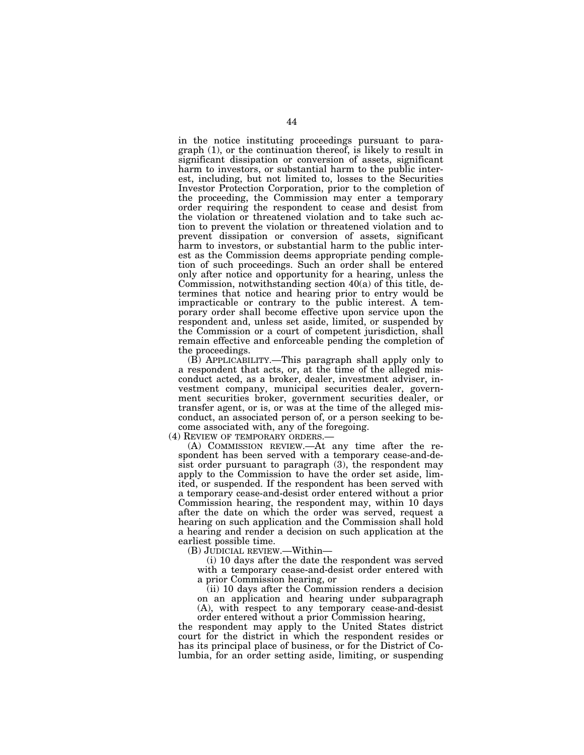in the notice instituting proceedings pursuant to paragraph (1), or the continuation thereof, is likely to result in significant dissipation or conversion of assets, significant harm to investors, or substantial harm to the public interest, including, but not limited to, losses to the Securities Investor Protection Corporation, prior to the completion of the proceeding, the Commission may enter a temporary order requiring the respondent to cease and desist from the violation or threatened violation and to take such action to prevent the violation or threatened violation and to prevent dissipation or conversion of assets, significant harm to investors, or substantial harm to the public interest as the Commission deems appropriate pending completion of such proceedings. Such an order shall be entered only after notice and opportunity for a hearing, unless the Commission, notwithstanding section 40(a) of this title, determines that notice and hearing prior to entry would be impracticable or contrary to the public interest. A temporary order shall become effective upon service upon the respondent and, unless set aside, limited, or suspended by the Commission or a court of competent jurisdiction, shall remain effective and enforceable pending the completion of the proceedings.

(B) APPLICABILITY.—This paragraph shall apply only to a respondent that acts, or, at the time of the alleged misconduct acted, as a broker, dealer, investment adviser, investment company, municipal securities dealer, government securities broker, government securities dealer, or transfer agent, or is, or was at the time of the alleged misconduct, an associated person of, or a person seeking to become associated with, any of the foregoing.

(4) REVIEW OF TEMPORARY ORDERS.—

(A) COMMISSION REVIEW.—At any time after the respondent has been served with a temporary cease-and-desist order pursuant to paragraph (3), the respondent may apply to the Commission to have the order set aside, limited, or suspended. If the respondent has been served with a temporary cease-and-desist order entered without a prior Commission hearing, the respondent may, within 10 days after the date on which the order was served, request a hearing on such application and the Commission shall hold a hearing and render a decision on such application at the earliest possible time.

(B) JUDICIAL REVIEW.—Within—

(i) 10 days after the date the respondent was served with a temporary cease-and-desist order entered with a prior Commission hearing, or

(ii) 10 days after the Commission renders a decision on an application and hearing under subparagraph (A), with respect to any temporary cease-and-desist order entered without a prior Commission hearing,

the respondent may apply to the United States district court for the district in which the respondent resides or has its principal place of business, or for the District of Columbia, for an order setting aside, limiting, or suspending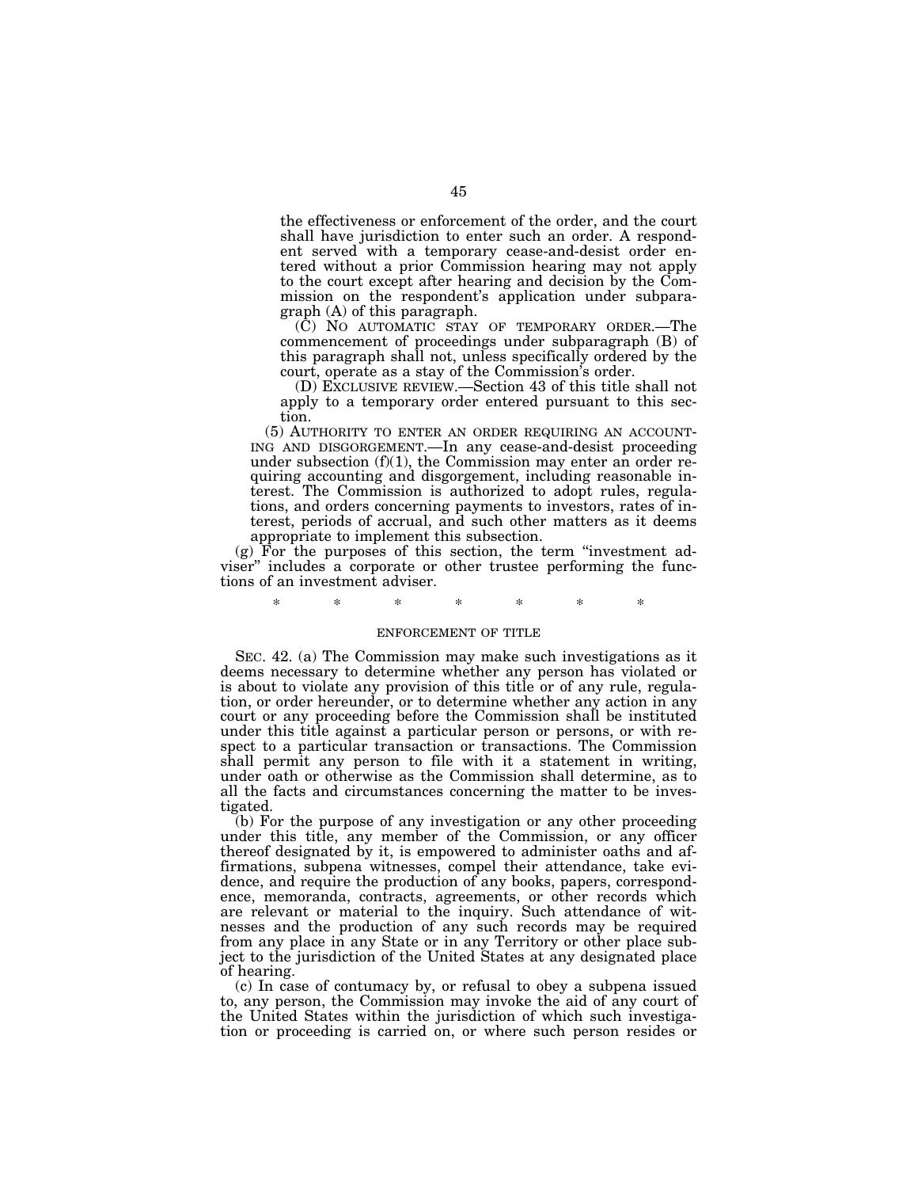the effectiveness or enforcement of the order, and the court shall have jurisdiction to enter such an order. A respondent served with a temporary cease-and-desist order entered without a prior Commission hearing may not apply to the court except after hearing and decision by the Commission on the respondent's application under subparagraph (A) of this paragraph.

(C) NO AUTOMATIC STAY OF TEMPORARY ORDER.—The commencement of proceedings under subparagraph (B) of this paragraph shall not, unless specifically ordered by the court, operate as a stay of the Commission's order.

(D) EXCLUSIVE REVIEW.—Section 43 of this title shall not apply to a temporary order entered pursuant to this section.

(5) AUTHORITY TO ENTER AN ORDER REQUIRING AN ACCOUNTING AND DISGORGEMENT.—In any cease-and-desist proceeding under subsection (f)(1), the Commission may enter an order requiring accounting and disgorgement, including reasonable interest. The Commission is authorized to adopt rules, regulations, and orders concerning payments to investors, rates of interest, periods of accrual, and such other matters as it deems appropriate to implement this subsection.

(g) For the purposes of this section, the term "investment adviser" includes a corporate or other trustee performing the functions of an investment adviser.

\* \* \* \* \* \* \*

ENFORCEMENT OF TITLE

SEC. 42. (a) The Commission may make such investigations as it deems necessary to determine whether any person has violated or is about to violate any provision of this title or of any rule, regulation, or order hereunder, or to determine whether any action in any court or any proceeding before the Commission shall be instituted under this title against a particular person or persons, or with respect to a particular transaction or transactions. The Commission shall permit any person to file with it a statement in writing, under oath or otherwise as the Commission shall determine, as to all the facts and circumstances concerning the matter to be investigated.

(b) For the purpose of any investigation or any other proceeding under this title, any member of the Commission, or any officer thereof designated by it, is empowered to administer oaths and affirmations, subpena witnesses, compel their attendance, take evidence, and require the production of any books, papers, correspondence, memoranda, contracts, agreements, or other records which are relevant or material to the inquiry. Such attendance of witnesses and the production of any such records may be required from any place in any State or in any Territory or other place subject to the jurisdiction of the United States at any designated place of hearing.

(c) In case of contumacy by, or refusal to obey a subpena issued to, any person, the Commission may invoke the aid of any court of the United States within the jurisdiction of which such investigation or proceeding is carried on, or where such person resides or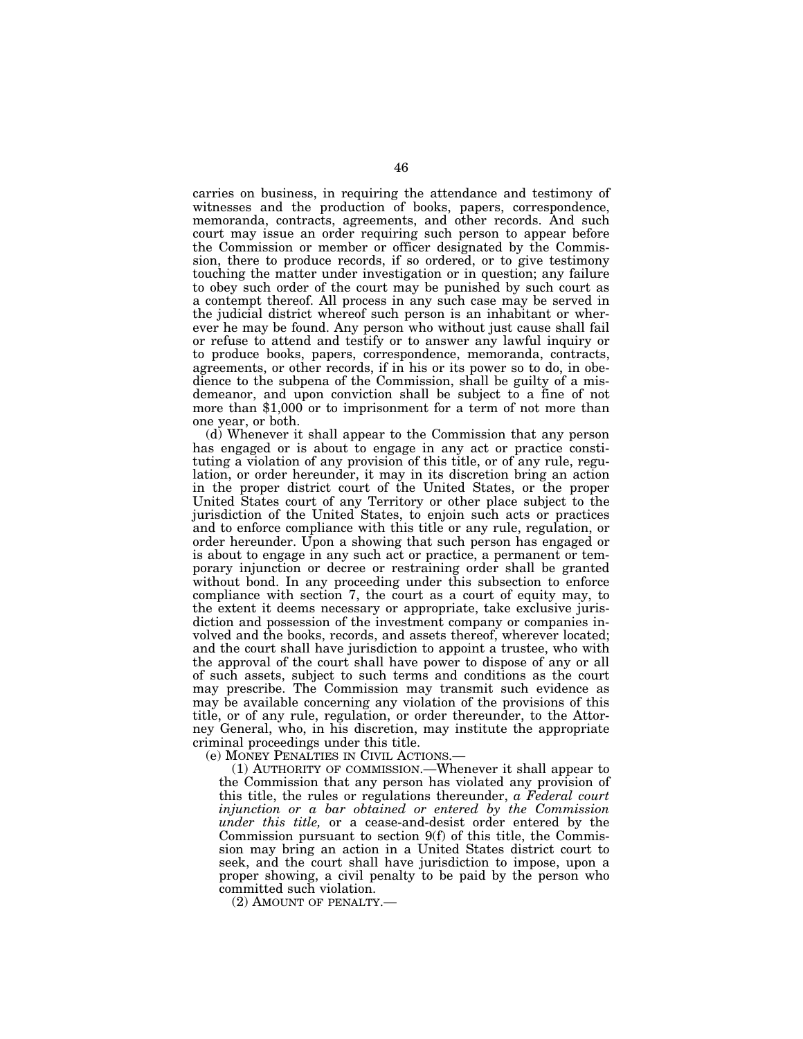carries on business, in requiring the attendance and testimony of witnesses and the production of books, papers, correspondence, memoranda, contracts, agreements, and other records. And such court may issue an order requiring such person to appear before the Commission or member or officer designated by the Commission, there to produce records, if so ordered, or to give testimony touching the matter under investigation or in question; any failure to obey such order of the court may be punished by such court as a contempt thereof. All process in any such case may be served in the judicial district whereof such person is an inhabitant or wherever he may be found. Any person who without just cause shall fail or refuse to attend and testify or to answer any lawful inquiry or to produce books, papers, correspondence, memoranda, contracts, agreements, or other records, if in his or its power so to do, in obedience to the subpena of the Commission, shall be guilty of a misdemeanor, and upon conviction shall be subject to a fine of not more than $1,000 or to imprisonment for a term of not more than one year, or both.

(d) Whenever it shall appear to the Commission that any person has engaged or is about to engage in any act or practice constituting a violation of any provision of this title, or of any rule, regulation, or order hereunder, it may in its discretion bring an action in the proper district court of the United States, or the proper United States court of any Territory or other place subject to the jurisdiction of the United States, to enjoin such acts or practices and to enforce compliance with this title or any rule, regulation, or order hereunder. Upon a showing that such person has engaged or is about to engage in any such act or practice, a permanent or temporary injunction or decree or restraining order shall be granted without bond. In any proceeding under this subsection to enforce compliance with section 7, the court as a court of equity may, to the extent it deems necessary or appropriate, take exclusive jurisdiction and possession of the investment company or companies involved and the books, records, and assets thereof, wherever located; and the court shall have jurisdiction to appoint a trustee, who with the approval of the court shall have power to dispose of any or all of such assets, subject to such terms and conditions as the court may prescribe. The Commission may transmit such evidence as may be available concerning any violation of the provisions of this title, or of any rule, regulation, or order thereunder, to the Attorney General, who, in his discretion, may institute the appropriate criminal proceedings under this title.

(e) MONEY PENALTIES IN CIVIL ACTIONS.—

(1) AUTHORITY OF COMMISSION.—Whenever it shall appear to the Commission that any person has violated any provision of this title, the rules or regulations thereunder, *a Federal court injunction or a bar obtained or entered by the Commission under this title,* or a cease-and-desist order entered by the Commission pursuant to section 9(f) of this title, the Commission may bring an action in a United States district court to seek, and the court shall have jurisdiction to impose, upon a proper showing, a civil penalty to be paid by the person who committed such violation.

(2) AMOUNT OF PENALTY.—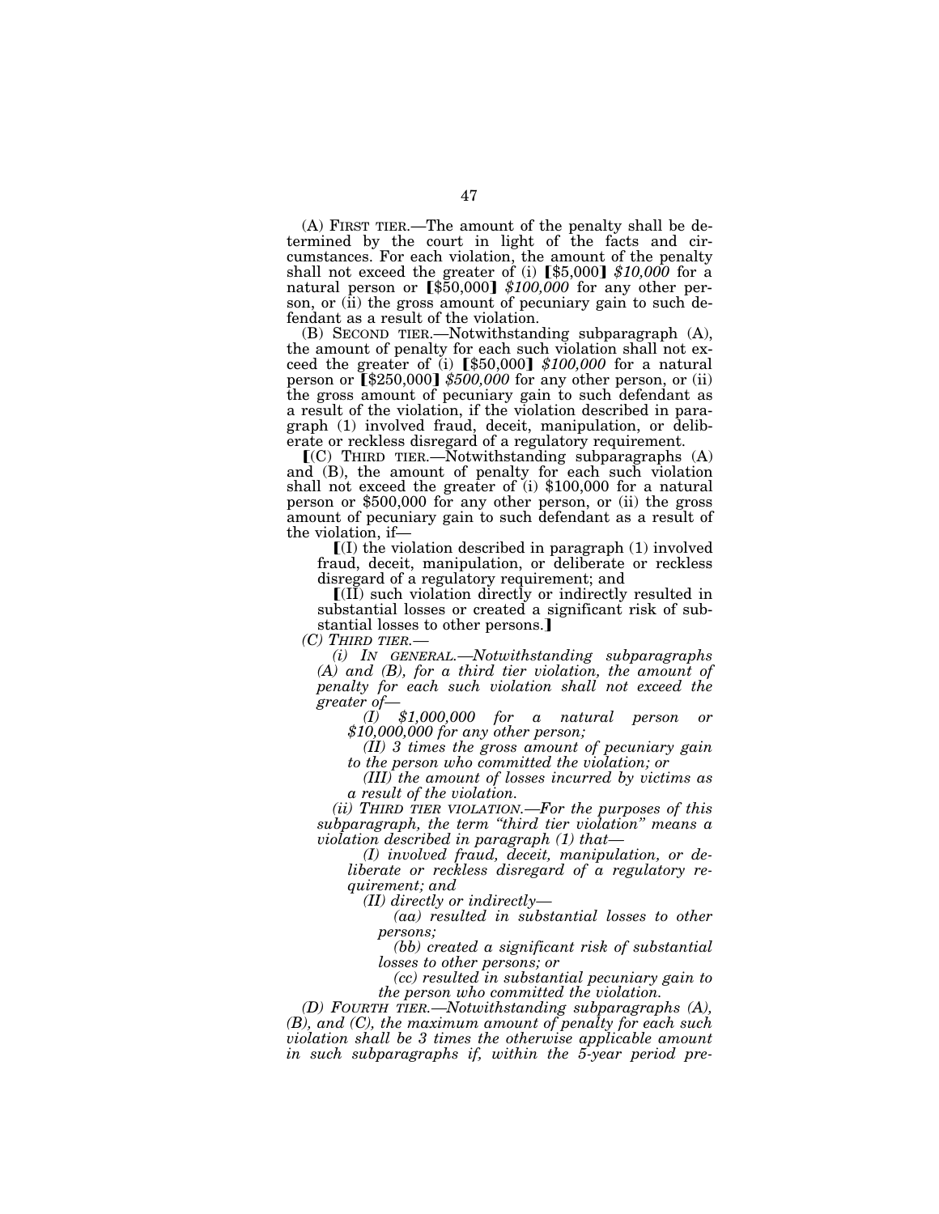(A) FIRST TIER.—The amount of the penalty shall be determined by the court in light of the facts and circumstances. For each violation, the amount of the penalty shall not exceed the greater of (i) [$5,000] *$10,000* for a natural person or [$50,000] *$100,000* for any other person, or (ii) the gross amount of pecuniary gain to such defendant as a result of the violation.

(B) SECOND TIER.—Notwithstanding subparagraph (A), the amount of penalty for each such violation shall not exceed the greater of (i) [$50,000] *$100,000* for a natural person or [$250,000] *$500,000* for any other person, or (ii) the gross amount of pecuniary gain to such defendant as a result of the violation, if the violation described in paragraph (1) involved fraud, deceit, manipulation, or deliberate or reckless disregard of a regulatory requirement.

[(C) THIRD TIER.—Notwithstanding subparagraphs (A) and (B), the amount of penalty for each such violation shall not exceed the greater of (i) $100,000 for a natural person or $500,000 for any other person, or (ii) the gross amount of pecuniary gain to such defendant as a result of the violation, if—

[(I) the violation described in paragraph (1) involved fraud, deceit, manipulation, or deliberate or reckless disregard of a regulatory requirement; and

[(II) such violation directly or indirectly resulted in substantial losses or created a significant risk of substantial losses to other persons.]

*(C) THIRD TIER.—*

*(i) IN GENERAL.—Notwithstanding subparagraphs (A) and (B), for a third tier violation, the amount of penalty for each such violation shall not exceed the greater of—*

*(I) $1,000,000 for a natural person or $10,000,000 for any other person;*

*(II) 3 times the gross amount of pecuniary gain to the person who committed the violation; or*

*(III) the amount of losses incurred by victims as a result of the violation.*

*(ii) THIRD TIER VIOLATION.—For the purposes of this subparagraph, the term "third tier violation" means a violation described in paragraph (1) that—*

*(I) involved fraud, deceit, manipulation, or deliberate or reckless disregard of a regulatory requirement; and*

*(II) directly or indirectly—*

*(aa) resulted in substantial losses to other persons;*

*(bb) created a significant risk of substantial losses to other persons; or*

*(cc) resulted in substantial pecuniary gain to the person who committed the violation.*

*(D) FOURTH TIER.—Notwithstanding subparagraphs (A), (B), and (C), the maximum amount of penalty for each such violation shall be 3 times the otherwise applicable amount in such subparagraphs if, within the 5-year period pre-*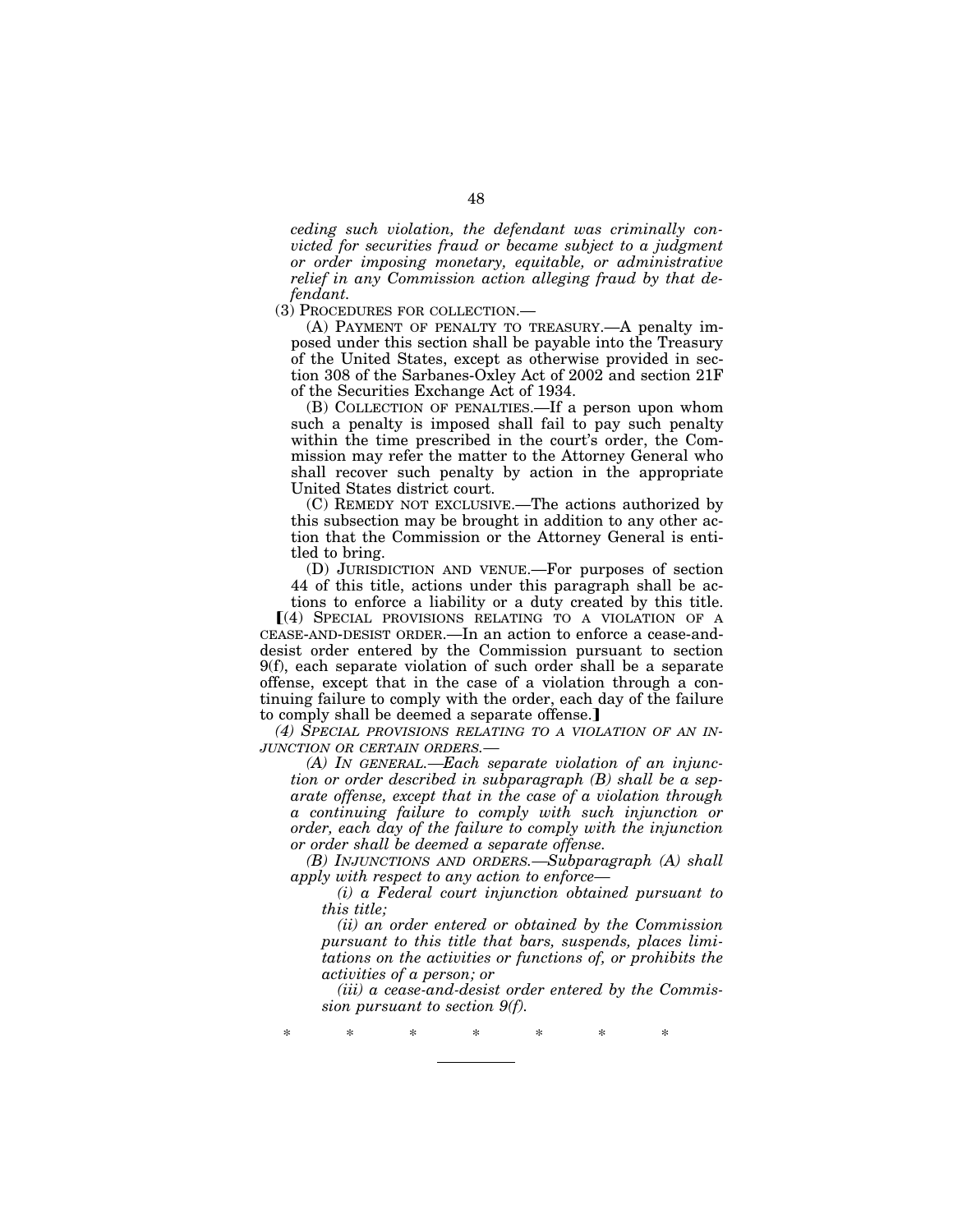*ceding such violation, the defendant was criminally convicted for securities fraud or became subject to a judgment or order imposing monetary, equitable, or administrative relief in any Commission action alleging fraud by that defendant.*

(3) PROCEDURES FOR COLLECTION.—

(A) PAYMENT OF PENALTY TO TREASURY.—A penalty imposed under this section shall be payable into the Treasury of the United States, except as otherwise provided in section 308 of the Sarbanes-Oxley Act of 2002 and section 21F of the Securities Exchange Act of 1934.

(B) COLLECTION OF PENALTIES.—If a person upon whom such a penalty is imposed shall fail to pay such penalty within the time prescribed in the court's order, the Commission may refer the matter to the Attorney General who shall recover such penalty by action in the appropriate United States district court.

(C) REMEDY NOT EXCLUSIVE.—The actions authorized by this subsection may be brought in addition to any other action that the Commission or the Attorney General is entitled to bring.

(D) JURISDICTION AND VENUE.—For purposes of section 44 of this title, actions under this paragraph shall be actions to enforce a liability or a duty created by this title.

⟦(4) SPECIAL PROVISIONS RELATING TO A VIOLATION OF A CEASE-AND-DESIST ORDER.—In an action to enforce a cease-and-desist order entered by the Commission pursuant to section 9(f), each separate violation of such order shall be a separate offense, except that in the case of a violation through a continuing failure to comply with the order, each day of the failure to comply shall be deemed a separate offense.⟧

*(4) SPECIAL PROVISIONS RELATING TO A VIOLATION OF AN INJUNCTION OR CERTAIN ORDERS.—*

*(A) IN GENERAL.—Each separate violation of an injunction or order described in subparagraph (B) shall be a separate offense, except that in the case of a violation through a continuing failure to comply with such injunction or order, each day of the failure to comply with the injunction or order shall be deemed a separate offense.*

*(B) INJUNCTIONS AND ORDERS.—Subparagraph (A) shall apply with respect to any action to enforce—*

*(i) a Federal court injunction obtained pursuant to this title;*

*(ii) an order entered or obtained by the Commission pursuant to this title that bars, suspends, places limitations on the activities or functions of, or prohibits the activities of a person; or*

*(iii) a cease-and-desist order entered by the Commission pursuant to section 9(f).*

\* \* \* \* \* \* \*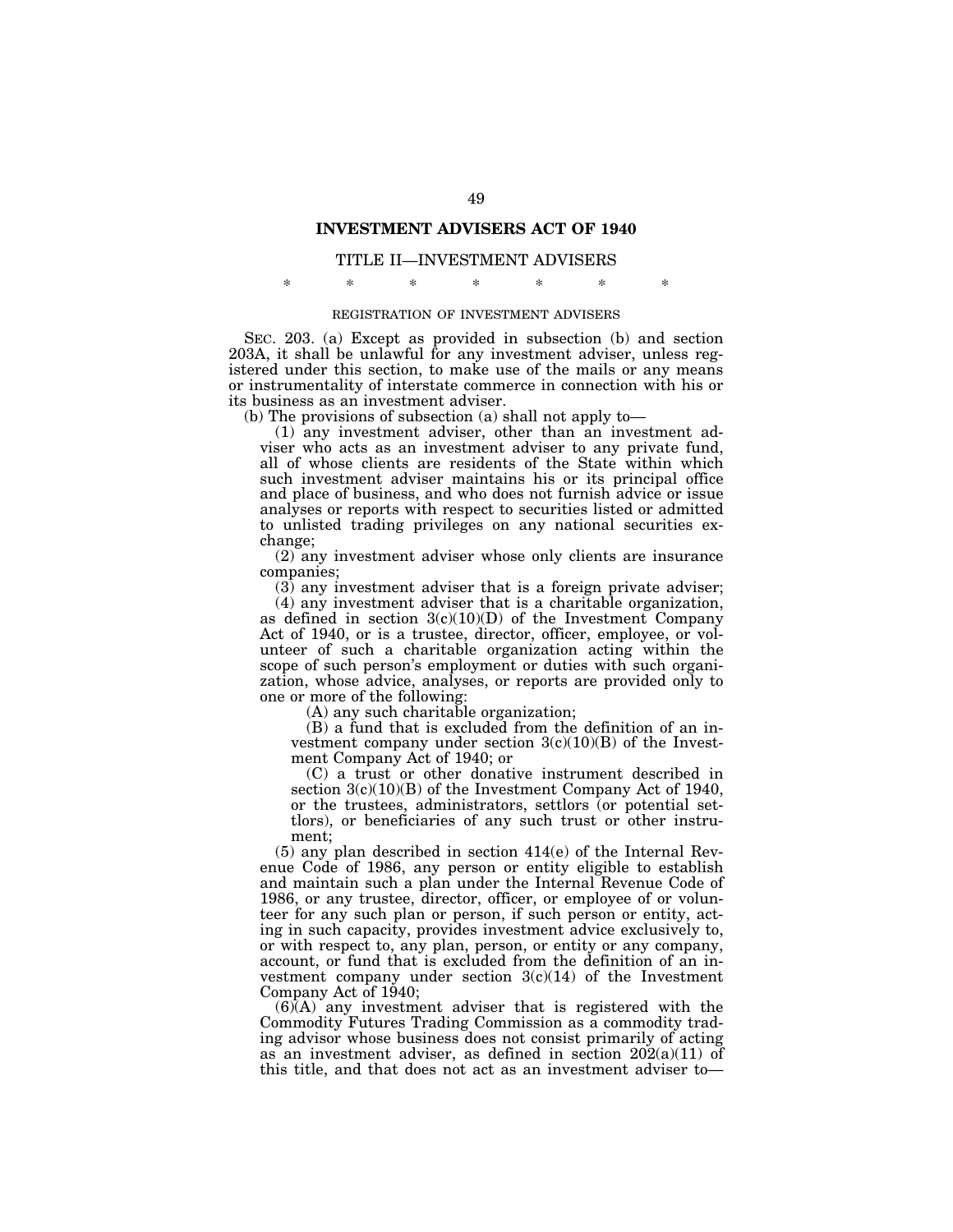## INVESTMENT ADVISERS ACT OF 1940

### TITLE II—INVESTMENT ADVISERS

\* \* \* \* \* \* \*

REGISTRATION OF INVESTMENT ADVISERS

SEC. 203. (a) Except as provided in subsection (b) and section 203A, it shall be unlawful for any investment adviser, unless registered under this section, to make use of the mails or any means or instrumentality of interstate commerce in connection with his or its business as an investment adviser.

(b) The provisions of subsection (a) shall not apply to—

(1) any investment adviser, other than an investment adviser who acts as an investment adviser to any private fund, all of whose clients are residents of the State within which such investment adviser maintains his or its principal office and place of business, and who does not furnish advice or issue analyses or reports with respect to securities listed or admitted to unlisted trading privileges on any national securities exchange;

(2) any investment adviser whose only clients are insurance companies;

(3) any investment adviser that is a foreign private adviser;

(4) any investment adviser that is a charitable organization, as defined in section 3(c)(10)(D) of the Investment Company Act of 1940, or is a trustee, director, officer, employee, or volunteer of such a charitable organization acting within the scope of such person's employment or duties with such organization, whose advice, analyses, or reports are provided only to one or more of the following:

(A) any such charitable organization;

(B) a fund that is excluded from the definition of an investment company under section 3(c)(10)(B) of the Investment Company Act of 1940; or

(C) a trust or other donative instrument described in section 3(c)(10)(B) of the Investment Company Act of 1940, or the trustees, administrators, settlors (or potential settlors), or beneficiaries of any such trust or other instrument;

(5) any plan described in section 414(e) of the Internal Revenue Code of 1986, any person or entity eligible to establish and maintain such a plan under the Internal Revenue Code of 1986, or any trustee, director, officer, or employee of or volunteer for any such plan or person, if such person or entity, acting in such capacity, provides investment advice exclusively to, or with respect to, any plan, person, or entity or any company, account, or fund that is excluded from the definition of an investment company under section 3(c)(14) of the Investment Company Act of 1940;

(6)(A) any investment adviser that is registered with the Commodity Futures Trading Commission as a commodity trading advisor whose business does not consist primarily of acting as an investment adviser, as defined in section 202(a)(11) of this title, and that does not act as an investment adviser to—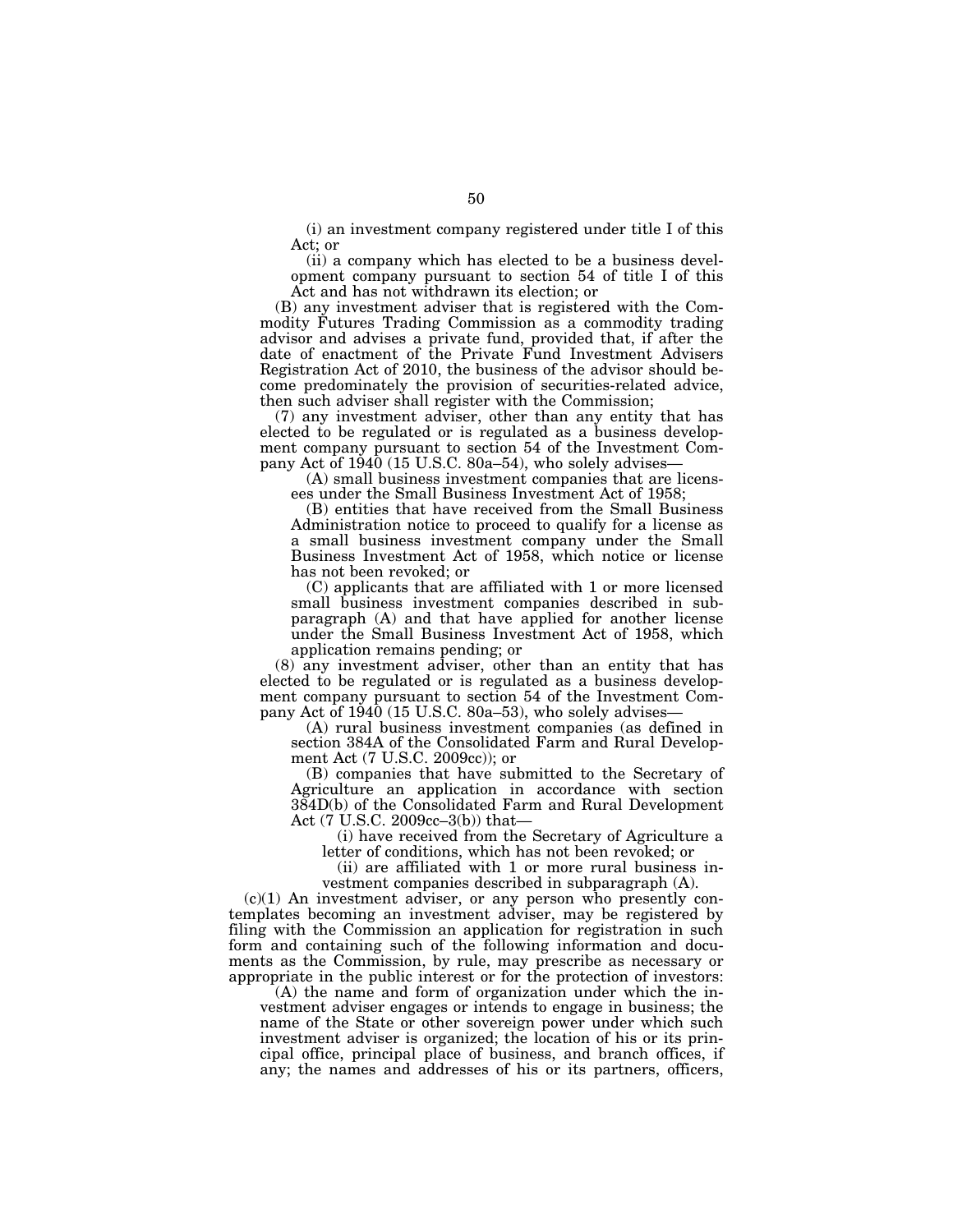(i) an investment company registered under title I of this Act; or

(ii) a company which has elected to be a business development company pursuant to section 54 of title I of this Act and has not withdrawn its election; or

(B) any investment adviser that is registered with the Commodity Futures Trading Commission as a commodity trading advisor and advises a private fund, provided that, if after the date of enactment of the Private Fund Investment Advisers Registration Act of 2010, the business of the advisor should become predominately the provision of securities-related advice, then such adviser shall register with the Commission;

(7) any investment adviser, other than any entity that has elected to be regulated or is regulated as a business development company pursuant to section 54 of the Investment Company Act of 1940 (15 U.S.C. 80a–54), who solely advises—

(A) small business investment companies that are licensees under the Small Business Investment Act of 1958;

(B) entities that have received from the Small Business Administration notice to proceed to qualify for a license as a small business investment company under the Small Business Investment Act of 1958, which notice or license has not been revoked; or

(C) applicants that are affiliated with 1 or more licensed small business investment companies described in subparagraph (A) and that have applied for another license under the Small Business Investment Act of 1958, which application remains pending; or

(8) any investment adviser, other than an entity that has elected to be regulated or is regulated as a business development company pursuant to section 54 of the Investment Company Act of 1940 (15 U.S.C. 80a–53), who solely advises—

(A) rural business investment companies (as defined in section 384A of the Consolidated Farm and Rural Development Act (7 U.S.C. 2009cc)); or

(B) companies that have submitted to the Secretary of Agriculture an application in accordance with section 384D(b) of the Consolidated Farm and Rural Development Act (7 U.S.C. 2009cc–3(b)) that—

(i) have received from the Secretary of Agriculture a letter of conditions, which has not been revoked; or

(ii) are affiliated with 1 or more rural business investment companies described in subparagraph (A).

(c)(1) An investment adviser, or any person who presently contemplates becoming an investment adviser, may be registered by filing with the Commission an application for registration in such form and containing such of the following information and documents as the Commission, by rule, may prescribe as necessary or appropriate in the public interest or for the protection of investors:

(A) the name and form of organization under which the investment adviser engages or intends to engage in business; the name of the State or other sovereign power under which such investment adviser is organized; the location of his or its principal office, principal place of business, and branch offices, if any; the names and addresses of his or its partners, officers,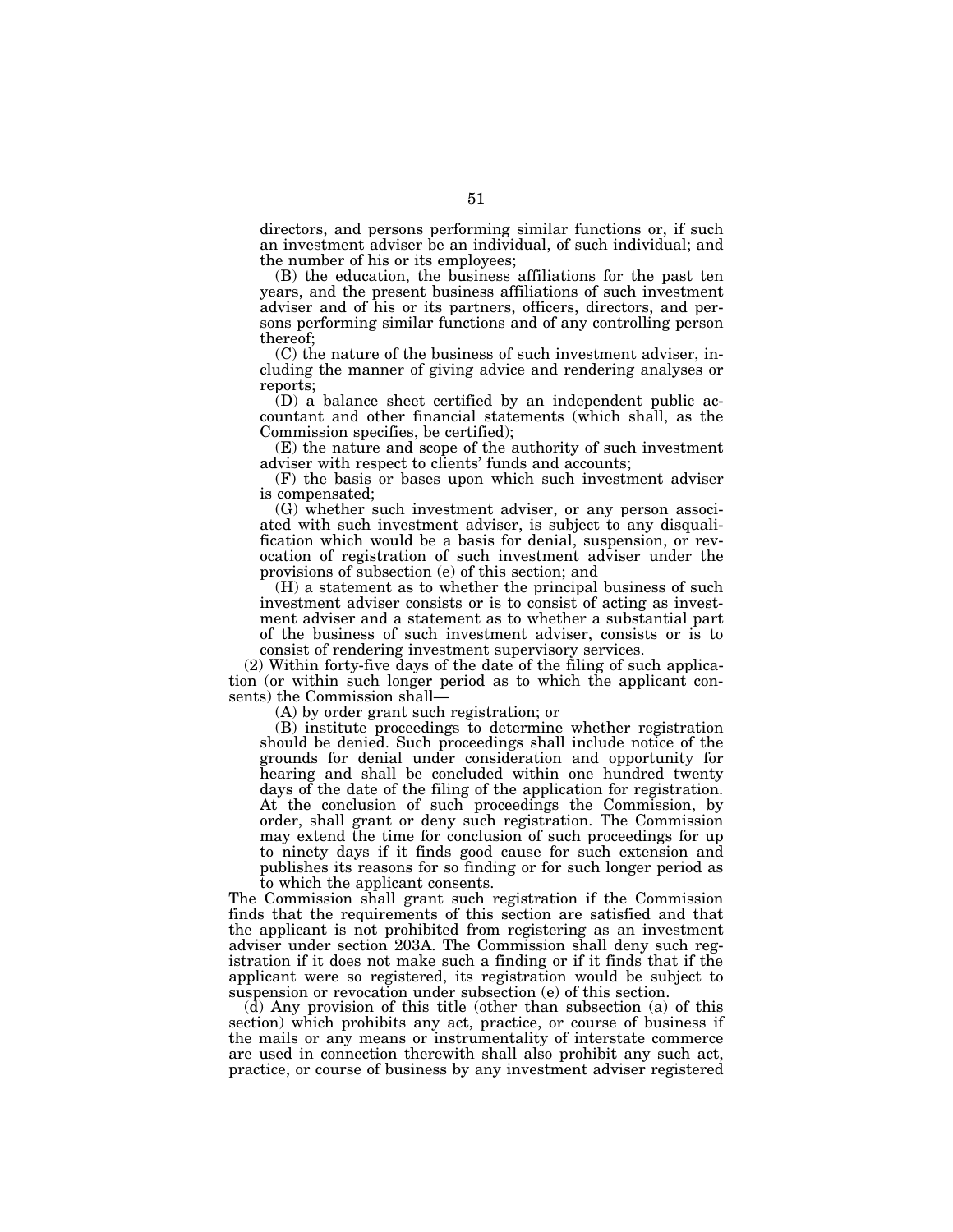directors, and persons performing similar functions or, if such an investment adviser be an individual, of such individual; and the number of his or its employees;

(B) the education, the business affiliations for the past ten years, and the present business affiliations of such investment adviser and of his or its partners, officers, directors, and persons performing similar functions and of any controlling person thereof;

(C) the nature of the business of such investment adviser, including the manner of giving advice and rendering analyses or reports;

(D) a balance sheet certified by an independent public accountant and other financial statements (which shall, as the Commission specifies, be certified);

(E) the nature and scope of the authority of such investment adviser with respect to clients' funds and accounts;

(F) the basis or bases upon which such investment adviser is compensated;

(G) whether such investment adviser, or any person associated with such investment adviser, is subject to any disqualification which would be a basis for denial, suspension, or revocation of registration of such investment adviser under the provisions of subsection (e) of this section; and

(H) a statement as to whether the principal business of such investment adviser consists or is to consist of acting as investment adviser and a statement as to whether a substantial part of the business of such investment adviser, consists or is to consist of rendering investment supervisory services.

(2) Within forty-five days of the date of the filing of such application (or within such longer period as to which the applicant consents) the Commission shall—

(A) by order grant such registration; or

(B) institute proceedings to determine whether registration should be denied. Such proceedings shall include notice of the grounds for denial under consideration and opportunity for hearing and shall be concluded within one hundred twenty days of the date of the filing of the application for registration. At the conclusion of such proceedings the Commission, by order, shall grant or deny such registration. The Commission may extend the time for conclusion of such proceedings for up to ninety days if it finds good cause for such extension and publishes its reasons for so finding or for such longer period as to which the applicant consents.

The Commission shall grant such registration if the Commission finds that the requirements of this section are satisfied and that the applicant is not prohibited from registering as an investment adviser under section 203A. The Commission shall deny such registration if it does not make such a finding or if it finds that if the applicant were so registered, its registration would be subject to suspension or revocation under subsection (e) of this section.

(d) Any provision of this title (other than subsection (a) of this section) which prohibits any act, practice, or course of business if the mails or any means or instrumentality of interstate commerce are used in connection therewith shall also prohibit any such act, practice, or course of business by any investment adviser registered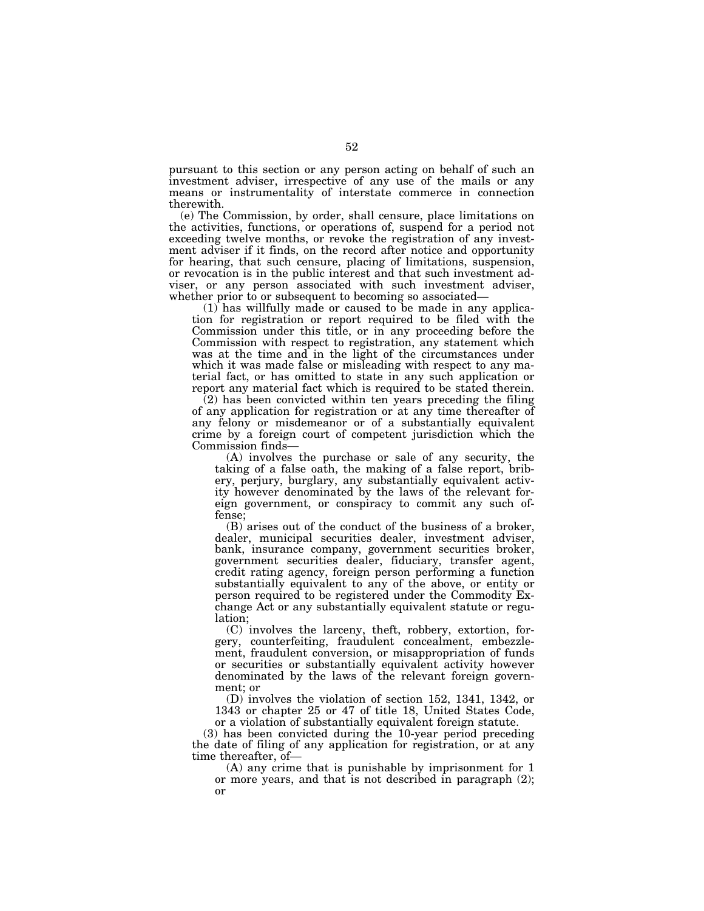pursuant to this section or any person acting on behalf of such an investment adviser, irrespective of any use of the mails or any means or instrumentality of interstate commerce in connection therewith.

(e) The Commission, by order, shall censure, place limitations on the activities, functions, or operations of, suspend for a period not exceeding twelve months, or revoke the registration of any investment adviser if it finds, on the record after notice and opportunity for hearing, that such censure, placing of limitations, suspension, or revocation is in the public interest and that such investment adviser, or any person associated with such investment adviser, whether prior to or subsequent to becoming so associated—

(1) has willfully made or caused to be made in any application for registration or report required to be filed with the Commission under this title, or in any proceeding before the Commission with respect to registration, any statement which was at the time and in the light of the circumstances under which it was made false or misleading with respect to any material fact, or has omitted to state in any such application or report any material fact which is required to be stated therein.

(2) has been convicted within ten years preceding the filing of any application for registration or at any time thereafter of any felony or misdemeanor or of a substantially equivalent crime by a foreign court of competent jurisdiction which the Commission finds—

(A) involves the purchase or sale of any security, the taking of a false oath, the making of a false report, bribery, perjury, burglary, any substantially equivalent activity however denominated by the laws of the relevant foreign government, or conspiracy to commit any such offense;

(B) arises out of the conduct of the business of a broker, dealer, municipal securities dealer, investment adviser, bank, insurance company, government securities broker, government securities dealer, fiduciary, transfer agent, credit rating agency, foreign person performing a function substantially equivalent to any of the above, or entity or person required to be registered under the Commodity Exchange Act or any substantially equivalent statute or regulation;

(C) involves the larceny, theft, robbery, extortion, forgery, counterfeiting, fraudulent concealment, embezzlement, fraudulent conversion, or misappropriation of funds or securities or substantially equivalent activity however denominated by the laws of the relevant foreign government; or

(D) involves the violation of section 152, 1341, 1342, or 1343 or chapter 25 or 47 of title 18, United States Code, or a violation of substantially equivalent foreign statute.

(3) has been convicted during the 10-year period preceding the date of filing of any application for registration, or at any time thereafter, of—

(A) any crime that is punishable by imprisonment for 1 or more years, and that is not described in paragraph (2); or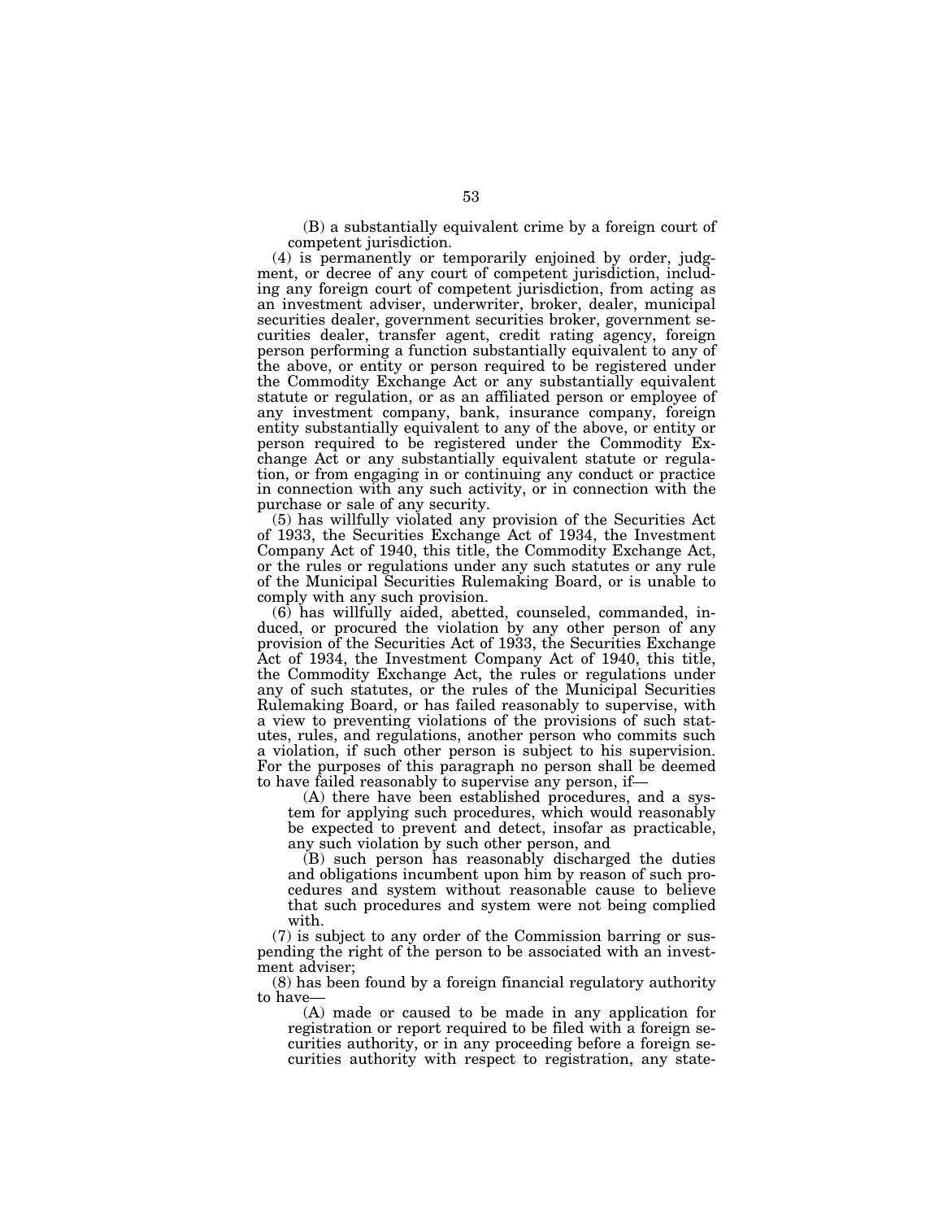(B) a substantially equivalent crime by a foreign court of competent jurisdiction.

(4) is permanently or temporarily enjoined by order, judgment, or decree of any court of competent jurisdiction, including any foreign court of competent jurisdiction, from acting as an investment adviser, underwriter, broker, dealer, municipal securities dealer, government securities broker, government securities dealer, transfer agent, credit rating agency, foreign person performing a function substantially equivalent to any of the above, or entity or person required to be registered under the Commodity Exchange Act or any substantially equivalent statute or regulation, or as an affiliated person or employee of any investment company, bank, insurance company, foreign entity substantially equivalent to any of the above, or entity or person required to be registered under the Commodity Exchange Act or any substantially equivalent statute or regulation, or from engaging in or continuing any conduct or practice in connection with any such activity, or in connection with the purchase or sale of any security.

(5) has willfully violated any provision of the Securities Act of 1933, the Securities Exchange Act of 1934, the Investment Company Act of 1940, this title, the Commodity Exchange Act, or the rules or regulations under any such statutes or any rule of the Municipal Securities Rulemaking Board, or is unable to comply with any such provision.

(6) has willfully aided, abetted, counseled, commanded, induced, or procured the violation by any other person of any provision of the Securities Act of 1933, the Securities Exchange Act of 1934, the Investment Company Act of 1940, this title, the Commodity Exchange Act, the rules or regulations under any of such statutes, or the rules of the Municipal Securities Rulemaking Board, or has failed reasonably to supervise, with a view to preventing violations of the provisions of such statutes, rules, and regulations, another person who commits such a violation, if such other person is subject to his supervision. For the purposes of this paragraph no person shall be deemed to have failed reasonably to supervise any person, if—

(A) there have been established procedures, and a system for applying such procedures, which would reasonably be expected to prevent and detect, insofar as practicable, any such violation by such other person, and

(B) such person has reasonably discharged the duties and obligations incumbent upon him by reason of such procedures and system without reasonable cause to believe that such procedures and system were not being complied with.

(7) is subject to any order of the Commission barring or suspending the right of the person to be associated with an investment adviser;

(8) has been found by a foreign financial regulatory authority to have—

(A) made or caused to be made in any application for registration or report required to be filed with a foreign securities authority, or in any proceeding before a foreign securities authority with respect to registration, any state-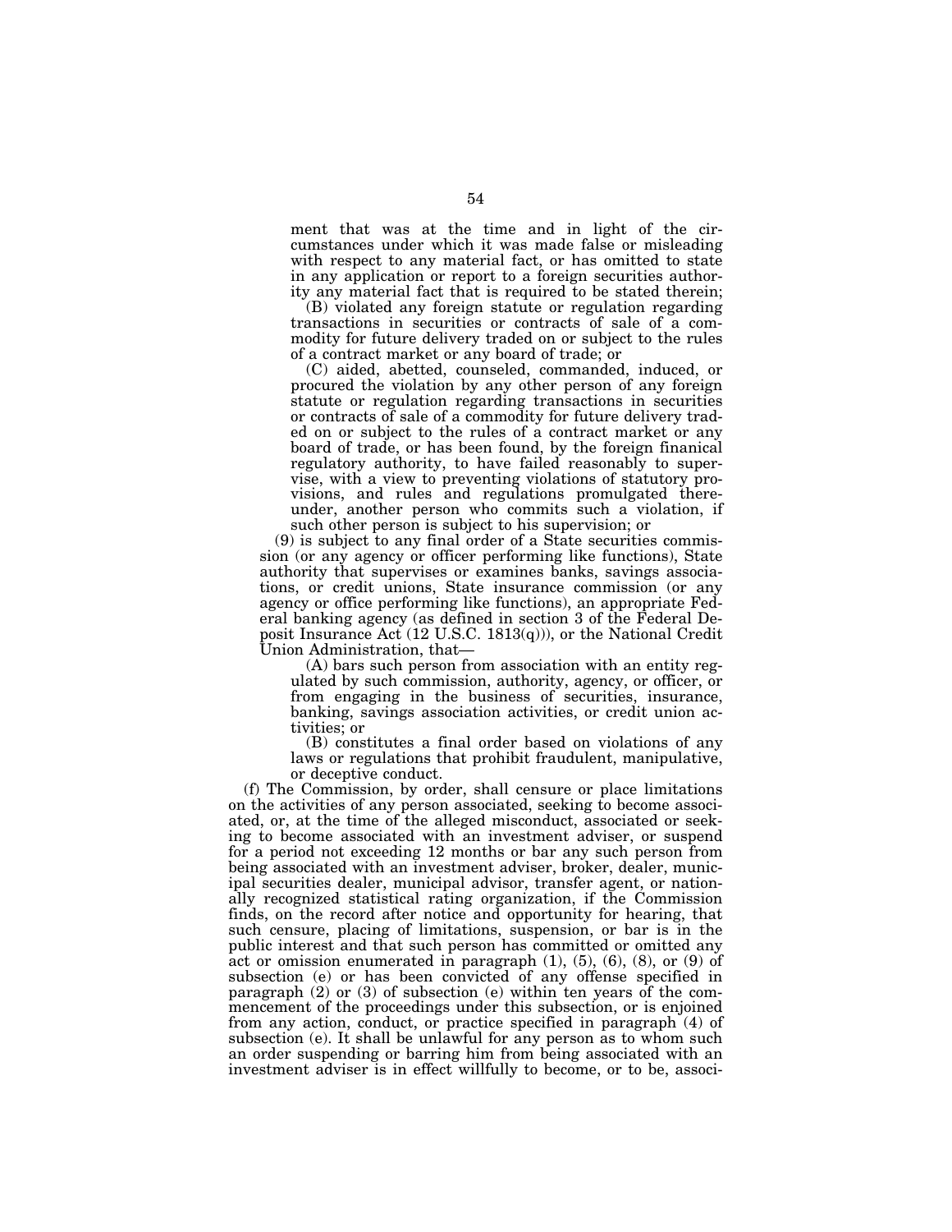ment that was at the time and in light of the circumstances under which it was made false or misleading with respect to any material fact, or has omitted to state in any application or report to a foreign securities authority any material fact that is required to be stated therein;

(B) violated any foreign statute or regulation regarding transactions in securities or contracts of sale of a commodity for future delivery traded on or subject to the rules of a contract market or any board of trade; or

(C) aided, abetted, counseled, commanded, induced, or procured the violation by any other person of any foreign statute or regulation regarding transactions in securities or contracts of sale of a commodity for future delivery traded on or subject to the rules of a contract market or any board of trade, or has been found, by the foreign finanical regulatory authority, to have failed reasonably to supervise, with a view to preventing violations of statutory provisions, and rules and regulations promulgated thereunder, another person who commits such a violation, if such other person is subject to his supervision; or

(9) is subject to any final order of a State securities commission (or any agency or officer performing like functions), State authority that supervises or examines banks, savings associations, or credit unions, State insurance commission (or any agency or office performing like functions), an appropriate Federal banking agency (as defined in section 3 of the Federal Deposit Insurance Act (12 U.S.C. 1813(q))), or the National Credit Union Administration, that—

(A) bars such person from association with an entity regulated by such commission, authority, agency, or officer, or from engaging in the business of securities, insurance, banking, savings association activities, or credit union activities; or

(B) constitutes a final order based on violations of any laws or regulations that prohibit fraudulent, manipulative, or deceptive conduct.

(f) The Commission, by order, shall censure or place limitations on the activities of any person associated, seeking to become associated, or, at the time of the alleged misconduct, associated or seeking to become associated with an investment adviser, or suspend for a period not exceeding 12 months or bar any such person from being associated with an investment adviser, broker, dealer, municipal securities dealer, municipal advisor, transfer agent, or nationally recognized statistical rating organization, if the Commission finds, on the record after notice and opportunity for hearing, that such censure, placing of limitations, suspension, or bar is in the public interest and that such person has committed or omitted any act or omission enumerated in paragraph (1), (5), (6), (8), or (9) of subsection (e) or has been convicted of any offense specified in paragraph (2) or (3) of subsection (e) within ten years of the commencement of the proceedings under this subsection, or is enjoined from any action, conduct, or practice specified in paragraph (4) of subsection (e). It shall be unlawful for any person as to whom such an order suspending or barring him from being associated with an investment adviser is in effect willfully to become, or to be, associ-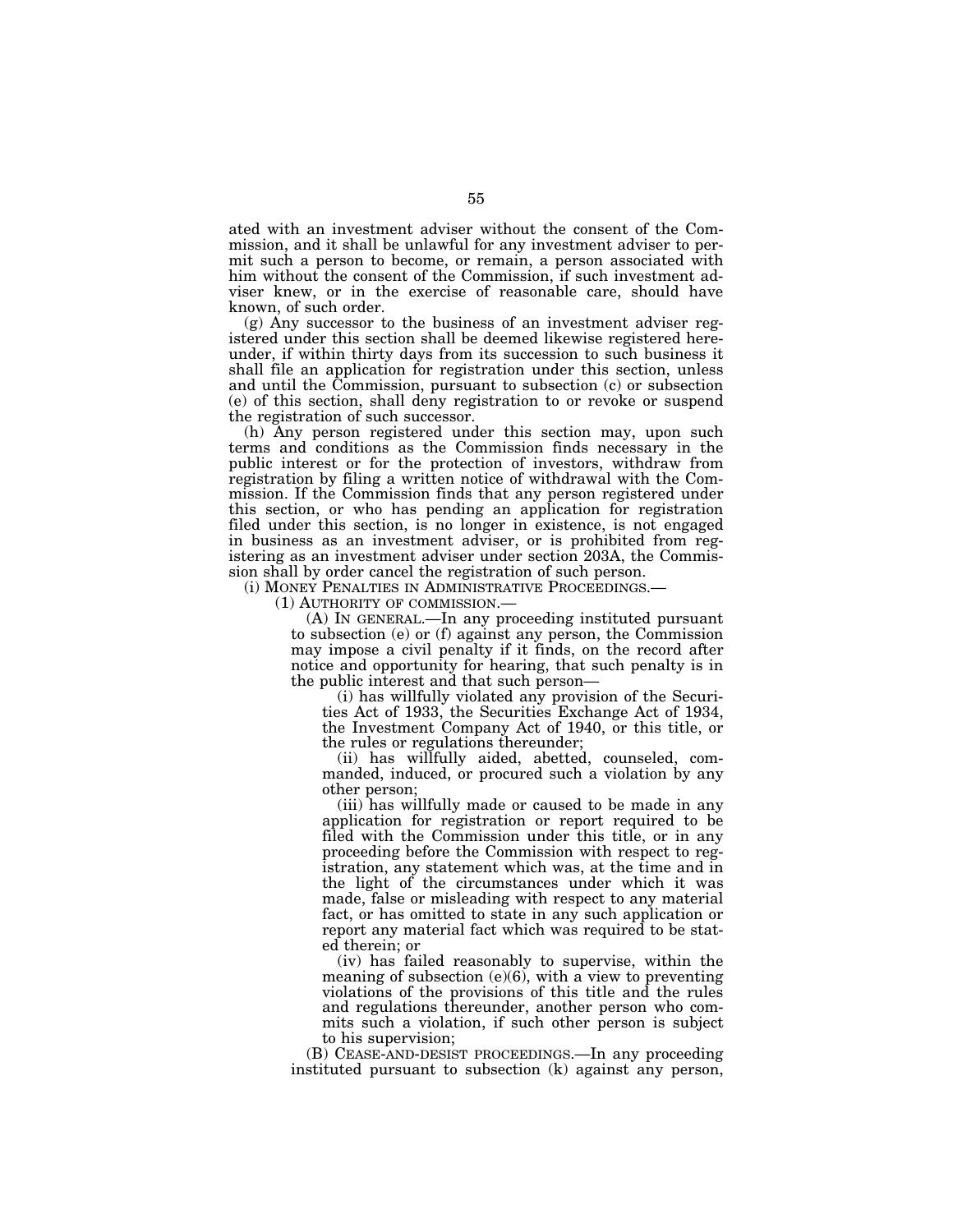ated with an investment adviser without the consent of the Commission, and it shall be unlawful for any investment adviser to permit such a person to become, or remain, a person associated with him without the consent of the Commission, if such investment adviser knew, or in the exercise of reasonable care, should have known, of such order.

(g) Any successor to the business of an investment adviser registered under this section shall be deemed likewise registered hereunder, if within thirty days from its succession to such business it shall file an application for registration under this section, unless and until the Commission, pursuant to subsection (c) or subsection (e) of this section, shall deny registration to or revoke or suspend the registration of such successor.

(h) Any person registered under this section may, upon such terms and conditions as the Commission finds necessary in the public interest or for the protection of investors, withdraw from registration by filing a written notice of withdrawal with the Commission. If the Commission finds that any person registered under this section, or who has pending an application for registration filed under this section, is no longer in existence, is not engaged in business as an investment adviser, or is prohibited from registering as an investment adviser under section 203A, the Commission shall by order cancel the registration of such person.

(i) MONEY PENALTIES IN ADMINISTRATIVE PROCEEDINGS.—

(1) AUTHORITY OF COMMISSION.—

(A) IN GENERAL.—In any proceeding instituted pursuant to subsection (e) or (f) against any person, the Commission may impose a civil penalty if it finds, on the record after notice and opportunity for hearing, that such penalty is in the public interest and that such person—

(i) has willfully violated any provision of the Securities Act of 1933, the Securities Exchange Act of 1934, the Investment Company Act of 1940, or this title, or the rules or regulations thereunder;

(ii) has willfully aided, abetted, counseled, commanded, induced, or procured such a violation by any other person;

(iii) has willfully made or caused to be made in any application for registration or report required to be filed with the Commission under this title, or in any proceeding before the Commission with respect to registration, any statement which was, at the time and in the light of the circumstances under which it was made, false or misleading with respect to any material fact, or has omitted to state in any such application or report any material fact which was required to be stated therein; or

(iv) has failed reasonably to supervise, within the meaning of subsection (e)(6), with a view to preventing violations of the provisions of this title and the rules and regulations thereunder, another person who commits such a violation, if such other person is subject to his supervision;

(B) CEASE-AND-DESIST PROCEEDINGS.—In any proceeding instituted pursuant to subsection (k) against any person,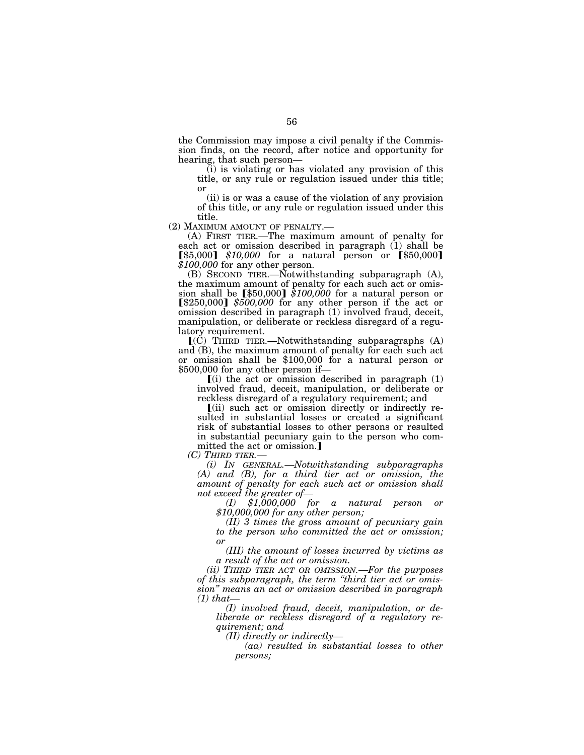the Commission may impose a civil penalty if the Commission finds, on the record, after notice and opportunity for hearing, that such person—

(i) is violating or has violated any provision of this title, or any rule or regulation issued under this title; or

(ii) is or was a cause of the violation of any provision of this title, or any rule or regulation issued under this title.

(2) MAXIMUM AMOUNT OF PENALTY.—

(A) FIRST TIER.—The maximum amount of penalty for each act or omission described in paragraph (1) shall be [$5,000] *$10,000* for a natural person or [$50,000] *$100,000* for any other person.

(B) SECOND TIER.—Notwithstanding subparagraph (A), the maximum amount of penalty for each such act or omission shall be [$50,000] *$100,000* for a natural person or [$250,000] *$500,000* for any other person if the act or omission described in paragraph (1) involved fraud, deceit, manipulation, or deliberate or reckless disregard of a regulatory requirement.

[(C) THIRD TIER.—Notwithstanding subparagraphs (A) and (B), the maximum amount of penalty for each such act or omission shall be $100,000 for a natural person or $500,000 for any other person if—

[(i) the act or omission described in paragraph (1) involved fraud, deceit, manipulation, or deliberate or reckless disregard of a regulatory requirement; and

[(ii) such act or omission directly or indirectly resulted in substantial losses or created a significant risk of substantial losses to other persons or resulted in substantial pecuniary gain to the person who committed the act or omission.]

*(C) THIRD TIER.—*

*(i) IN GENERAL.—Notwithstanding subparagraphs (A) and (B), for a third tier act or omission, the amount of penalty for each such act or omission shall not exceed the greater of—*

*(I) $1,000,000 for a natural person or $10,000,000 for any other person;*

*(II) 3 times the gross amount of pecuniary gain to the person who committed the act or omission; or*

*(III) the amount of losses incurred by victims as a result of the act or omission.*

*(ii) THIRD TIER ACT OR OMISSION.—For the purposes of this subparagraph, the term "third tier act or omission" means an act or omission described in paragraph (1) that—*

*(I) involved fraud, deceit, manipulation, or deliberate or reckless disregard of a regulatory requirement; and*

*(II) directly or indirectly—*

*(aa) resulted in substantial losses to other persons;*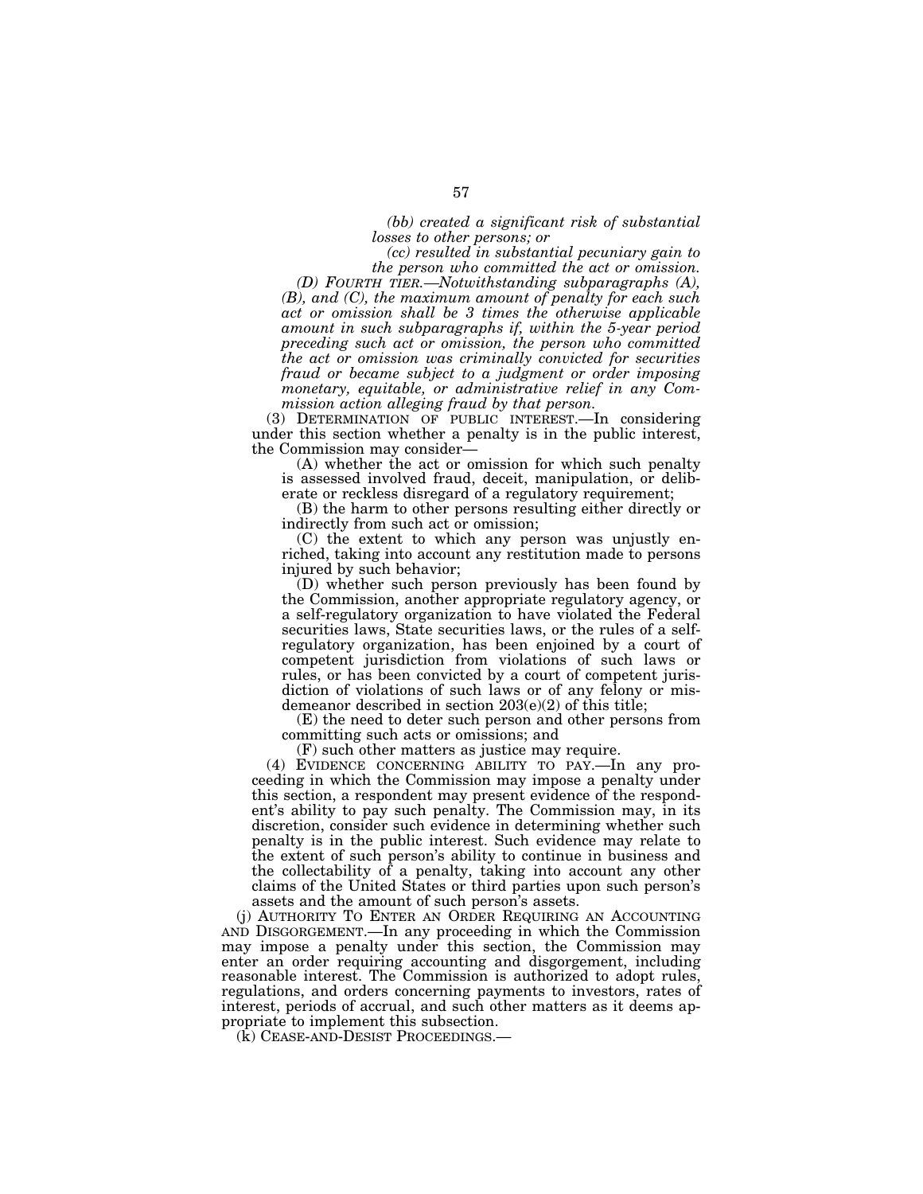*(bb) created a significant risk of substantial losses to other persons; or*

*(cc) resulted in substantial pecuniary gain to the person who committed the act or omission.*

*(D) FOURTH TIER.—Notwithstanding subparagraphs (A), (B), and (C), the maximum amount of penalty for each such act or omission shall be 3 times the otherwise applicable amount in such subparagraphs if, within the 5-year period preceding such act or omission, the person who committed the act or omission was criminally convicted for securities fraud or became subject to a judgment or order imposing monetary, equitable, or administrative relief in any Commission action alleging fraud by that person.*

(3) DETERMINATION OF PUBLIC INTEREST.—In considering under this section whether a penalty is in the public interest, the Commission may consider—

(A) whether the act or omission for which such penalty is assessed involved fraud, deceit, manipulation, or deliberate or reckless disregard of a regulatory requirement;

(B) the harm to other persons resulting either directly or indirectly from such act or omission;

(C) the extent to which any person was unjustly enriched, taking into account any restitution made to persons injured by such behavior;

(D) whether such person previously has been found by the Commission, another appropriate regulatory agency, or a self-regulatory organization to have violated the Federal securities laws, State securities laws, or the rules of a self-regulatory organization, has been enjoined by a court of competent jurisdiction from violations of such laws or rules, or has been convicted by a court of competent jurisdiction of violations of such laws or of any felony or misdemeanor described in section 203(e)(2) of this title;

(E) the need to deter such person and other persons from committing such acts or omissions; and

(F) such other matters as justice may require.

(4) EVIDENCE CONCERNING ABILITY TO PAY.—In any proceeding in which the Commission may impose a penalty under this section, a respondent may present evidence of the respondent's ability to pay such penalty. The Commission may, in its discretion, consider such evidence in determining whether such penalty is in the public interest. Such evidence may relate to the extent of such person's ability to continue in business and the collectability of a penalty, taking into account any other claims of the United States or third parties upon such person's assets and the amount of such person's assets.

(j) AUTHORITY TO ENTER AN ORDER REQUIRING AN ACCOUNTING AND DISGORGEMENT.—In any proceeding in which the Commission may impose a penalty under this section, the Commission may enter an order requiring accounting and disgorgement, including reasonable interest. The Commission is authorized to adopt rules, regulations, and orders concerning payments to investors, rates of interest, periods of accrual, and such other matters as it deems appropriate to implement this subsection.

(k) CEASE-AND-DESIST PROCEEDINGS.—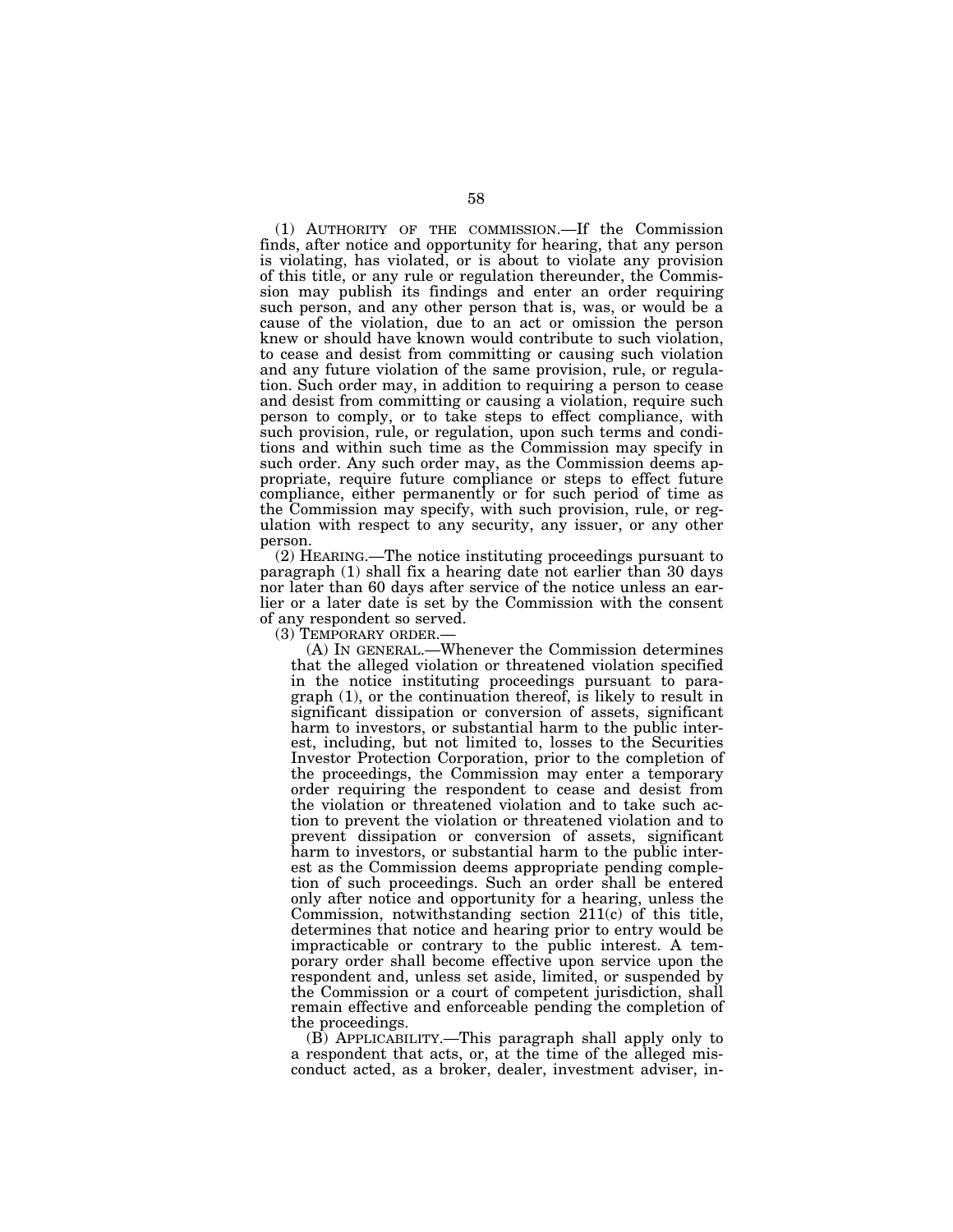(1) AUTHORITY OF THE COMMISSION.—If the Commission finds, after notice and opportunity for hearing, that any person is violating, has violated, or is about to violate any provision of this title, or any rule or regulation thereunder, the Commission may publish its findings and enter an order requiring such person, and any other person that is, was, or would be a cause of the violation, due to an act or omission the person knew or should have known would contribute to such violation, to cease and desist from committing or causing such violation and any future violation of the same provision, rule, or regulation. Such order may, in addition to requiring a person to cease and desist from committing or causing a violation, require such person to comply, or to take steps to effect compliance, with such provision, rule, or regulation, upon such terms and conditions and within such time as the Commission may specify in such order. Any such order may, as the Commission deems appropriate, require future compliance or steps to effect future compliance, either permanently or for such period of time as the Commission may specify, with such provision, rule, or regulation with respect to any security, any issuer, or any other person.

(2) HEARING.—The notice instituting proceedings pursuant to paragraph (1) shall fix a hearing date not earlier than 30 days nor later than 60 days after service of the notice unless an earlier or a later date is set by the Commission with the consent of any respondent so served.

(3) TEMPORARY ORDER.—

(A) IN GENERAL.—Whenever the Commission determines that the alleged violation or threatened violation specified in the notice instituting proceedings pursuant to paragraph (1), or the continuation thereof, is likely to result in significant dissipation or conversion of assets, significant harm to investors, or substantial harm to the public interest, including, but not limited to, losses to the Securities Investor Protection Corporation, prior to the completion of the proceedings, the Commission may enter a temporary order requiring the respondent to cease and desist from the violation or threatened violation and to take such action to prevent the violation or threatened violation and to prevent dissipation or conversion of assets, significant harm to investors, or substantial harm to the public interest as the Commission deems appropriate pending completion of such proceedings. Such an order shall be entered only after notice and opportunity for a hearing, unless the Commission, notwithstanding section 211(c) of this title, determines that notice and hearing prior to entry would be impracticable or contrary to the public interest. A temporary order shall become effective upon service upon the respondent and, unless set aside, limited, or suspended by the Commission or a court of competent jurisdiction, shall remain effective and enforceable pending the completion of the proceedings.

(B) APPLICABILITY.—This paragraph shall apply only to a respondent that acts, or, at the time of the alleged misconduct acted, as a broker, dealer, investment adviser, in-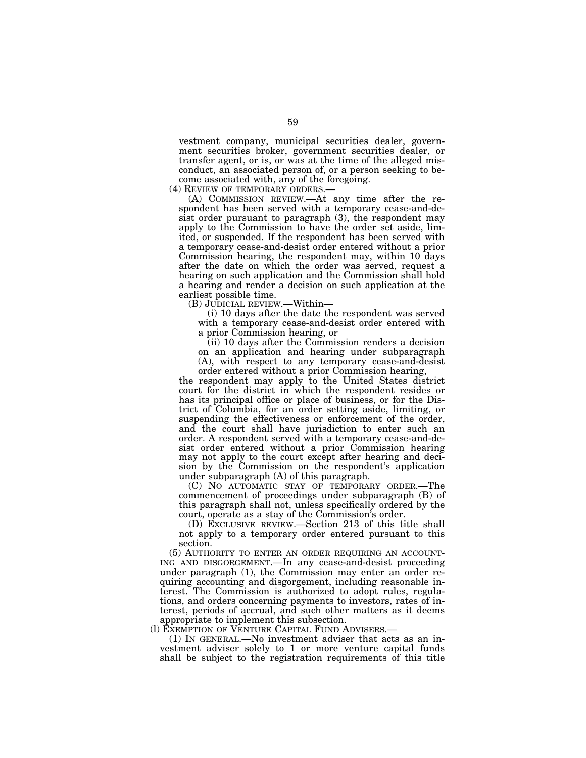vestment company, municipal securities dealer, government securities broker, government securities dealer, or transfer agent, or is, or was at the time of the alleged misconduct, an associated person of, or a person seeking to become associated with, any of the foregoing.

(4) REVIEW OF TEMPORARY ORDERS.—

(A) COMMISSION REVIEW.—At any time after the respondent has been served with a temporary cease-and-desist order pursuant to paragraph (3), the respondent may apply to the Commission to have the order set aside, limited, or suspended. If the respondent has been served with a temporary cease-and-desist order entered without a prior Commission hearing, the respondent may, within 10 days after the date on which the order was served, request a hearing on such application and the Commission shall hold a hearing and render a decision on such application at the earliest possible time.

(B) JUDICIAL REVIEW.—Within—

(i) 10 days after the date the respondent was served with a temporary cease-and-desist order entered with a prior Commission hearing, or

(ii) 10 days after the Commission renders a decision on an application and hearing under subparagraph (A), with respect to any temporary cease-and-desist order entered without a prior Commission hearing,

the respondent may apply to the United States district court for the district in which the respondent resides or has its principal office or place of business, or for the District of Columbia, for an order setting aside, limiting, or suspending the effectiveness or enforcement of the order, and the court shall have jurisdiction to enter such an order. A respondent served with a temporary cease-and-desist order entered without a prior Commission hearing may not apply to the court except after hearing and decision by the Commission on the respondent's application under subparagraph (A) of this paragraph.

(C) NO AUTOMATIC STAY OF TEMPORARY ORDER.—The commencement of proceedings under subparagraph (B) of this paragraph shall not, unless specifically ordered by the court, operate as a stay of the Commission's order.

(D) EXCLUSIVE REVIEW.—Section 213 of this title shall not apply to a temporary order entered pursuant to this section.

(5) AUTHORITY TO ENTER AN ORDER REQUIRING AN ACCOUNTING AND DISGORGEMENT.—In any cease-and-desist proceeding under paragraph (1), the Commission may enter an order requiring accounting and disgorgement, including reasonable interest. The Commission is authorized to adopt rules, regulations, and orders concerning payments to investors, rates of interest, periods of accrual, and such other matters as it deems appropriate to implement this subsection.

(l) EXEMPTION OF VENTURE CAPITAL FUND ADVISERS.—

(1) IN GENERAL.—No investment adviser that acts as an investment adviser solely to 1 or more venture capital funds shall be subject to the registration requirements of this title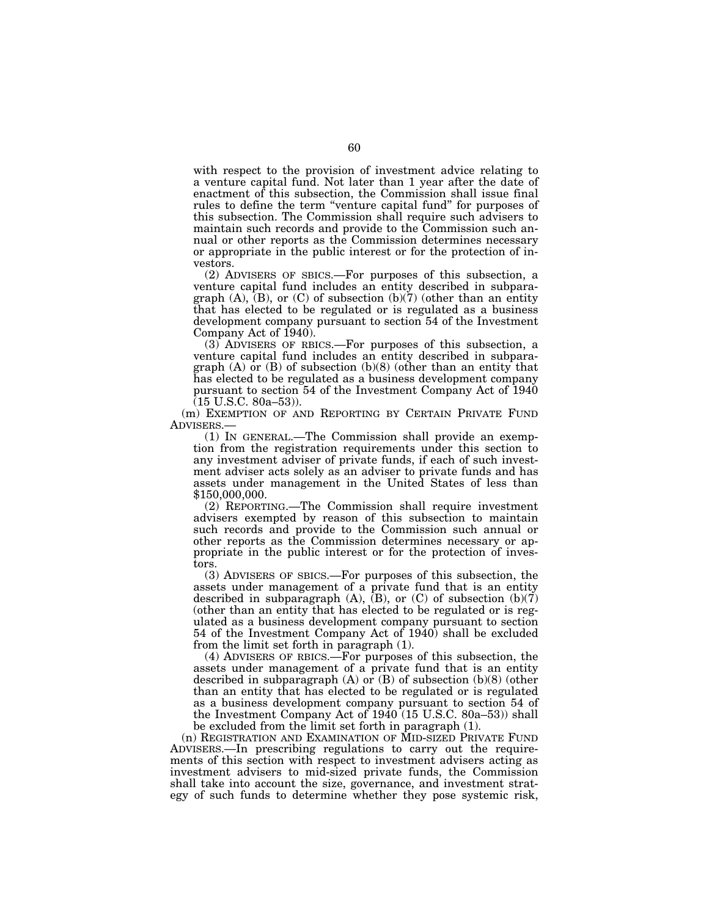with respect to the provision of investment advice relating to a venture capital fund. Not later than 1 year after the date of enactment of this subsection, the Commission shall issue final rules to define the term "venture capital fund" for purposes of this subsection. The Commission shall require such advisers to maintain such records and provide to the Commission such annual or other reports as the Commission determines necessary or appropriate in the public interest or for the protection of investors.

(2) ADVISERS OF SBICS.—For purposes of this subsection, a venture capital fund includes an entity described in subparagraph (A), (B), or (C) of subsection (b)(7) (other than an entity that has elected to be regulated or is regulated as a business development company pursuant to section 54 of the Investment Company Act of 1940).

(3) ADVISERS OF RBICS.—For purposes of this subsection, a venture capital fund includes an entity described in subparagraph (A) or (B) of subsection (b)(8) (other than an entity that has elected to be regulated as a business development company pursuant to section 54 of the Investment Company Act of 1940 (15 U.S.C. 80a–53)).

(m) EXEMPTION OF AND REPORTING BY CERTAIN PRIVATE FUND ADVISERS.—

(1) IN GENERAL.—The Commission shall provide an exemption from the registration requirements under this section to any investment adviser of private funds, if each of such investment adviser acts solely as an adviser to private funds and has assets under management in the United States of less than $150,000,000.

(2) REPORTING.—The Commission shall require investment advisers exempted by reason of this subsection to maintain such records and provide to the Commission such annual or other reports as the Commission determines necessary or appropriate in the public interest or for the protection of investors.

(3) ADVISERS OF SBICS.—For purposes of this subsection, the assets under management of a private fund that is an entity described in subparagraph (A), (B), or (C) of subsection (b)(7) (other than an entity that has elected to be regulated or is regulated as a business development company pursuant to section 54 of the Investment Company Act of 1940) shall be excluded from the limit set forth in paragraph (1).

(4) ADVISERS OF RBICS.—For purposes of this subsection, the assets under management of a private fund that is an entity described in subparagraph (A) or (B) of subsection (b)(8) (other than an entity that has elected to be regulated or is regulated as a business development company pursuant to section 54 of the Investment Company Act of 1940 (15 U.S.C. 80a–53)) shall be excluded from the limit set forth in paragraph (1).

(n) REGISTRATION AND EXAMINATION OF MID-SIZED PRIVATE FUND ADVISERS.—In prescribing regulations to carry out the requirements of this section with respect to investment advisers acting as investment advisers to mid-sized private funds, the Commission shall take into account the size, governance, and investment strategy of such funds to determine whether they pose systemic risk,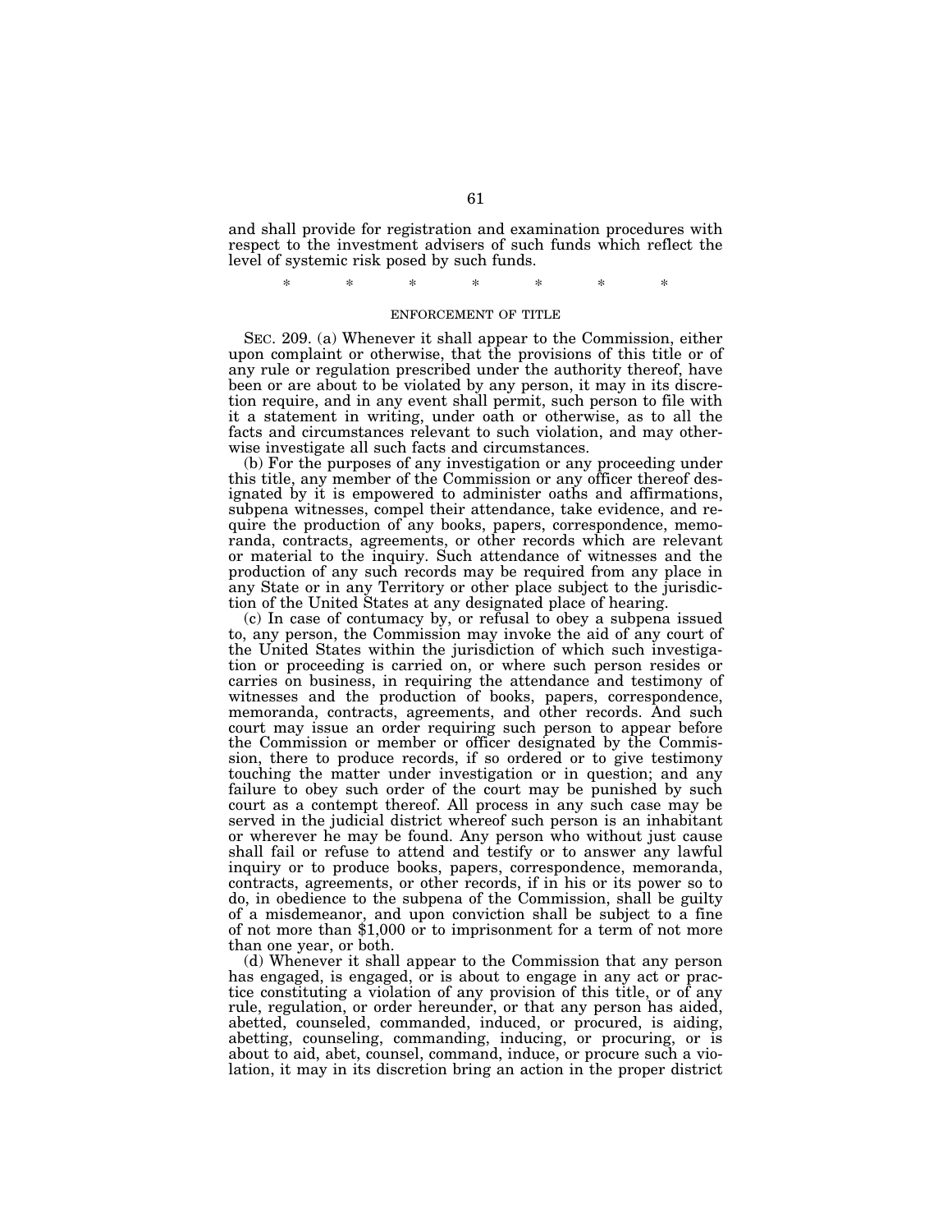and shall provide for registration and examination procedures with respect to the investment advisers of such funds which reflect the level of systemic risk posed by such funds.

\* \* \* \* \* \* \*

ENFORCEMENT OF TITLE

SEC. 209. (a) Whenever it shall appear to the Commission, either upon complaint or otherwise, that the provisions of this title or of any rule or regulation prescribed under the authority thereof, have been or are about to be violated by any person, it may in its discretion require, and in any event shall permit, such person to file with it a statement in writing, under oath or otherwise, as to all the facts and circumstances relevant to such violation, and may otherwise investigate all such facts and circumstances.

(b) For the purposes of any investigation or any proceeding under this title, any member of the Commission or any officer thereof designated by it is empowered to administer oaths and affirmations, subpena witnesses, compel their attendance, take evidence, and require the production of any books, papers, correspondence, memoranda, contracts, agreements, or other records which are relevant or material to the inquiry. Such attendance of witnesses and the production of any such records may be required from any place in any State or in any Territory or other place subject to the jurisdiction of the United States at any designated place of hearing.

(c) In case of contumacy by, or refusal to obey a subpena issued to, any person, the Commission may invoke the aid of any court of the United States within the jurisdiction of which such investigation or proceeding is carried on, or where such person resides or carries on business, in requiring the attendance and testimony of witnesses and the production of books, papers, correspondence, memoranda, contracts, agreements, and other records. And such court may issue an order requiring such person to appear before the Commission or member or officer designated by the Commission, there to produce records, if so ordered or to give testimony touching the matter under investigation or in question; and any failure to obey such order of the court may be punished by such court as a contempt thereof. All process in any such case may be served in the judicial district whereof such person is an inhabitant or wherever he may be found. Any person who without just cause shall fail or refuse to attend and testify or to answer any lawful inquiry or to produce books, papers, correspondence, memoranda, contracts, agreements, or other records, if in his or its power so to do, in obedience to the subpena of the Commission, shall be guilty of a misdemeanor, and upon conviction shall be subject to a fine of not more than $1,000 or to imprisonment for a term of not more than one year, or both.

(d) Whenever it shall appear to the Commission that any person has engaged, is engaged, or is about to engage in any act or practice constituting a violation of any provision of this title, or of any rule, regulation, or order hereunder, or that any person has aided, abetted, counseled, commanded, induced, or procured, is aiding, abetting, counseling, commanding, inducing, or procuring, or is about to aid, abet, counsel, command, induce, or procure such a violation, it may in its discretion bring an action in the proper district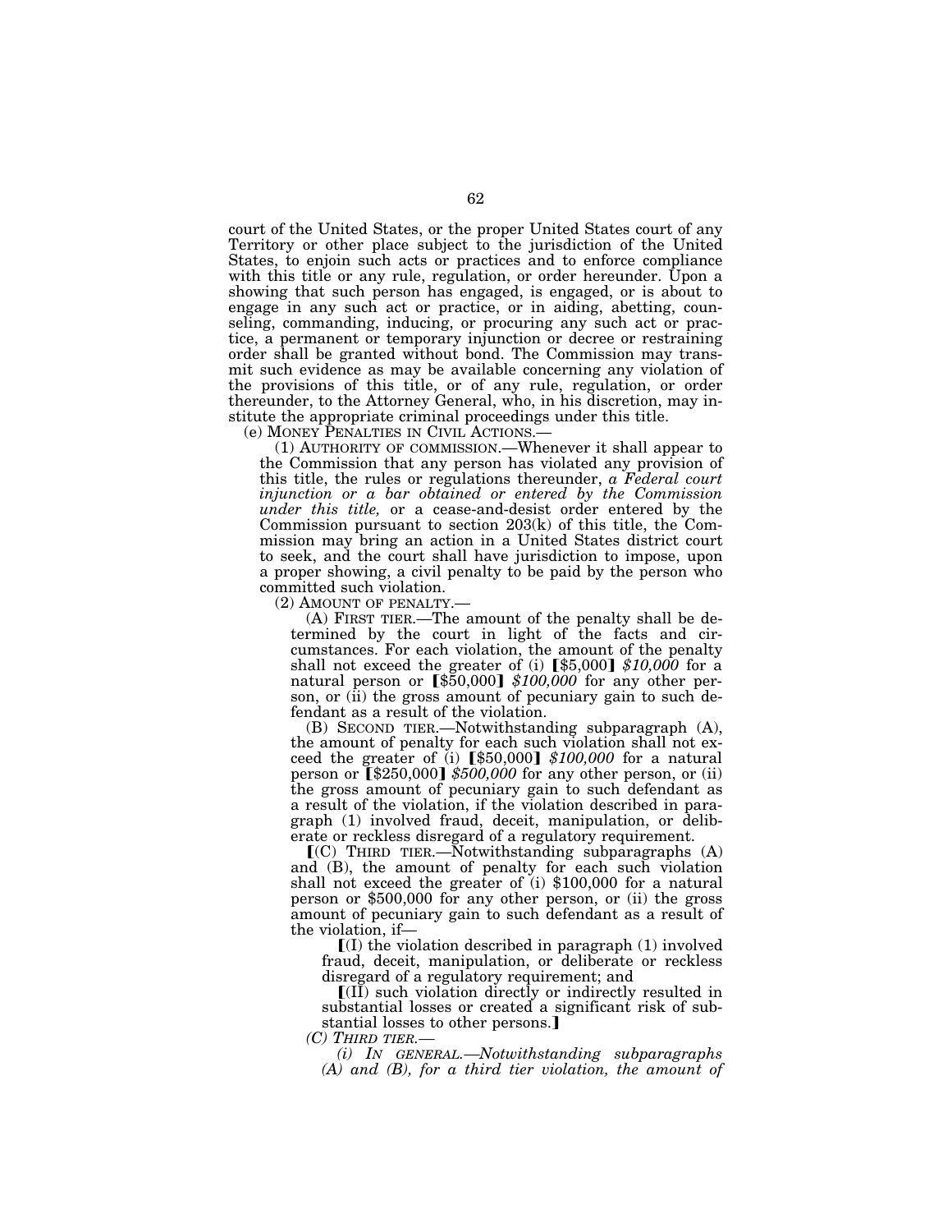court of the United States, or the proper United States court of any Territory or other place subject to the jurisdiction of the United States, to enjoin such acts or practices and to enforce compliance with this title or any rule, regulation, or order hereunder. Upon a showing that such person has engaged, is engaged, or is about to engage in any such act or practice, or in aiding, abetting, counseling, commanding, inducing, or procuring any such act or practice, a permanent or temporary injunction or decree or restraining order shall be granted without bond. The Commission may transmit such evidence as may be available concerning any violation of the provisions of this title, or of any rule, regulation, or order thereunder, to the Attorney General, who, in his discretion, may institute the appropriate criminal proceedings under this title.

(e) MONEY PENALTIES IN CIVIL ACTIONS.—

(1) AUTHORITY OF COMMISSION.—Whenever it shall appear to the Commission that any person has violated any provision of this title, the rules or regulations thereunder, *a Federal court injunction or a bar obtained or entered by the Commission under this title,* or a cease-and-desist order entered by the Commission pursuant to section 203(k) of this title, the Commission may bring an action in a United States district court to seek, and the court shall have jurisdiction to impose, upon a proper showing, a civil penalty to be paid by the person who committed such violation.

(2) AMOUNT OF PENALTY.—

(A) FIRST TIER.—The amount of the penalty shall be determined by the court in light of the facts and circumstances. For each violation, the amount of the penalty shall not exceed the greater of (i) [$5,000] *$10,000* for a natural person or [$50,000] *$100,000* for any other person, or (ii) the gross amount of pecuniary gain to such defendant as a result of the violation.

(B) SECOND TIER.—Notwithstanding subparagraph (A), the amount of penalty for each such violation shall not exceed the greater of (i) [$50,000] *$100,000* for a natural person or [$250,000] *$500,000* for any other person, or (ii) the gross amount of pecuniary gain to such defendant as a result of the violation, if the violation described in paragraph (1) involved fraud, deceit, manipulation, or deliberate or reckless disregard of a regulatory requirement.

[(C) THIRD TIER.—Notwithstanding subparagraphs (A) and (B), the amount of penalty for each such violation shall not exceed the greater of (i) $100,000 for a natural person or $500,000 for any other person, or (ii) the gross amount of pecuniary gain to such defendant as a result of the violation, if—

[(I) the violation described in paragraph (1) involved fraud, deceit, manipulation, or deliberate or reckless disregard of a regulatory requirement; and

[(II) such violation directly or indirectly resulted in substantial losses or created a significant risk of substantial losses to other persons.]

*(C) THIRD TIER.—*

*(i) IN GENERAL.—Notwithstanding subparagraphs (A) and (B), for a third tier violation, the amount of*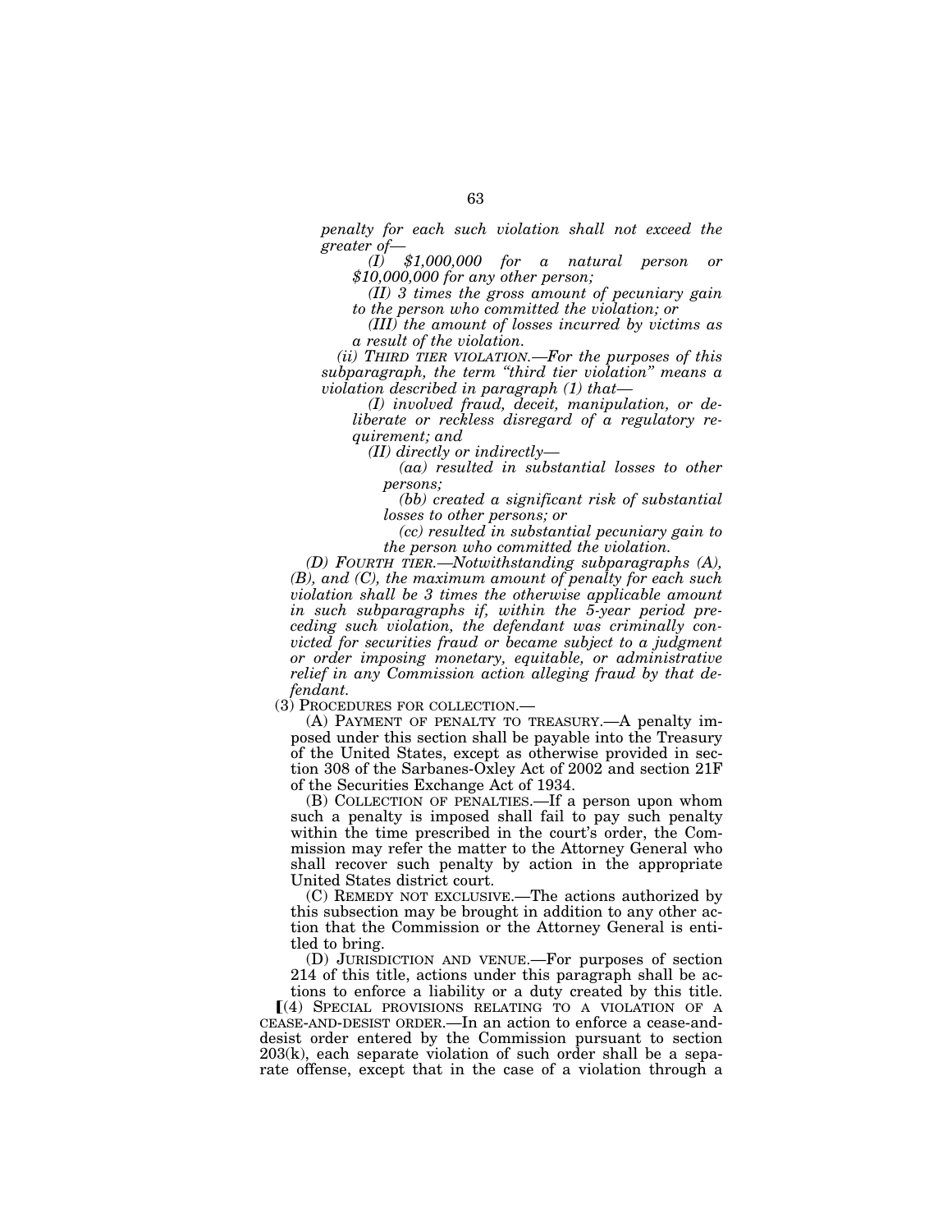*penalty for each such violation shall not exceed the greater of—*

*(I) $1,000,000 for a natural person or $10,000,000 for any other person;*

*(II) 3 times the gross amount of pecuniary gain to the person who committed the violation; or*

*(III) the amount of losses incurred by victims as a result of the violation.*

*(ii) THIRD TIER VIOLATION.—For the purposes of this subparagraph, the term "third tier violation" means a violation described in paragraph (1) that—*

*(I) involved fraud, deceit, manipulation, or deliberate or reckless disregard of a regulatory requirement; and*

*(II) directly or indirectly—*

*(aa) resulted in substantial losses to other persons;*

*(bb) created a significant risk of substantial losses to other persons; or*

*(cc) resulted in substantial pecuniary gain to the person who committed the violation.*

*(D) FOURTH TIER.—Notwithstanding subparagraphs (A), (B), and (C), the maximum amount of penalty for each such violation shall be 3 times the otherwise applicable amount in such subparagraphs if, within the 5-year period preceding such violation, the defendant was criminally convicted for securities fraud or became subject to a judgment or order imposing monetary, equitable, or administrative relief in any Commission action alleging fraud by that defendant.*

(3) PROCEDURES FOR COLLECTION.—

(A) PAYMENT OF PENALTY TO TREASURY.—A penalty imposed under this section shall be payable into the Treasury of the United States, except as otherwise provided in section 308 of the Sarbanes-Oxley Act of 2002 and section 21F of the Securities Exchange Act of 1934.

(B) COLLECTION OF PENALTIES.—If a person upon whom such a penalty is imposed shall fail to pay such penalty within the time prescribed in the court's order, the Commission may refer the matter to the Attorney General who shall recover such penalty by action in the appropriate United States district court.

(C) REMEDY NOT EXCLUSIVE.—The actions authorized by this subsection may be brought in addition to any other action that the Commission or the Attorney General is entitled to bring.

(D) JURISDICTION AND VENUE.—For purposes of section 214 of this title, actions under this paragraph shall be actions to enforce a liability or a duty created by this title.

[(4) SPECIAL PROVISIONS RELATING TO A VIOLATION OF A CEASE-AND-DESIST ORDER.—In an action to enforce a cease-and-desist order entered by the Commission pursuant to section 203(k), each separate violation of such order shall be a separate offense, except that in the case of a violation through a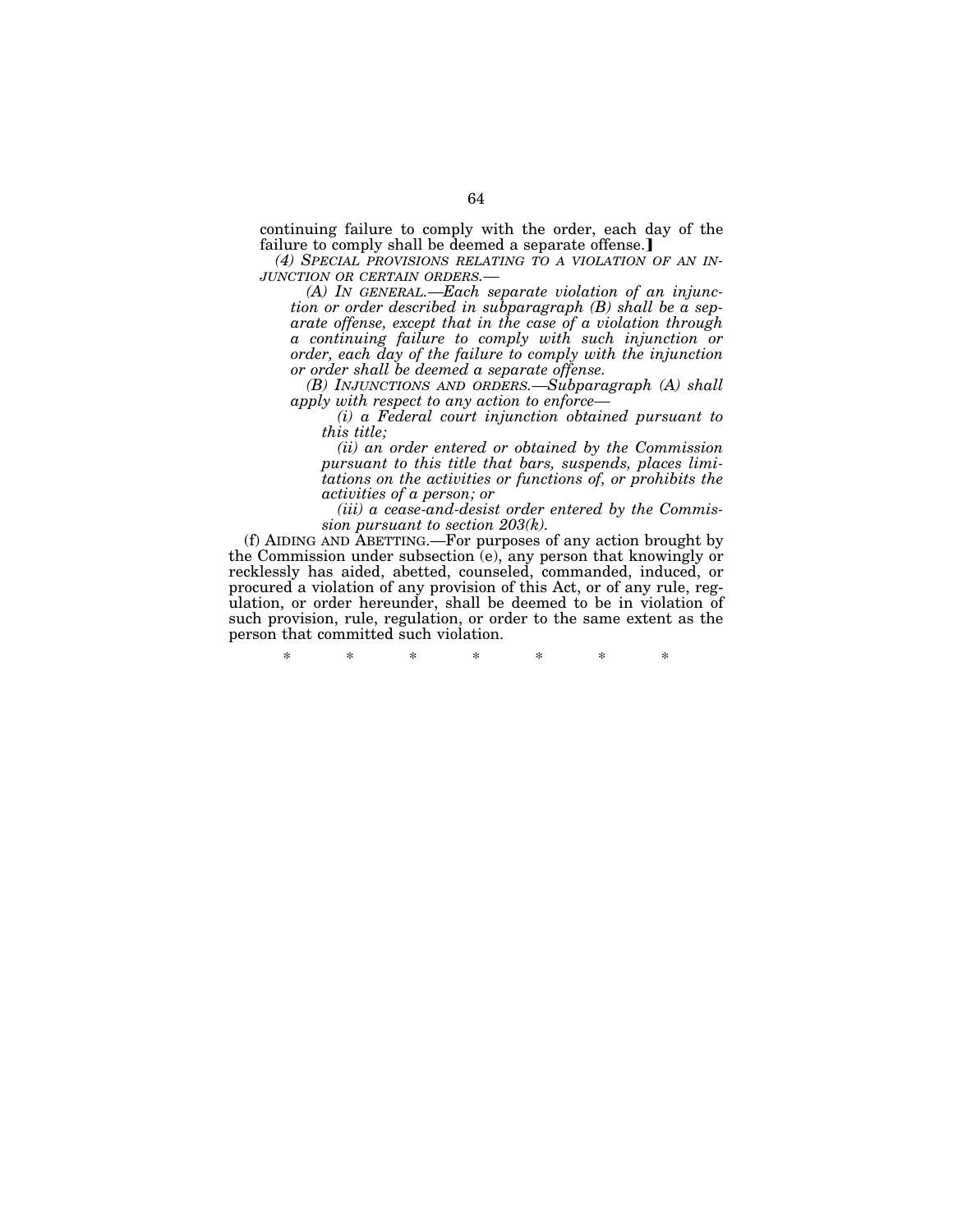continuing failure to comply with the order, each day of the failure to comply shall be deemed a separate offense.]

*(4) SPECIAL PROVISIONS RELATING TO A VIOLATION OF AN INJUNCTION OR CERTAIN ORDERS.—*

*(A) IN GENERAL.—Each separate violation of an injunction or order described in subparagraph (B) shall be a separate offense, except that in the case of a violation through a continuing failure to comply with such injunction or order, each day of the failure to comply with the injunction or order shall be deemed a separate offense.*

*(B) INJUNCTIONS AND ORDERS.—Subparagraph (A) shall apply with respect to any action to enforce—*

*(i) a Federal court injunction obtained pursuant to this title;*

*(ii) an order entered or obtained by the Commission pursuant to this title that bars, suspends, places limitations on the activities or functions of, or prohibits the activities of a person; or*

*(iii) a cease-and-desist order entered by the Commission pursuant to section 203(k).*

(f) AIDING AND ABETTING.—For purposes of any action brought by the Commission under subsection (e), any person that knowingly or recklessly has aided, abetted, counseled, commanded, induced, or procured a violation of any provision of this Act, or of any rule, regulation, or order hereunder, shall be deemed to be in violation of such provision, rule, regulation, or order to the same extent as the person that committed such violation.

\* \* \* \* \* \* \*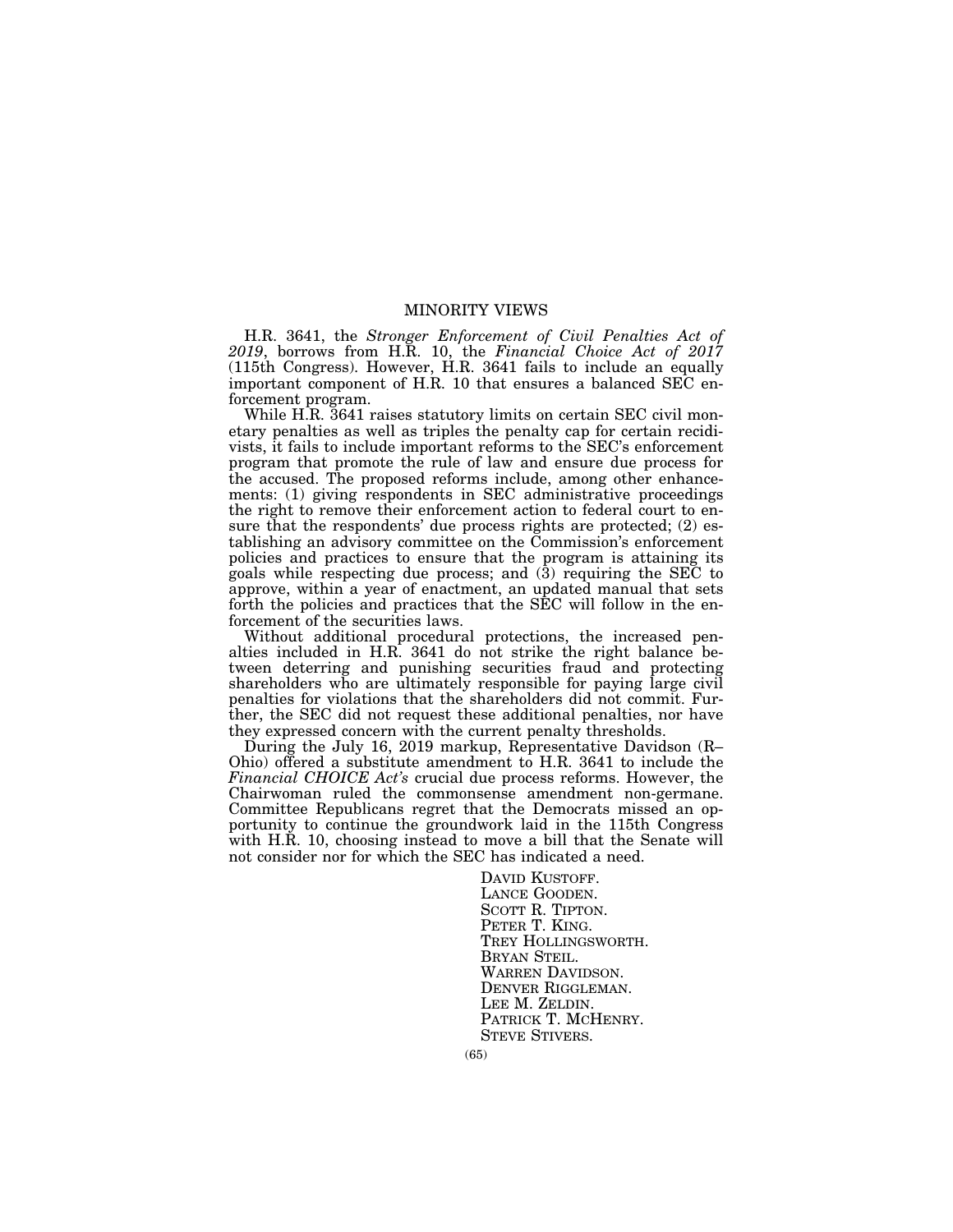## MINORITY VIEWS

H.R. 3641, the *Stronger Enforcement of Civil Penalties Act of 2019*, borrows from H.R. 10, the *Financial Choice Act of 2017* (115th Congress). However, H.R. 3641 fails to include an equally important component of H.R. 10 that ensures a balanced SEC enforcement program.

While H.R. 3641 raises statutory limits on certain SEC civil monetary penalties as well as triples the penalty cap for certain recidivists, it fails to include important reforms to the SEC's enforcement program that promote the rule of law and ensure due process for the accused. The proposed reforms include, among other enhancements: (1) giving respondents in SEC administrative proceedings the right to remove their enforcement action to federal court to ensure that the respondents' due process rights are protected; (2) establishing an advisory committee on the Commission's enforcement policies and practices to ensure that the program is attaining its goals while respecting due process; and (3) requiring the SEC to approve, within a year of enactment, an updated manual that sets forth the policies and practices that the SEC will follow in the enforcement of the securities laws.

Without additional procedural protections, the increased penalties included in H.R. 3641 do not strike the right balance between deterring and punishing securities fraud and protecting shareholders who are ultimately responsible for paying large civil penalties for violations that the shareholders did not commit. Further, the SEC did not request these additional penalties, nor have they expressed concern with the current penalty thresholds.

During the July 16, 2019 markup, Representative Davidson (R–Ohio) offered a substitute amendment to H.R. 3641 to include the *Financial CHOICE Act's* crucial due process reforms. However, the Chairwoman ruled the commonsense amendment non-germane. Committee Republicans regret that the Democrats missed an opportunity to continue the groundwork laid in the 115th Congress with H.R. 10, choosing instead to move a bill that the Senate will not consider nor for which the SEC has indicated a need.

DAVID KUSTOFF.
LANCE GOODEN.
SCOTT R. TIPTON.
PETER T. KING.
TREY HOLLINGSWORTH.
BRYAN STEIL.
WARREN DAVIDSON.
DENVER RIGGLEMAN.
LEE M. ZELDIN.
PATRICK T. MCHENRY.
STEVE STIVERS.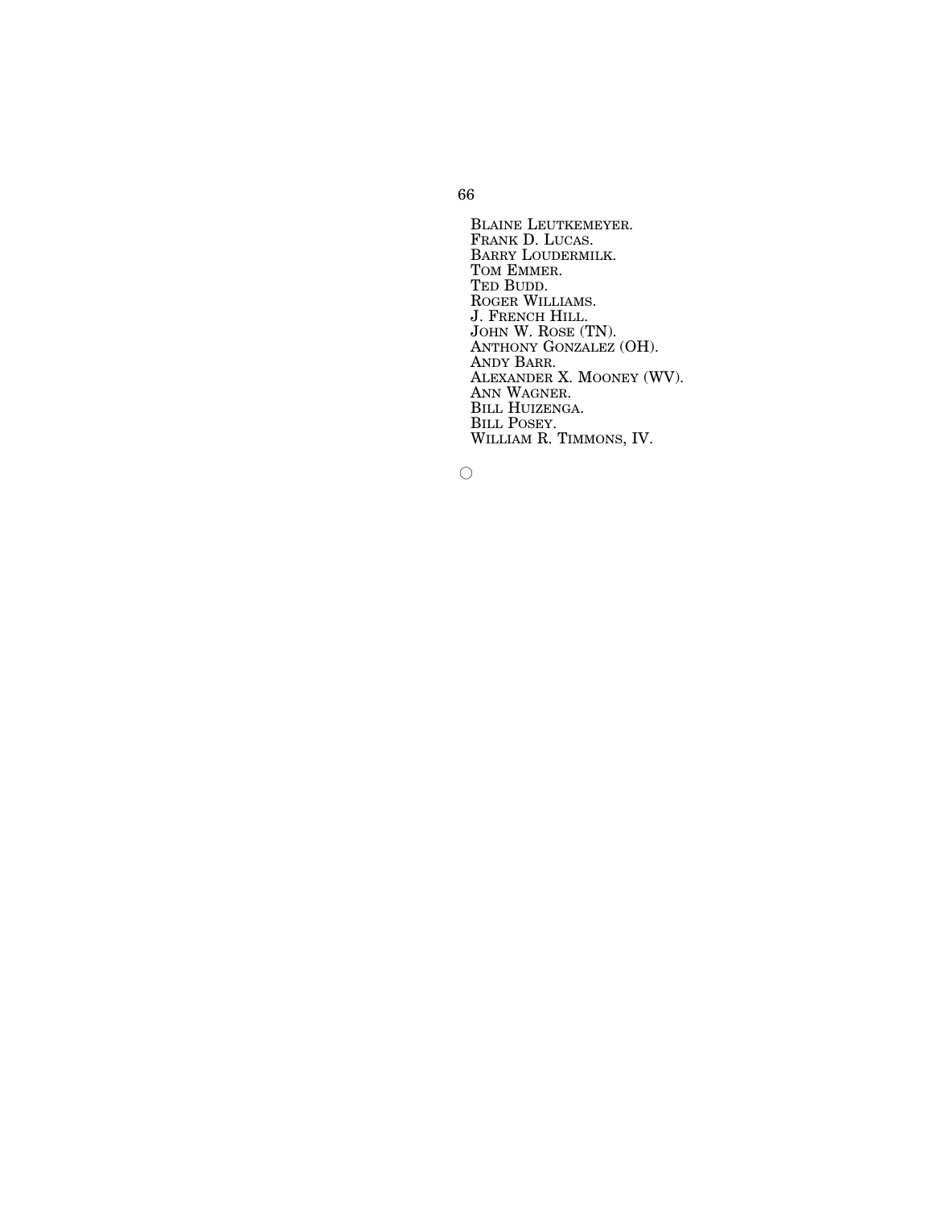BLAINE LEUTKEMEYER.
FRANK D. LUCAS.
BARRY LOUDERMILK.
TOM EMMER.
TED BUDD.
ROGER WILLIAMS.
J. FRENCH HILL.
JOHN W. ROSE (TN).
ANTHONY GONZALEZ (OH).
ANDY BARR.
ALEXANDER X. MOONEY (WV).
ANN WAGNER.
BILL HUIZENGA.
BILL POSEY.
WILLIAM R. TIMMONS, IV.